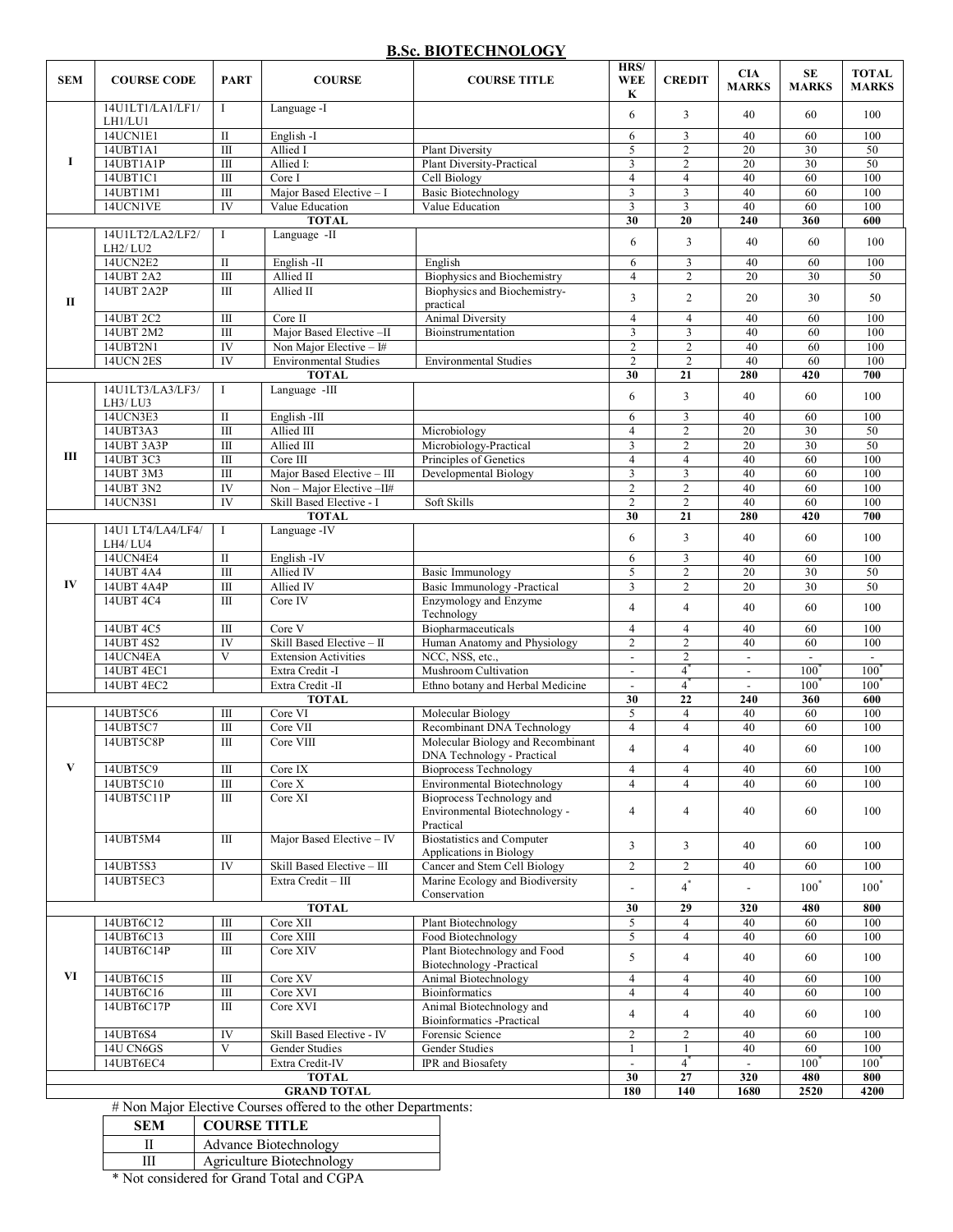## B.Sc. BIOTECHNOLOGY

| SEM | COURSE CODE | PART | COURSE | COURSE TITLE | HRS/ WEEK | CREDIT | CIA MARKS | SE MARKS | TOTAL MARKS |
|---|---|---|---|---|---|---|---|---|---|
| I | 14U1LT1/LA1/LF1/ LH1/LU1 | I | Language -I | | 6 | 3 | 40 | 60 | 100 |
| | 14UCN1E1 | II | English -I | | 6 | 3 | 40 | 60 | 100 |
| | 14UBT1A1 | III | Allied I | Plant Diversity | 5 | 2 | 20 | 30 | 50 |
| | 14UBT1A1P | III | Allied I: | Plant Diversity-Practical | 3 | 2 | 20 | 30 | 50 |
| | 14UBT1C1 | III | Core I | Cell Biology | 4 | 4 | 40 | 60 | 100 |
| | 14UBT1M1 | III | Major Based Elective – I | Basic Biotechnology | 3 | 3 | 40 | 60 | 100 |
| | 14UCN1VE | IV | Value Education | Value Education | 3 | 3 | 40 | 60 | 100 |
| | | | **TOTAL** | | **30** | **20** | **240** | **360** | **600** |
| II | 14U1LT2/LA2/LF2/ LH2/ LU2 | I | Language -II | | 6 | 3 | 40 | 60 | 100 |
| | 14UCN2E2 | II | English -II | English | 6 | 3 | 40 | 60 | 100 |
| | 14UBT 2A2 | III | Allied II | Biophysics and Biochemistry | 4 | 2 | 20 | 30 | 50 |
| | 14UBT 2A2P | III | Allied II | Biophysics and Biochemistry-practical | 3 | 2 | 20 | 30 | 50 |
| | 14UBT 2C2 | III | Core II | Animal Diversity | 4 | 4 | 40 | 60 | 100 |
| | 14UBT 2M2 | III | Major Based Elective –II | Bioinstrumentation | 3 | 3 | 40 | 60 | 100 |
| | 14UBT2N1 | IV | Non Major Elective – I# | | 2 | 2 | 40 | 60 | 100 |
| | 14UCN 2ES | IV | Environmental Studies | Environmental Studies | 2 | 2 | 40 | 60 | 100 |
| | | | **TOTAL** | | **30** | **21** | **280** | **420** | **700** |
| III | 14U1LT3/LA3/LF3/ LH3/ LU3 | I | Language -III | | 6 | 3 | 40 | 60 | 100 |
| | 14UCN3E3 | II | English -III | | 6 | 3 | 40 | 60 | 100 |
| | 14UBT3A3 | III | Allied III | Microbiology | 4 | 2 | 20 | 30 | 50 |
| | 14UBT 3A3P | III | Allied III | Microbiology-Practical | 3 | 2 | 20 | 30 | 50 |
| | 14UBT 3C3 | III | Core III | Principles of Genetics | 4 | 4 | 40 | 60 | 100 |
| | 14UBT 3M3 | III | Major Based Elective – III | Developmental Biology | 3 | 3 | 40 | 60 | 100 |
| | 14UBT 3N2 | IV | Non – Major Elective –II# | | 2 | 2 | 40 | 60 | 100 |
| | 14UCN3S1 | IV | Skill Based Elective - I | Soft Skills | 2 | 2 | 40 | 60 | 100 |
| | | | **TOTAL** | | **30** | **21** | **280** | **420** | **700** |
| IV | 14U1 LT4/LA4/LF4/ LH4/ LU4 | I | Language -IV | | 6 | 3 | 40 | 60 | 100 |
| | 14UCN4E4 | II | English -IV | | 6 | 3 | 40 | 60 | 100 |
| | 14UBT 4A4 | III | Allied IV | Basic Immunology | 5 | 2 | 20 | 30 | 50 |
| | 14UBT 4A4P | III | Allied IV | Basic Immunology -Practical | 3 | 2 | 20 | 30 | 50 |
| | 14UBT 4C4 | III | Core IV | Enzymology and Enzyme Technology | 4 | 4 | 40 | 60 | 100 |
| | 14UBT 4C5 | III | Core V | Biopharmaceuticals | 4 | 4 | 40 | 60 | 100 |
| | 14UBT 4S2 | IV | Skill Based Elective – II | Human Anatomy and Physiology | 2 | 2 | 40 | 60 | 100 |
| | 14UCN4EA | V | Extension Activities | NCC, NSS, etc., | - | 2 | - | - | - |
| | 14UBT 4EC1 | | Extra Credit -I | Mushroom Cultivation | - | 4* | - | 100* | 100* |
| | 14UBT 4EC2 | | Extra Credit -II | Ethno botany and Herbal Medicine | - | 4* | - | 100* | 100* |
| | | | **TOTAL** | | **30** | **22** | **240** | **360** | **600** |
| V | 14UBT5C6 | III | Core VI | Molecular Biology | 5 | 4 | 40 | 60 | 100 |
| | 14UBT5C7 | III | Core VII | Recombinant DNA Technology | 4 | 4 | 40 | 60 | 100 |
| | 14UBT5C8P | III | Core VIII | Molecular Biology and Recombinant DNA Technology - Practical | 4 | 4 | 40 | 60 | 100 |
| | 14UBT5C9 | III | Core IX | Bioprocess Technology | 4 | 4 | 40 | 60 | 100 |
| | 14UBT5C10 | III | Core X | Environmental Biotechnology | 4 | 4 | 40 | 60 | 100 |
| | 14UBT5C11P | III | Core XI | Bioprocess Technology and Environmental Biotechnology - Practical | 4 | 4 | 40 | 60 | 100 |
| | 14UBT5M4 | III | Major Based Elective – IV | Biostatistics and Computer Applications in Biology | 3 | 3 | 40 | 60 | 100 |
| | 14UBT5S3 | IV | Skill Based Elective – III | Cancer and Stem Cell Biology | 2 | 2 | 40 | 60 | 100 |
| | 14UBT5EC3 | | Extra Credit – III | Marine Ecology and Biodiversity Conservation | - | 4* | - | 100* | 100* |
| | | | **TOTAL** | | **30** | **29** | **320** | **480** | **800** |
| VI | 14UBT6C12 | III | Core XII | Plant Biotechnology | 5 | 4 | 40 | 60 | 100 |
| | 14UBT6C13 | III | Core XIII | Food Biotechnology | 5 | 4 | 40 | 60 | 100 |
| | 14UBT6C14P | III | Core XIV | Plant Biotechnology and Food Biotechnology -Practical | 5 | 4 | 40 | 60 | 100 |
| | 14UBT6C15 | III | Core XV | Animal Biotechnology | 4 | 4 | 40 | 60 | 100 |
| | 14UBT6C16 | III | Core XVI | Bioinformatics | 4 | 4 | 40 | 60 | 100 |
| | 14UBT6C17P | III | Core XVI | Animal Biotechnology and Bioinformatics -Practical | 4 | 4 | 40 | 60 | 100 |
| | 14UBT6S4 | IV | Skill Based Elective - IV | Forensic Science | 2 | 2 | 40 | 60 | 100 |
| | 14U CN6GS | V | Gender Studies | Gender Studies | 1 | 1 | 40 | 60 | 100 |
| | 14UBT6EC4 | | Extra Credit-IV | IPR and Biosafety | - | 4* | - | 100* | 100* |
| | | | **TOTAL** | | **30** | **27** | **320** | **480** | **800** |
| | | | **GRAND TOTAL** | | **180** | **140** | **1680** | **2520** | **4200** |

# Non Major Elective Courses offered to the other Departments:

| SEM | COURSE TITLE |
|---|---|
| II | Advance Biotechnology |
| III | Agriculture Biotechnology |

* Not considered for Grand Total and CGPA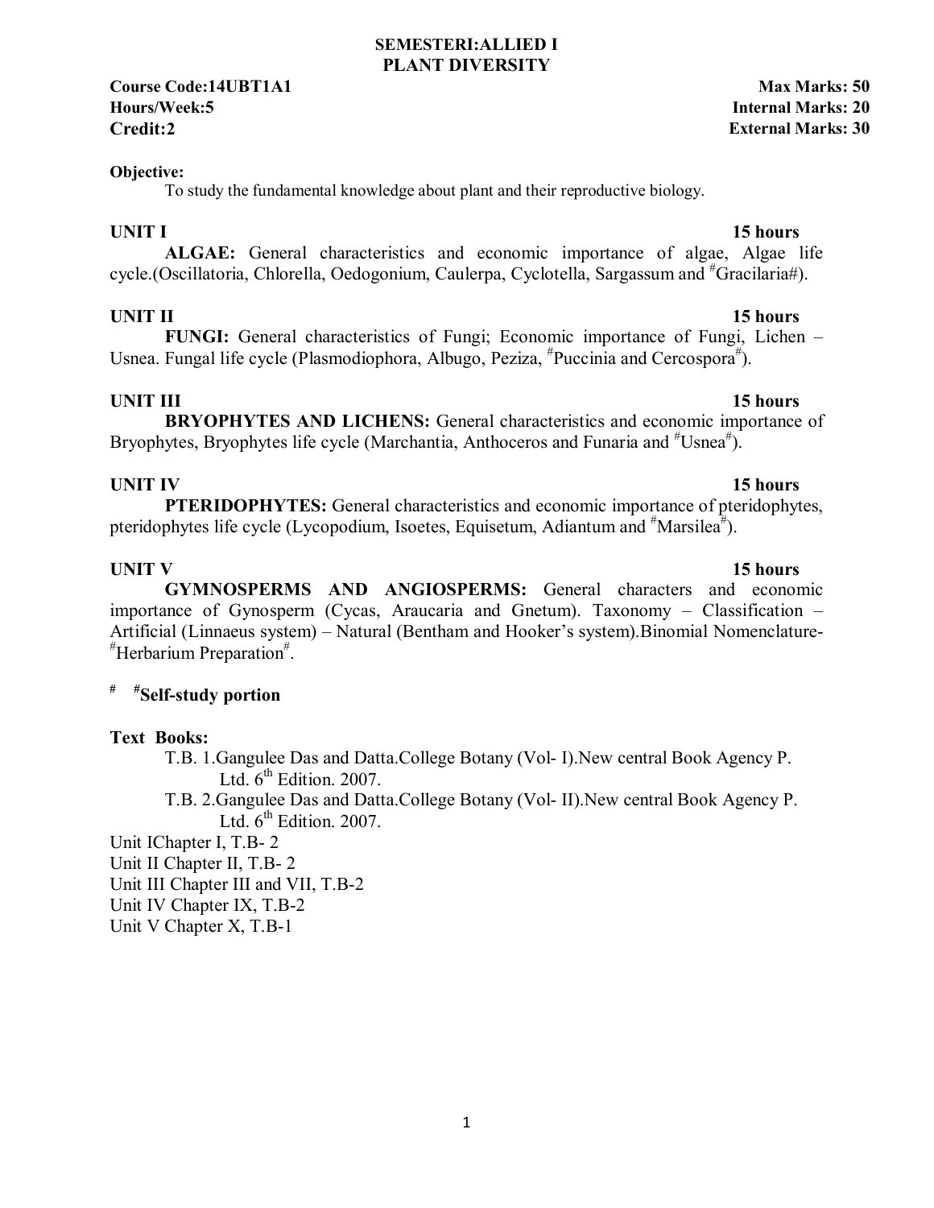# SEMESTERI:ALLIED I
# PLANT DIVERSITY

**Course Code:14UBT1A1** **Max Marks: 50**
**Hours/Week:5** **Internal Marks: 20**
**Credit:2** **External Marks: 30**

**Objective:**

To study the fundamental knowledge about plant and their reproductive biology.

**UNIT I** **15 hours**

**ALGAE:** General characteristics and economic importance of algae, Algae life cycle.(Oscillatoria, Chlorella, Oedogonium, Caulerpa, Cyclotella, Sargassum and #Gracilaria#).

**UNIT II** **15 hours**

**FUNGI:** General characteristics of Fungi; Economic importance of Fungi, Lichen – Usnea. Fungal life cycle (Plasmodiophora, Albugo, Peziza, #Puccinia and Cercospora#).

**UNIT III** **15 hours**

**BRYOPHYTES AND LICHENS:** General characteristics and economic importance of Bryophytes, Bryophytes life cycle (Marchantia, Anthoceros and Funaria and #Usnea#).

**UNIT IV** **15 hours**

**PTERIDOPHYTES:** General characteristics and economic importance of pteridophytes, pteridophytes life cycle (Lycopodium, Isoetes, Equisetum, Adiantum and #Marsilea#).

**UNIT V** **15 hours**

**GYMNOSPERMS AND ANGIOSPERMS:** General characters and economic importance of Gynosperm (Cycas, Araucaria and Gnetum). Taxonomy – Classification – Artificial (Linnaeus system) – Natural (Bentham and Hooker's system).Binomial Nomenclature- #Herbarium Preparation#.

**# #Self-study portion**

**Text Books:**

T.B. 1.Gangulee Das and Datta.College Botany (Vol- I).New central Book Agency P. Ltd. 6th Edition. 2007.

T.B. 2.Gangulee Das and Datta.College Botany (Vol- II).New central Book Agency P. Ltd. 6th Edition. 2007.

Unit IChapter I, T.B- 2
Unit II Chapter II, T.B- 2
Unit III Chapter III and VII, T.B-2
Unit IV Chapter IX, T.B-2
Unit V Chapter X, T.B-1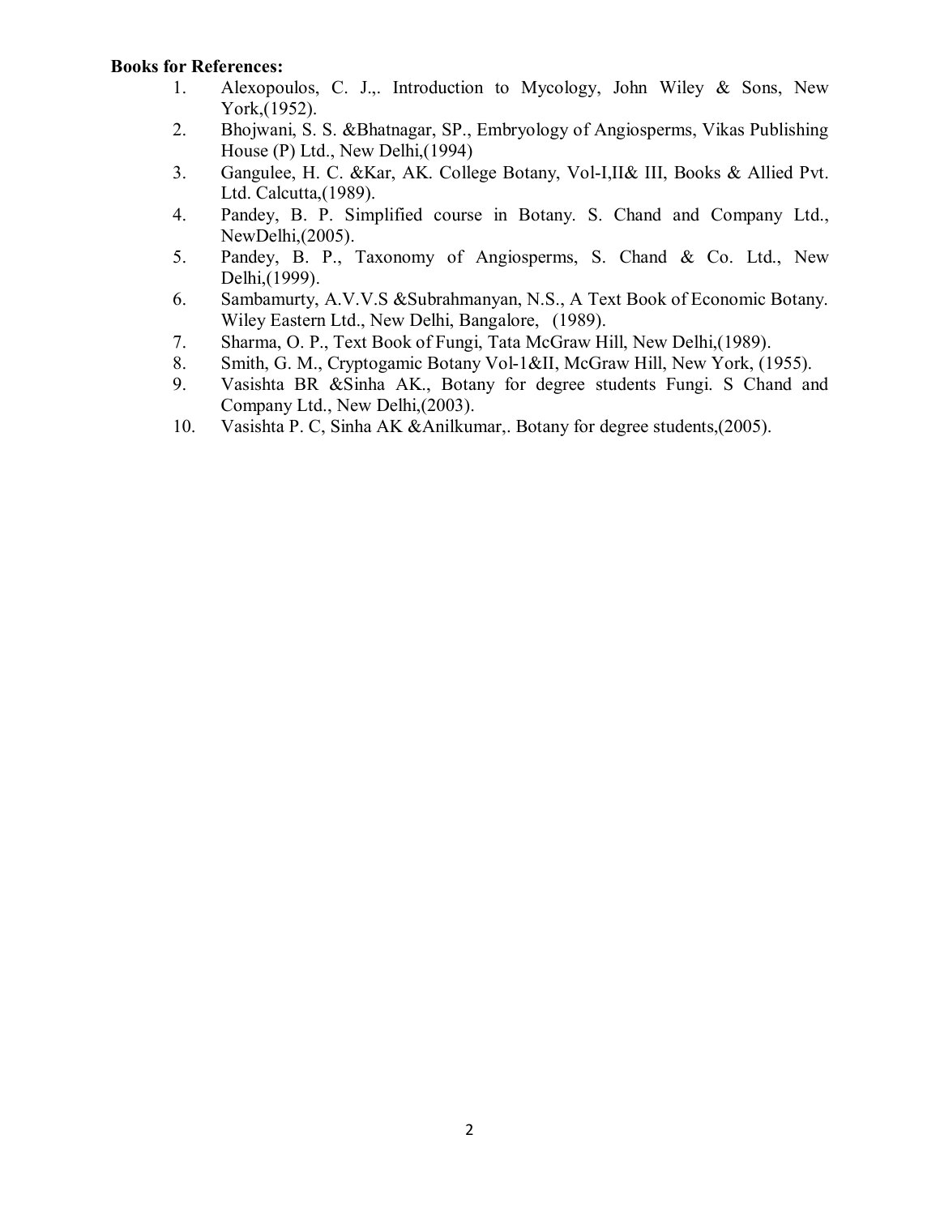**Books for References:**

1. Alexopoulos, C. J.,. Introduction to Mycology, John Wiley & Sons, New York,(1952).
2. Bhojwani, S. S. &Bhatnagar, SP., Embryology of Angiosperms, Vikas Publishing House (P) Ltd., New Delhi,(1994)
3. Gangulee, H. C. &Kar, AK. College Botany, Vol-I,II& III, Books & Allied Pvt. Ltd. Calcutta,(1989).
4. Pandey, B. P. Simplified course in Botany. S. Chand and Company Ltd., NewDelhi,(2005).
5. Pandey, B. P., Taxonomy of Angiosperms, S. Chand & Co. Ltd., New Delhi,(1999).
6. Sambamurty, A.V.V.S &Subrahmanyan, N.S., A Text Book of Economic Botany. Wiley Eastern Ltd., New Delhi, Bangalore, (1989).
7. Sharma, O. P., Text Book of Fungi, Tata McGraw Hill, New Delhi,(1989).
8. Smith, G. M., Cryptogamic Botany Vol-1&II, McGraw Hill, New York, (1955).
9. Vasishta BR &Sinha AK., Botany for degree students Fungi. S Chand and Company Ltd., New Delhi,(2003).
10. Vasishta P. C, Sinha AK &Anilkumar,. Botany for degree students,(2005).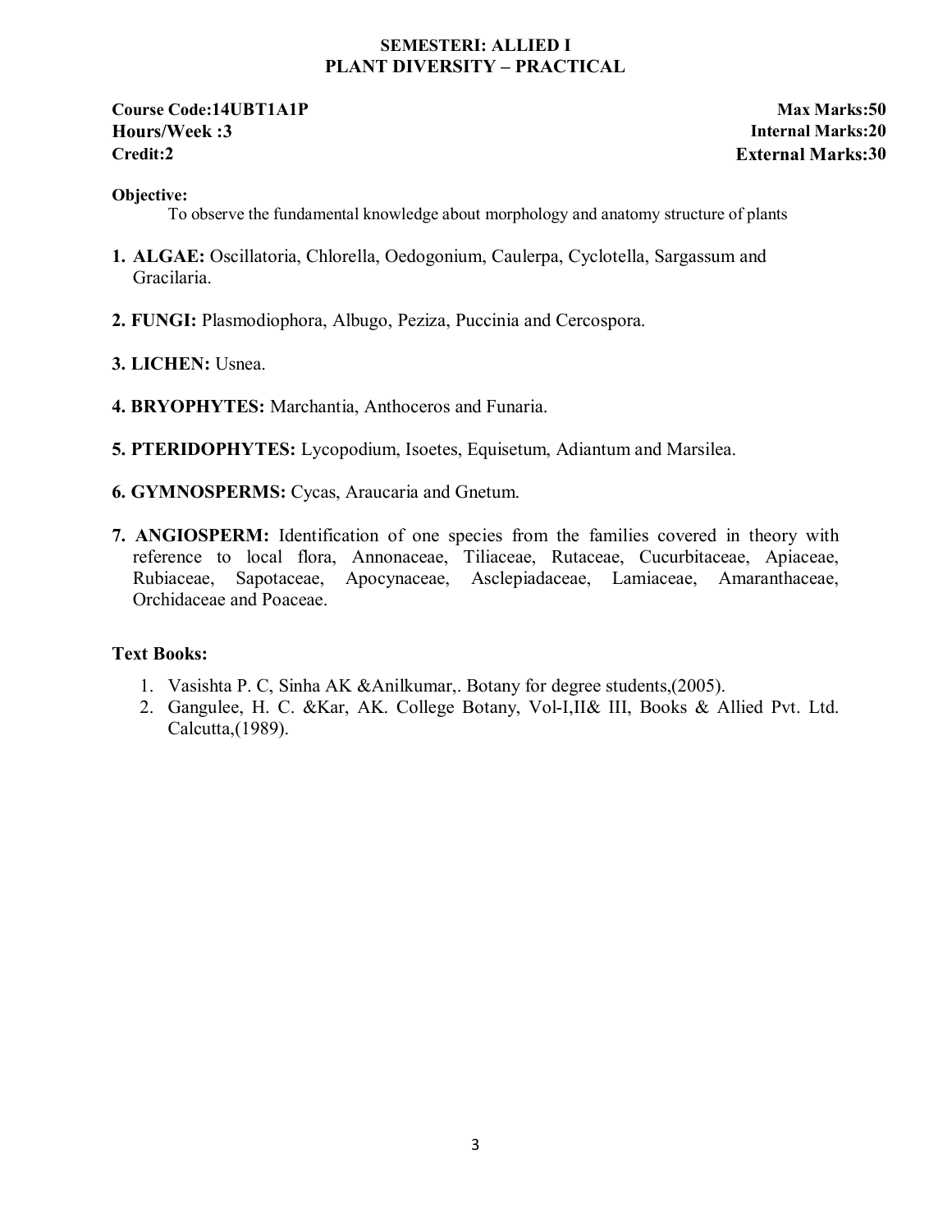**SEMESTERI: ALLIED I**
**PLANT DIVERSITY – PRACTICAL**

**Course Code:14UBT1A1P** **Max Marks:50**
**Hours/Week :3** **Internal Marks:20**
**Credit:2** **External Marks:30**

**Objective:**

To observe the fundamental knowledge about morphology and anatomy structure of plants

1. **ALGAE:** Oscillatoria, Chlorella, Oedogonium, Caulerpa, Cyclotella, Sargassum and Gracilaria.
2. **FUNGI:** Plasmodiophora, Albugo, Peziza, Puccinia and Cercospora.
3. **LICHEN:** Usnea.
4. **BRYOPHYTES:** Marchantia, Anthoceros and Funaria.
5. **PTERIDOPHYTES:** Lycopodium, Isoetes, Equisetum, Adiantum and Marsilea.
6. **GYMNOSPERMS:** Cycas, Araucaria and Gnetum.
7. **ANGIOSPERM:** Identification of one species from the families covered in theory with reference to local flora, Annonaceae, Tiliaceae, Rutaceae, Cucurbitaceae, Apiaceae, Rubiaceae, Sapotaceae, Apocynaceae, Asclepiadaceae, Lamiaceae, Amaranthaceae, Orchidaceae and Poaceae.

**Text Books:**

1. Vasishta P. C, Sinha AK &Anilkumar,. Botany for degree students,(2005).
2. Gangulee, H. C. &Kar, AK. College Botany, Vol-I,II& III, Books & Allied Pvt. Ltd. Calcutta,(1989).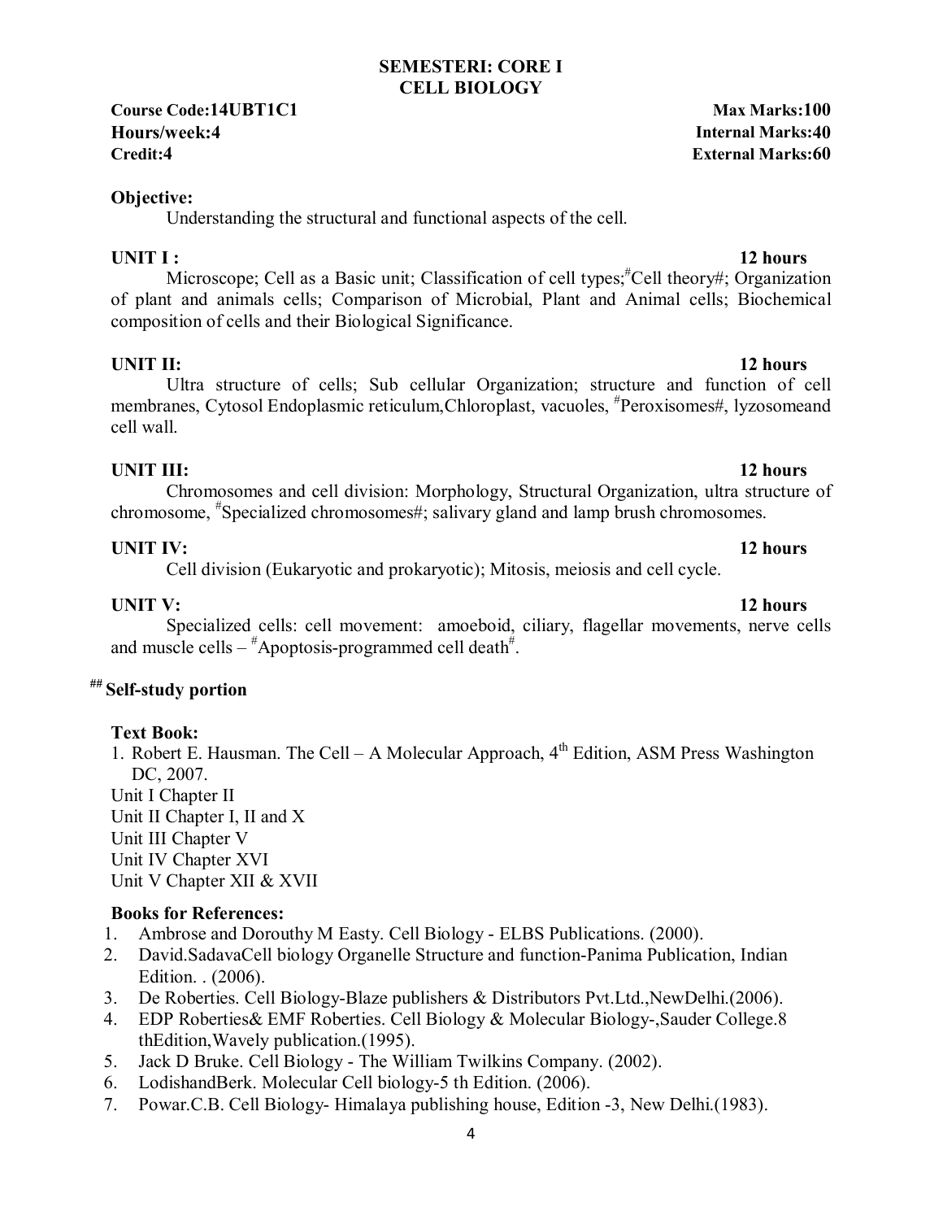# SEMESTERI: CORE I
# CELL BIOLOGY

**Course Code:14UBT1C1** **Max Marks:100**
**Hours/week:4** **Internal Marks:40**
**Credit:4** **External Marks:60**

**Objective:**

Understanding the structural and functional aspects of the cell.

**UNIT I :** **12 hours**

Microscope; Cell as a Basic unit; Classification of cell types;#Cell theory#; Organization of plant and animals cells; Comparison of Microbial, Plant and Animal cells; Biochemical composition of cells and their Biological Significance.

**UNIT II:** **12 hours**

Ultra structure of cells; Sub cellular Organization; structure and function of cell membranes, Cytosol Endoplasmic reticulum,Chloroplast, vacuoles, #Peroxisomes#, lyzosomeand cell wall.

**UNIT III:** **12 hours**

Chromosomes and cell division: Morphology, Structural Organization, ultra structure of chromosome, #Specialized chromosomes#; salivary gland and lamp brush chromosomes.

**UNIT IV:** **12 hours**

Cell division (Eukaryotic and prokaryotic); Mitosis, meiosis and cell cycle.

**UNIT V:** **12 hours**

Specialized cells: cell movement: amoeboid, ciliary, flagellar movements, nerve cells and muscle cells – #Apoptosis-programmed cell death#.

**## Self-study portion**

**Text Book:**

1. Robert E. Hausman. The Cell – A Molecular Approach, 4th Edition, ASM Press Washington DC, 2007.

Unit I Chapter II
Unit II Chapter I, II and X
Unit III Chapter V
Unit IV Chapter XVI
Unit V Chapter XII & XVII

**Books for References:**

1. Ambrose and Dorouthy M Easty. Cell Biology - ELBS Publications. (2000).
2. David.SadavaCell biology Organelle Structure and function-Panima Publication, Indian Edition. . (2006).
3. De Roberties. Cell Biology-Blaze publishers & Distributors Pvt.Ltd.,NewDelhi.(2006).
4. EDP Roberties& EMF Roberties. Cell Biology & Molecular Biology-,Sauder College.8 thEdition,Wavely publication.(1995).
5. Jack D Bruke. Cell Biology - The William Twilkins Company. (2002).
6. LodishandBerk. Molecular Cell biology-5 th Edition. (2006).
7. Powar.C.B. Cell Biology- Himalaya publishing house, Edition -3, New Delhi.(1983).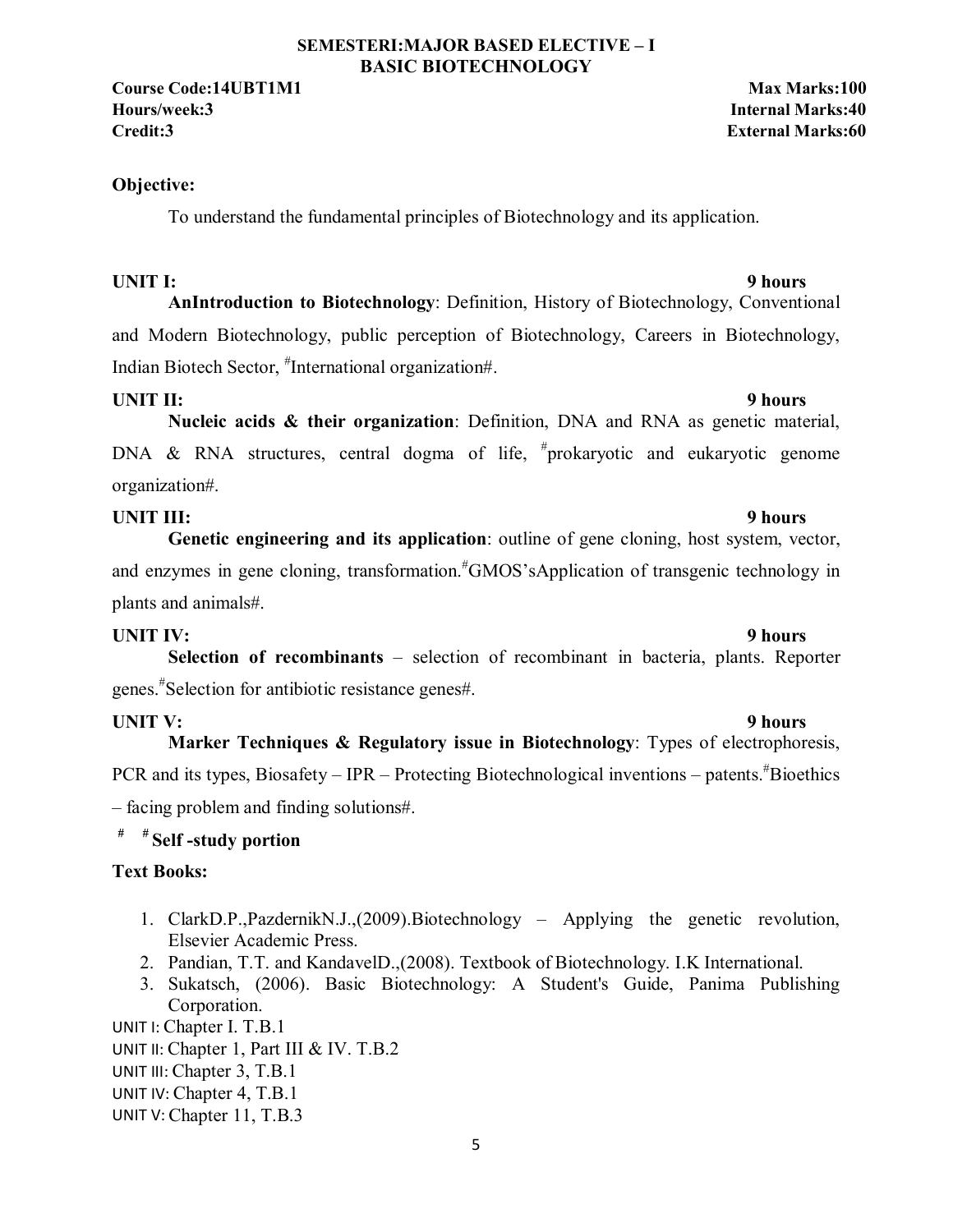# SEMESTERI:MAJOR BASED ELECTIVE – I
## BASIC BIOTECHNOLOGY

**Course Code:14UBT1M1** **Max Marks:100**
**Hours/week:3** **Internal Marks:40**
**Credit:3** **External Marks:60**

**Objective:**

To understand the fundamental principles of Biotechnology and its application.

**UNIT I:** **9 hours**

**AnIntroduction to Biotechnology**: Definition, History of Biotechnology, Conventional and Modern Biotechnology, public perception of Biotechnology, Careers in Biotechnology, Indian Biotech Sector, #International organization#.

**UNIT II:** **9 hours**

**Nucleic acids & their organization**: Definition, DNA and RNA as genetic material, DNA & RNA structures, central dogma of life, #prokaryotic and eukaryotic genome organization#.

**UNIT III:** **9 hours**

**Genetic engineering and its application**: outline of gene cloning, host system, vector, and enzymes in gene cloning, transformation.#GMOS'sApplication of transgenic technology in plants and animals#.

**UNIT IV:** **9 hours**

**Selection of recombinants** – selection of recombinant in bacteria, plants. Reporter genes.#Selection for antibiotic resistance genes#.

**UNIT V:** **9 hours**

**Marker Techniques & Regulatory issue in Biotechnology**: Types of electrophoresis, PCR and its types, Biosafety – IPR – Protecting Biotechnological inventions – patents.#Bioethics – facing problem and finding solutions#.

# # **Self -study portion**

**Text Books:**

1. ClarkD.P.,PazdernikN.J.,(2009).Biotechnology – Applying the genetic revolution, Elsevier Academic Press.
2. Pandian, T.T. and KandavelD.,(2008). Textbook of Biotechnology. I.K International.
3. Sukatsch, (2006). Basic Biotechnology: A Student's Guide, Panima Publishing Corporation.

UNIT I: Chapter I. T.B.1
UNIT II: Chapter 1, Part III & IV. T.B.2
UNIT III: Chapter 3, T.B.1
UNIT IV: Chapter 4, T.B.1
UNIT V: Chapter 11, T.B.3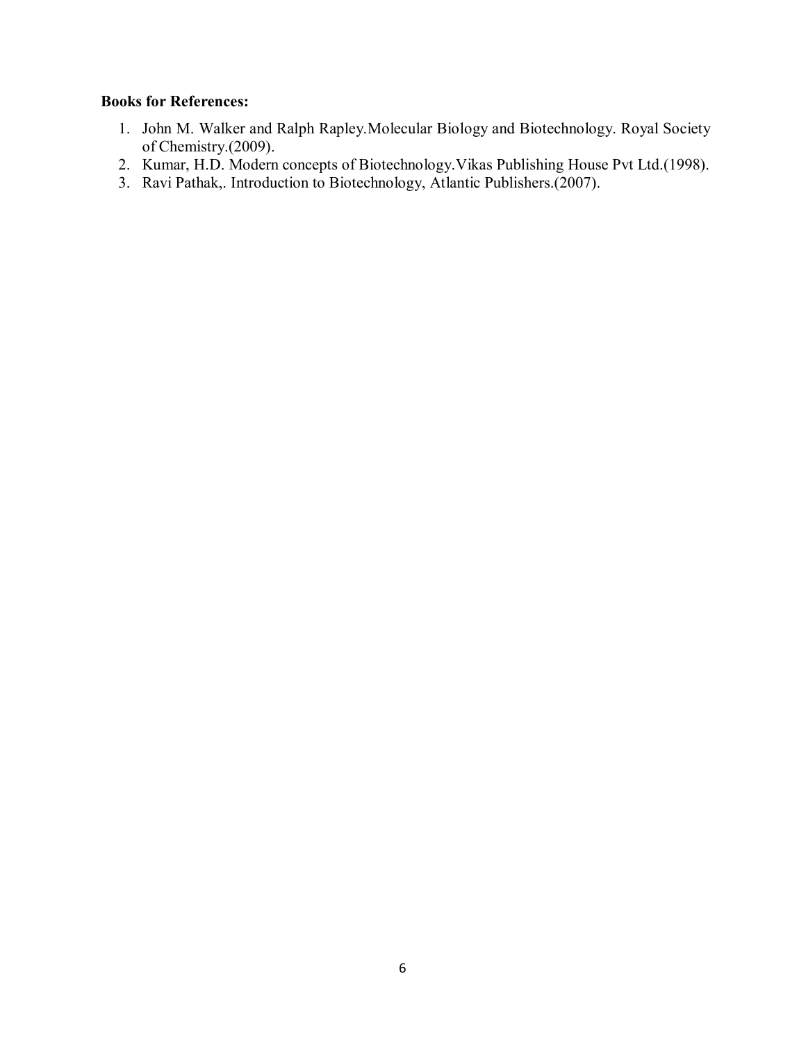**Books for References:**

1. John M. Walker and Ralph Rapley.Molecular Biology and Biotechnology. Royal Society of Chemistry.(2009).
2. Kumar, H.D. Modern concepts of Biotechnology.Vikas Publishing House Pvt Ltd.(1998).
3. Ravi Pathak,. Introduction to Biotechnology, Atlantic Publishers.(2007).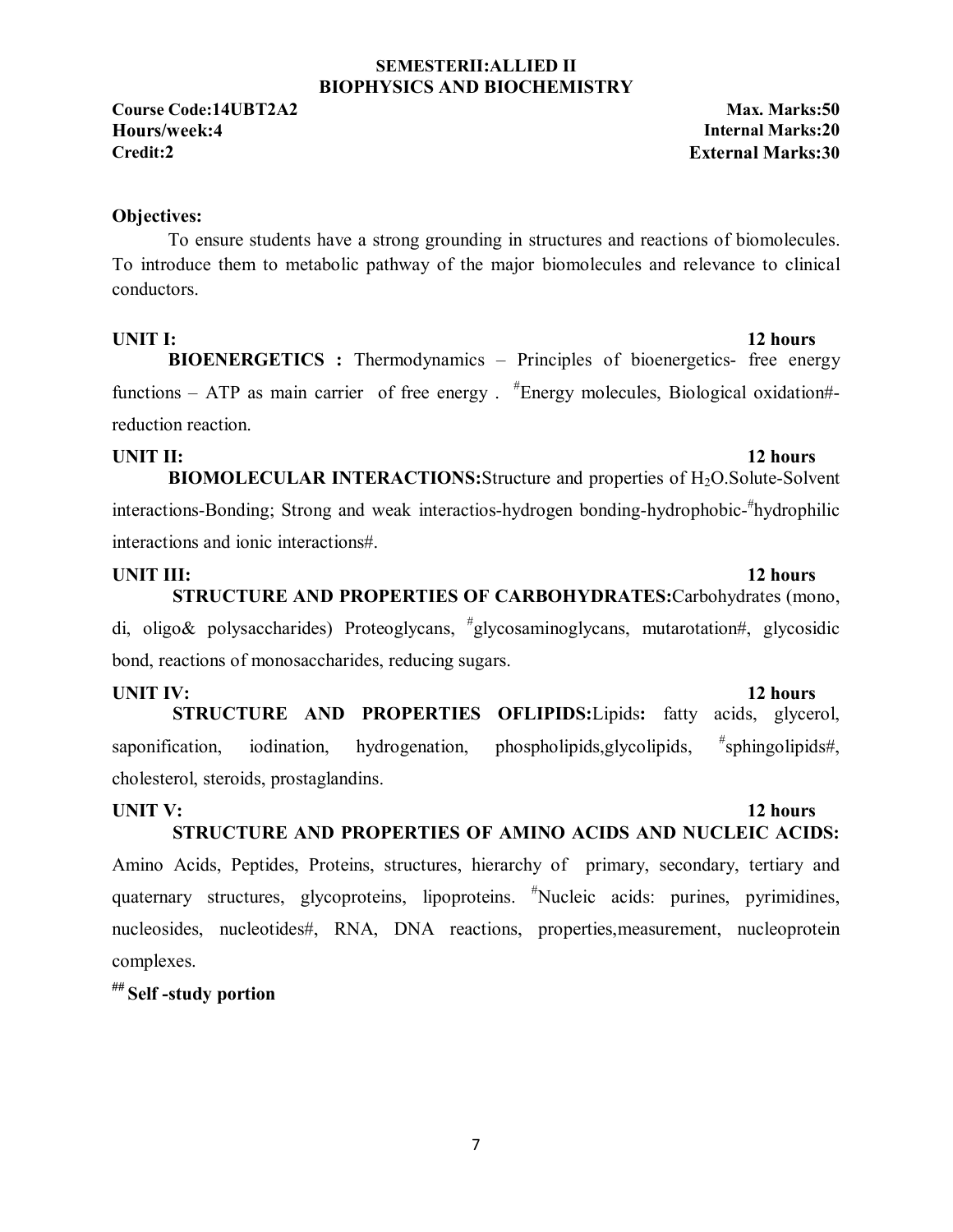## SEMESTERII:ALLIED II
## BIOPHYSICS AND BIOCHEMISTRY

**Course Code:14UBT2A2** **Max. Marks:50**
**Hours/week:4** **Internal Marks:20**
**Credit:2** **External Marks:30**

**Objectives:**

To ensure students have a strong grounding in structures and reactions of biomolecules. To introduce them to metabolic pathway of the major biomolecules and relevance to clinical conductors.

**UNIT I:** **12 hours**

**BIOENERGETICS :** Thermodynamics – Principles of bioenergetics- free energy functions – ATP as main carrier of free energy . #Energy molecules, Biological oxidation#-reduction reaction.

**UNIT II:** **12 hours**

**BIOMOLECULAR INTERACTIONS:**Structure and properties of $H_2O$.Solute-Solvent interactions-Bonding; Strong and weak interactios-hydrogen bonding-hydrophobic-#hydrophilic interactions and ionic interactions#.

**UNIT III:** **12 hours**

**STRUCTURE AND PROPERTIES OF CARBOHYDRATES:**Carbohydrates (mono, di, oligo& polysaccharides) Proteoglycans, #glycosaminoglycans, mutarotation#, glycosidic bond, reactions of monosaccharides, reducing sugars.

**UNIT IV:** **12 hours**

**STRUCTURE AND PROPERTIES OFLIPIDS:**Lipids**:** fatty acids, glycerol, saponification, iodination, hydrogenation, phospholipids,glycolipids, #sphingolipids#, cholesterol, steroids, prostaglandins.

**UNIT V:** **12 hours**

**STRUCTURE AND PROPERTIES OF AMINO ACIDS AND NUCLEIC ACIDS:** Amino Acids, Peptides, Proteins, structures, hierarchy of primary, secondary, tertiary and quaternary structures, glycoproteins, lipoproteins. #Nucleic acids: purines, pyrimidines, nucleosides, nucleotides#, RNA, DNA reactions, properties,measurement, nucleoprotein complexes.

**## Self -study portion**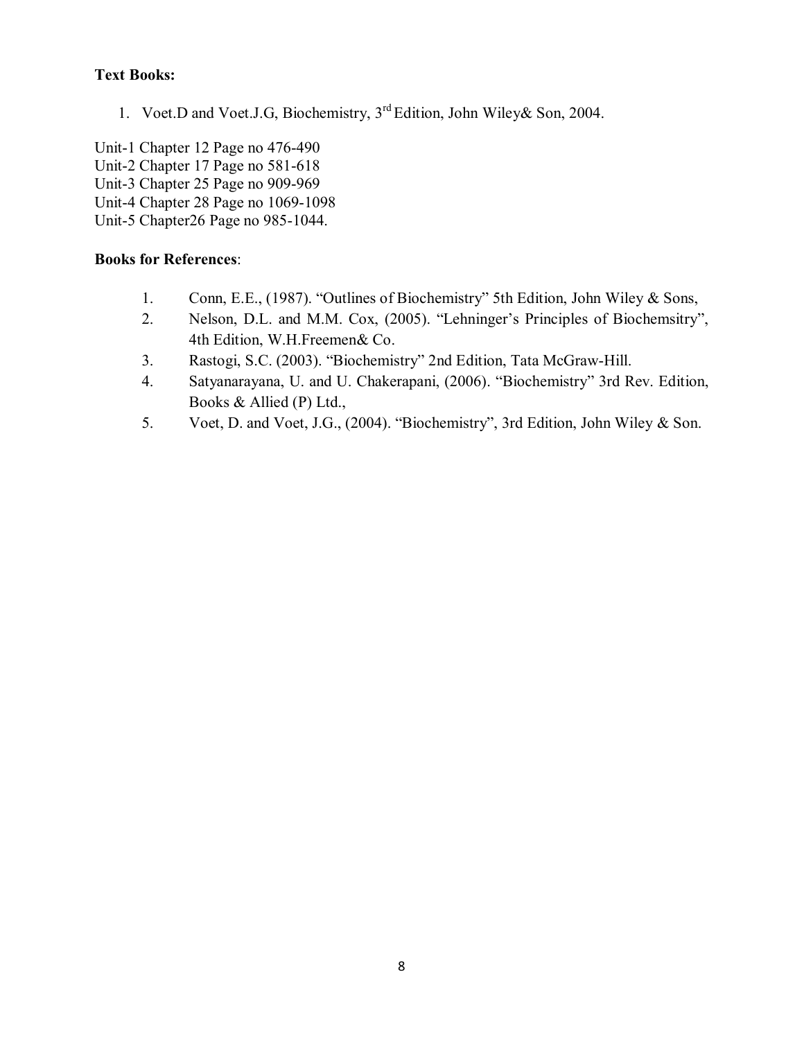**Text Books:**

1. Voet.D and Voet.J.G, Biochemistry, 3rd Edition, John Wiley& Son, 2004.

Unit-1 Chapter 12 Page no 476-490
Unit-2 Chapter 17 Page no 581-618
Unit-3 Chapter 25 Page no 909-969
Unit-4 Chapter 28 Page no 1069-1098
Unit-5 Chapter26 Page no 985-1044.

**Books for References**:

1. Conn, E.E., (1987). "Outlines of Biochemistry" 5th Edition, John Wiley & Sons,
2. Nelson, D.L. and M.M. Cox, (2005). "Lehninger's Principles of Biochemsitry", 4th Edition, W.H.Freemen& Co.
3. Rastogi, S.C. (2003). "Biochemistry" 2nd Edition, Tata McGraw-Hill.
4. Satyanarayana, U. and U. Chakerapani, (2006). "Biochemistry" 3rd Rev. Edition, Books & Allied (P) Ltd.,
5. Voet, D. and Voet, J.G., (2004). "Biochemistry", 3rd Edition, John Wiley & Son.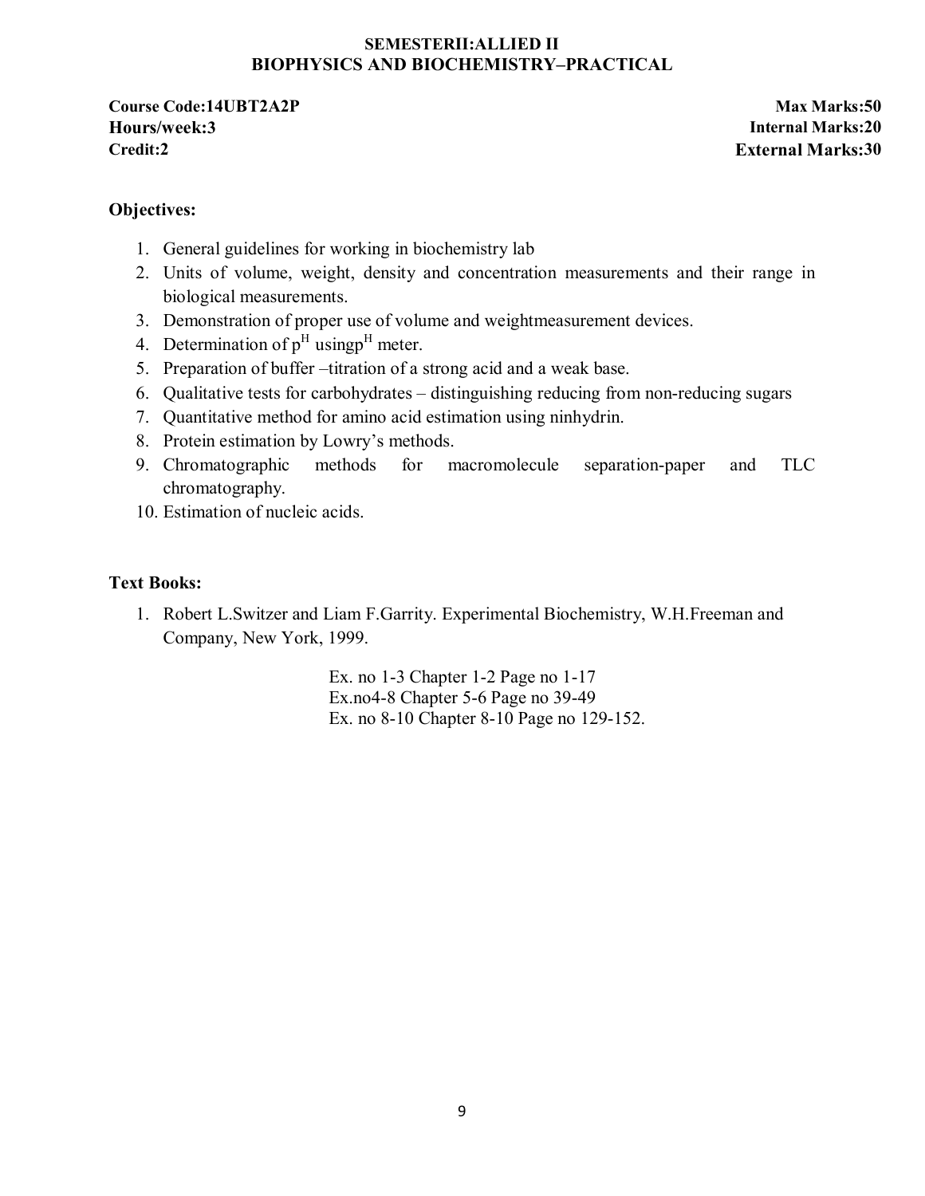# SEMESTERII:ALLIED II
## BIOPHYSICS AND BIOCHEMISTRY–PRACTICAL

**Course Code:14UBT2A2P** | **Max Marks:50**
**Hours/week:3** | **Internal Marks:20**
**Credit:2** | **External Marks:30**

**Objectives:**

1. General guidelines for working in biochemistry lab
2. Units of volume, weight, density and concentration measurements and their range in biological measurements.
3. Demonstration of proper use of volume and weightmeasurement devices.
4. Determination of $p^H$ using$p^H$ meter.
5. Preparation of buffer –titration of a strong acid and a weak base.
6. Qualitative tests for carbohydrates – distinguishing reducing from non-reducing sugars
7. Quantitative method for amino acid estimation using ninhydrin.
8. Protein estimation by Lowry's methods.
9. Chromatographic methods for macromolecule separation-paper and TLC chromatography.
10. Estimation of nucleic acids.

**Text Books:**

1. Robert L.Switzer and Liam F.Garrity. Experimental Biochemistry, W.H.Freeman and Company, New York, 1999.

   Ex. no 1-3 Chapter 1-2 Page no 1-17
   Ex.no4-8 Chapter 5-6 Page no 39-49
   Ex. no 8-10 Chapter 8-10 Page no 129-152.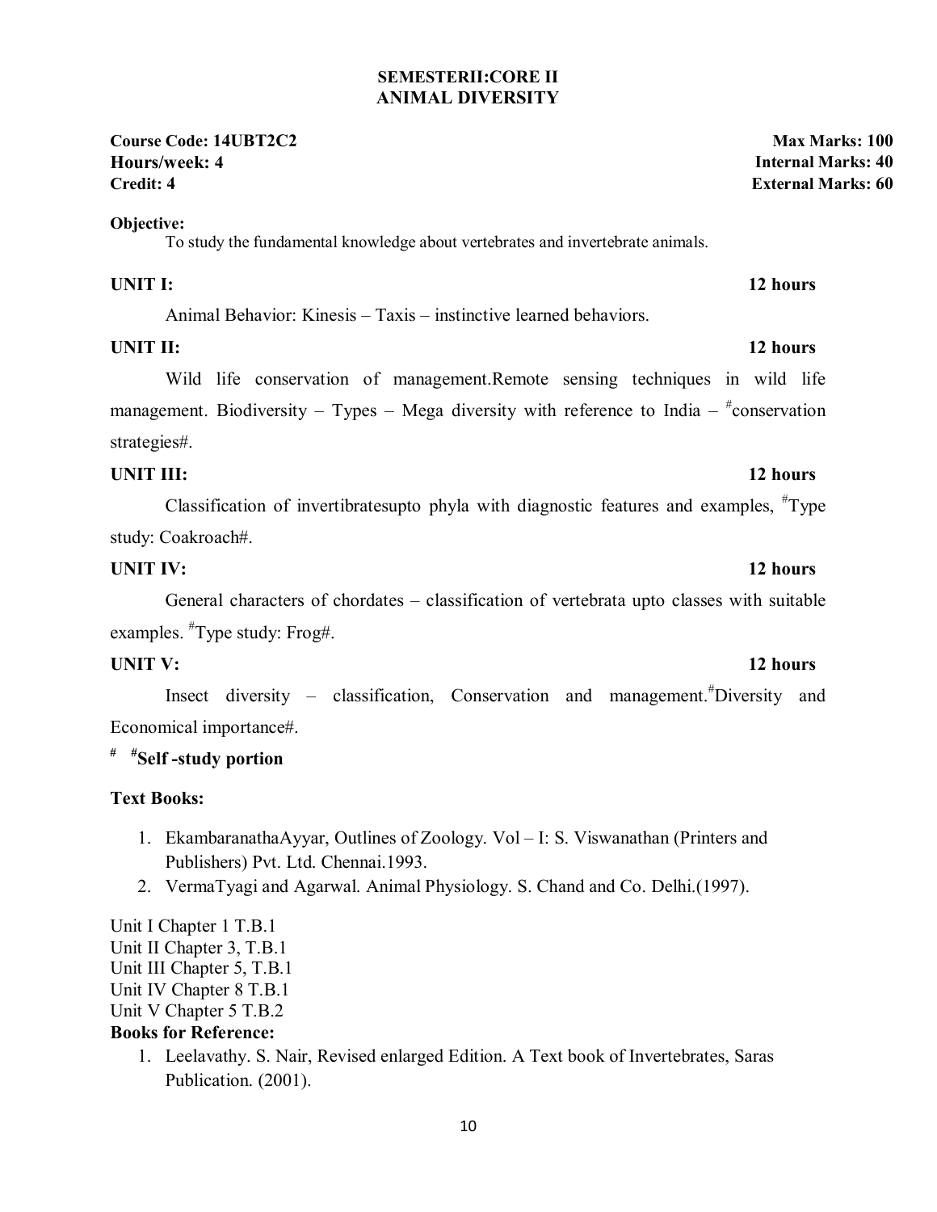## SEMESTERII:CORE II
## ANIMAL DIVERSITY

**Course Code: 14UBT2C2** **Max Marks: 100**
**Hours/week: 4** **Internal Marks: 40**
**Credit: 4** **External Marks: 60**

**Objective:**

To study the fundamental knowledge about vertebrates and invertebrate animals.

**UNIT I:** **12 hours**

Animal Behavior: Kinesis – Taxis – instinctive learned behaviors.

**UNIT II:** **12 hours**

Wild life conservation of management.Remote sensing techniques in wild life management. Biodiversity – Types – Mega diversity with reference to India – #conservation strategies#.

**UNIT III:** **12 hours**

Classification of invertibratesupto phyla with diagnostic features and examples, #Type study: Coakroach#.

**UNIT IV:** **12 hours**

General characters of chordates – classification of vertebrata upto classes with suitable examples. #Type study: Frog#.

**UNIT V:** **12 hours**

Insect diversity – classification, Conservation and management.#Diversity and Economical importance#.

# #**Self -study portion**

**Text Books:**

1. EkambaranathaAyyar, Outlines of Zoology. Vol – I: S. Viswanathan (Printers and Publishers) Pvt. Ltd. Chennai.1993.
2. VermaTyagi and Agarwal. Animal Physiology. S. Chand and Co. Delhi.(1997).

Unit I Chapter 1 T.B.1
Unit II Chapter 3, T.B.1
Unit III Chapter 5, T.B.1
Unit IV Chapter 8 T.B.1
Unit V Chapter 5 T.B.2

**Books for Reference:**

1. Leelavathy. S. Nair, Revised enlarged Edition. A Text book of Invertebrates, Saras Publication. (2001).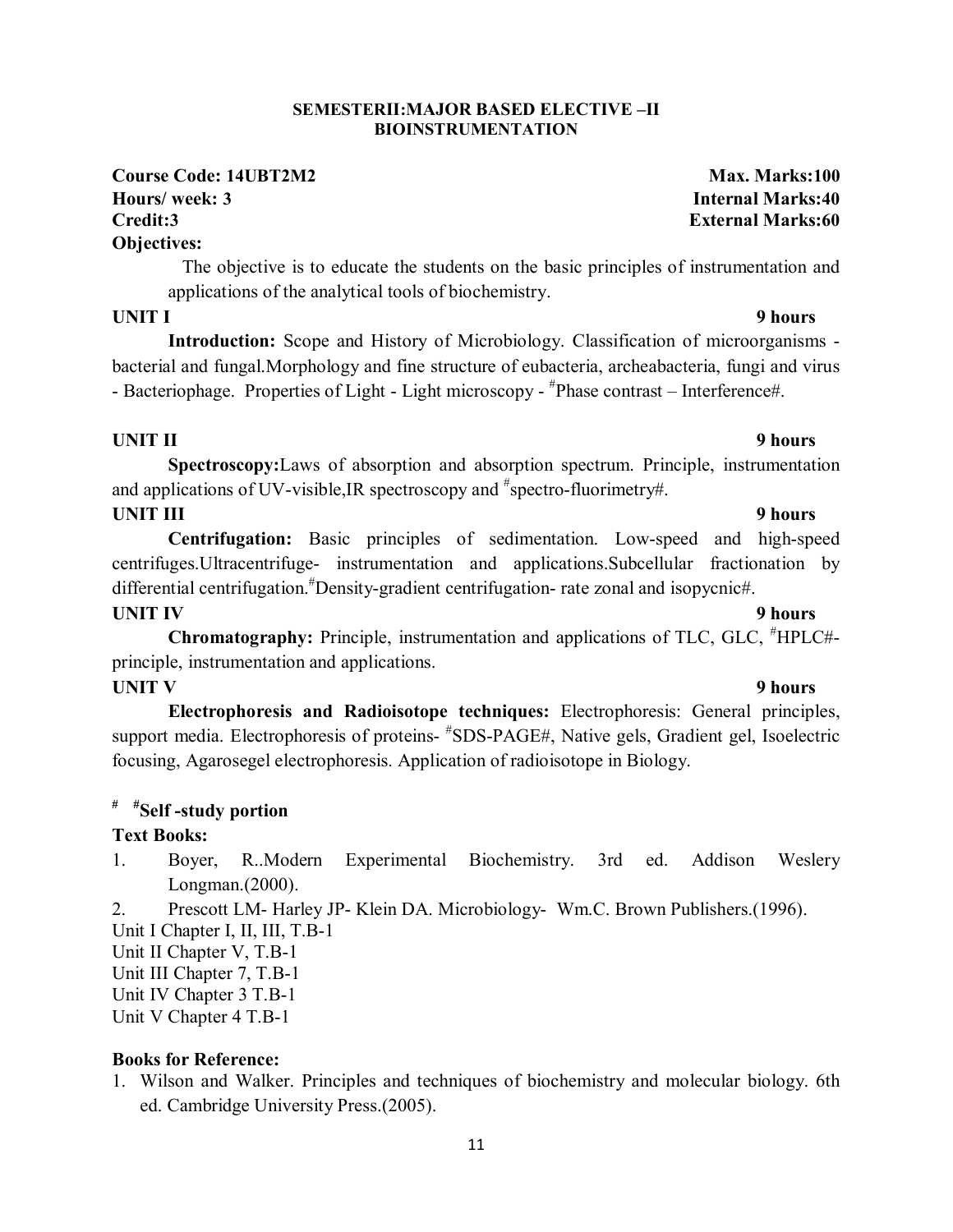**SEMESTERII:MAJOR BASED ELECTIVE –II**
**BIOINSTRUMENTATION**

**Course Code: 14UBT2M2** **Max. Marks:100**
**Hours/ week: 3** **Internal Marks:40**
**Credit:3** **External Marks:60**

**Objectives:**

The objective is to educate the students on the basic principles of instrumentation and applications of the analytical tools of biochemistry.

**UNIT I** **9 hours**

**Introduction:** Scope and History of Microbiology. Classification of microorganisms - bacterial and fungal.Morphology and fine structure of eubacteria, archeabacteria, fungi and virus - Bacteriophage. Properties of Light - Light microscopy - #Phase contrast – Interference#.

**UNIT II** **9 hours**

**Spectroscopy:**Laws of absorption and absorption spectrum. Principle, instrumentation and applications of UV-visible,IR spectroscopy and #spectro-fluorimetry#.

**UNIT III** **9 hours**

**Centrifugation:** Basic principles of sedimentation. Low-speed and high-speed centrifuges.Ultracentrifuge- instrumentation and applications.Subcellular fractionation by differential centrifugation.#Density-gradient centrifugation- rate zonal and isopycnic#.

**UNIT IV** **9 hours**

**Chromatography:** Principle, instrumentation and applications of TLC, GLC, #HPLC#- principle, instrumentation and applications.

**UNIT V** **9 hours**

**Electrophoresis and Radioisotope techniques:** Electrophoresis: General principles, support media. Electrophoresis of proteins- #SDS-PAGE#, Native gels, Gradient gel, Isoelectric focusing, Agarosegel electrophoresis. Application of radioisotope in Biology.

**# #Self -study portion**

**Text Books:**

1. Boyer, R..Modern Experimental Biochemistry. 3rd ed. Addison Weslery Longman.(2000).
2. Prescott LM- Harley JP- Klein DA. Microbiology- Wm.C. Brown Publishers.(1996).

Unit I Chapter I, II, III, T.B-1
Unit II Chapter V, T.B-1
Unit III Chapter 7, T.B-1
Unit IV Chapter 3 T.B-1
Unit V Chapter 4 T.B-1

**Books for Reference:**

1. Wilson and Walker. Principles and techniques of biochemistry and molecular biology. 6th ed. Cambridge University Press.(2005).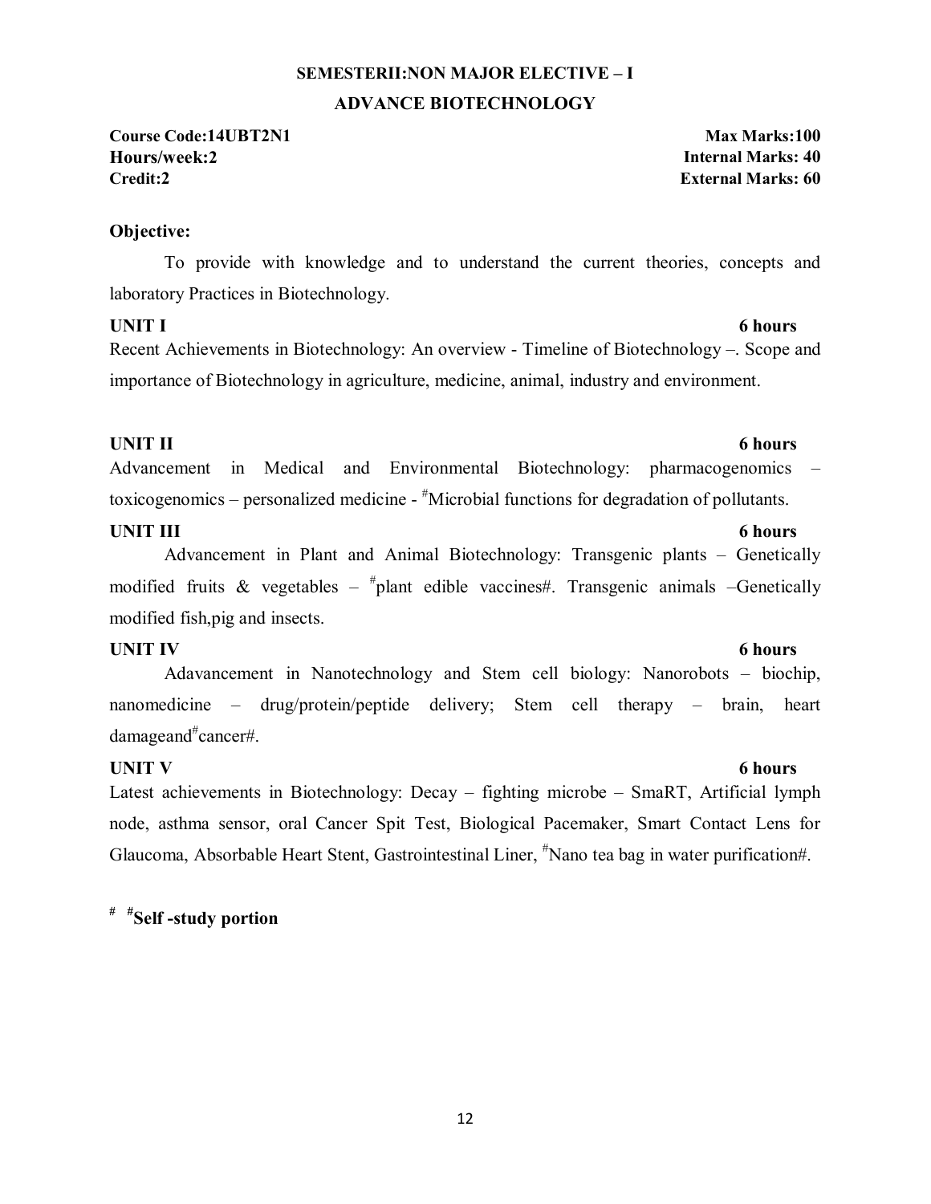**SEMESTERII:NON MAJOR ELECTIVE – I**

**ADVANCE BIOTECHNOLOGY**

**Course Code:14UBT2N1** **Max Marks:100**
**Hours/week:2** **Internal Marks: 40**
**Credit:2** **External Marks: 60**

**Objective:**

To provide with knowledge and to understand the current theories, concepts and laboratory Practices in Biotechnology.

**UNIT I** **6 hours**

Recent Achievements in Biotechnology: An overview - Timeline of Biotechnology –. Scope and importance of Biotechnology in agriculture, medicine, animal, industry and environment.

**UNIT II** **6 hours**

Advancement in Medical and Environmental Biotechnology: pharmacogenomics – toxicogenomics – personalized medicine - #Microbial functions for degradation of pollutants.

**UNIT III** **6 hours**

Advancement in Plant and Animal Biotechnology: Transgenic plants – Genetically modified fruits & vegetables – #plant edible vaccines#. Transgenic animals –Genetically modified fish,pig and insects.

**UNIT IV** **6 hours**

Adavancement in Nanotechnology and Stem cell biology: Nanorobots – biochip, nanomedicine – drug/protein/peptide delivery; Stem cell therapy – brain, heart damageand#cancer#.

**UNIT V** **6 hours**

Latest achievements in Biotechnology: Decay – fighting microbe – SmaRT, Artificial lymph node, asthma sensor, oral Cancer Spit Test, Biological Pacemaker, Smart Contact Lens for Glaucoma, Absorbable Heart Stent, Gastrointestinal Liner, #Nano tea bag in water purification#.

**# #Self -study portion**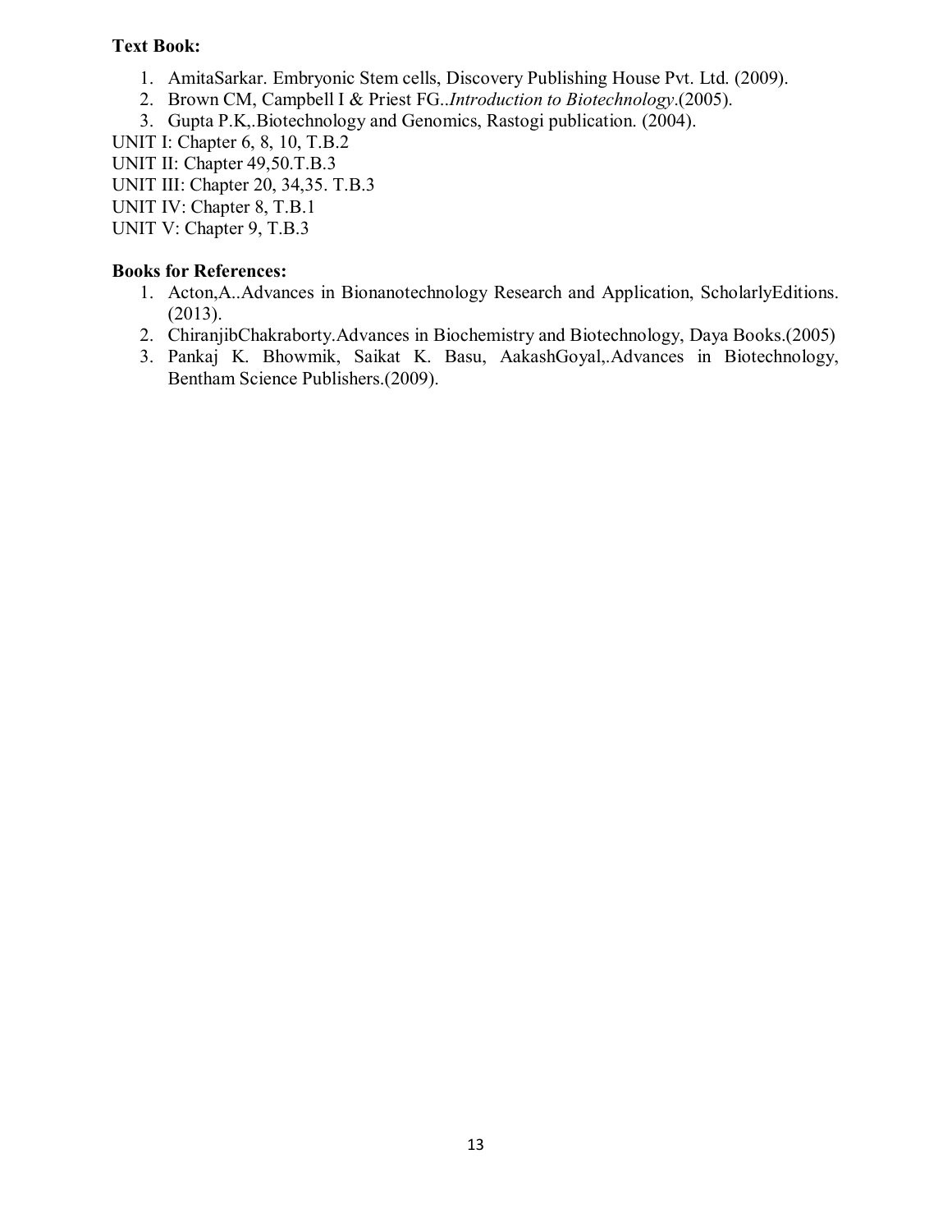**Text Book:**

1. AmitaSarkar. Embryonic Stem cells, Discovery Publishing House Pvt. Ltd. (2009).
2. Brown CM, Campbell I & Priest FG..*Introduction to Biotechnology*.(2005).
3. Gupta P.K,.Biotechnology and Genomics, Rastogi publication. (2004).

UNIT I: Chapter 6, 8, 10, T.B.2
UNIT II: Chapter 49,50.T.B.3
UNIT III: Chapter 20, 34,35. T.B.3
UNIT IV: Chapter 8, T.B.1
UNIT V: Chapter 9, T.B.3

**Books for References:**

1. Acton,A..Advances in Bionanotechnology Research and Application, ScholarlyEditions. (2013).
2. ChiranjibChakraborty.Advances in Biochemistry and Biotechnology, Daya Books.(2005)
3. Pankaj K. Bhowmik, Saikat K. Basu, AakashGoyal,.Advances in Biotechnology, Bentham Science Publishers.(2009).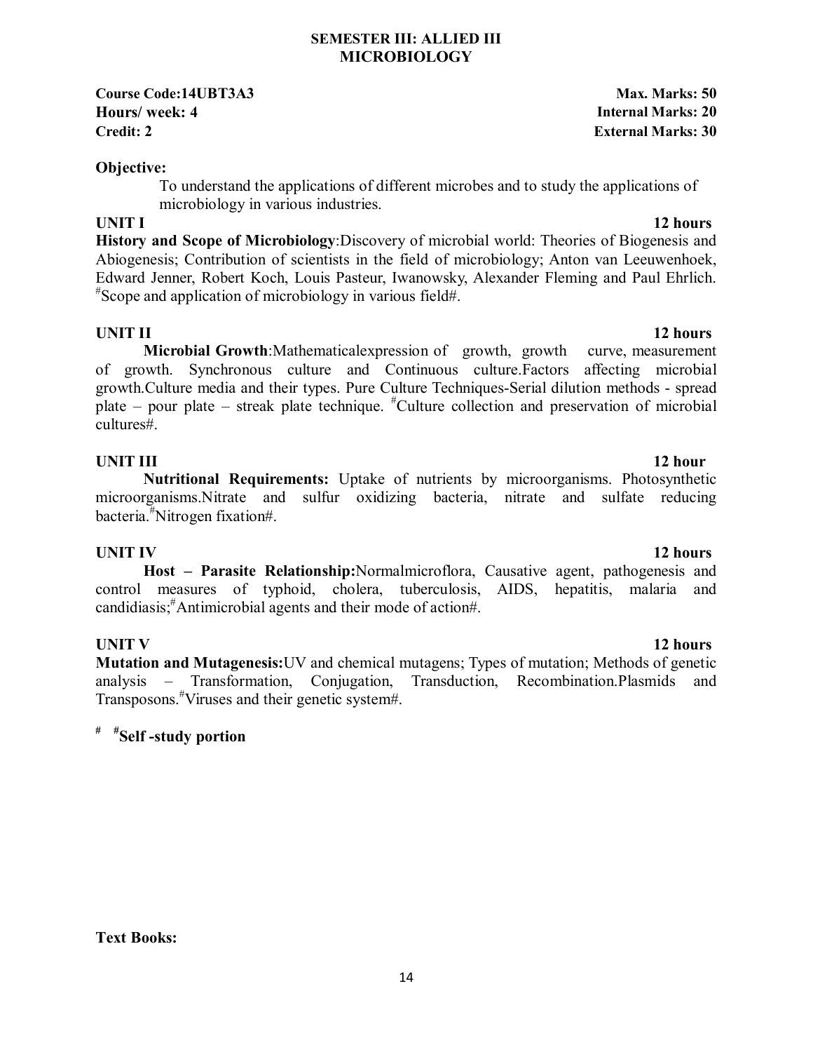**SEMESTER III: ALLIED III**
**MICROBIOLOGY**

**Course Code:14UBT3A3** **Max. Marks: 50**
**Hours/ week: 4** **Internal Marks: 20**
**Credit: 2** **External Marks: 30**

**Objective:**

To understand the applications of different microbes and to study the applications of microbiology in various industries.

**UNIT I** **12 hours**

**History and Scope of Microbiology**:Discovery of microbial world: Theories of Biogenesis and Abiogenesis; Contribution of scientists in the field of microbiology; Anton van Leeuwenhoek, Edward Jenner, Robert Koch, Louis Pasteur, Iwanowsky, Alexander Fleming and Paul Ehrlich. #Scope and application of microbiology in various field#.

**UNIT II** **12 hours**

**Microbial Growth**:Mathematicalexpression of growth, growth curve, measurement of growth. Synchronous culture and Continuous culture.Factors affecting microbial growth.Culture media and their types. Pure Culture Techniques-Serial dilution methods - spread plate – pour plate – streak plate technique. #Culture collection and preservation of microbial cultures#.

**UNIT III** **12 hour**

**Nutritional Requirements:** Uptake of nutrients by microorganisms. Photosynthetic microorganisms.Nitrate and sulfur oxidizing bacteria, nitrate and sulfate reducing bacteria.#Nitrogen fixation#.

**UNIT IV** **12 hours**

**Host – Parasite Relationship:**Normalmicroflora, Causative agent, pathogenesis and control measures of typhoid, cholera, tuberculosis, AIDS, hepatitis, malaria and candidiasis;#Antimicrobial agents and their mode of action#.

**UNIT V** **12 hours**

**Mutation and Mutagenesis:**UV and chemical mutagens; Types of mutation; Methods of genetic analysis – Transformation, Conjugation, Transduction, Recombination.Plasmids and Transposons.#Viruses and their genetic system#.

**# #Self -study portion**

**Text Books:**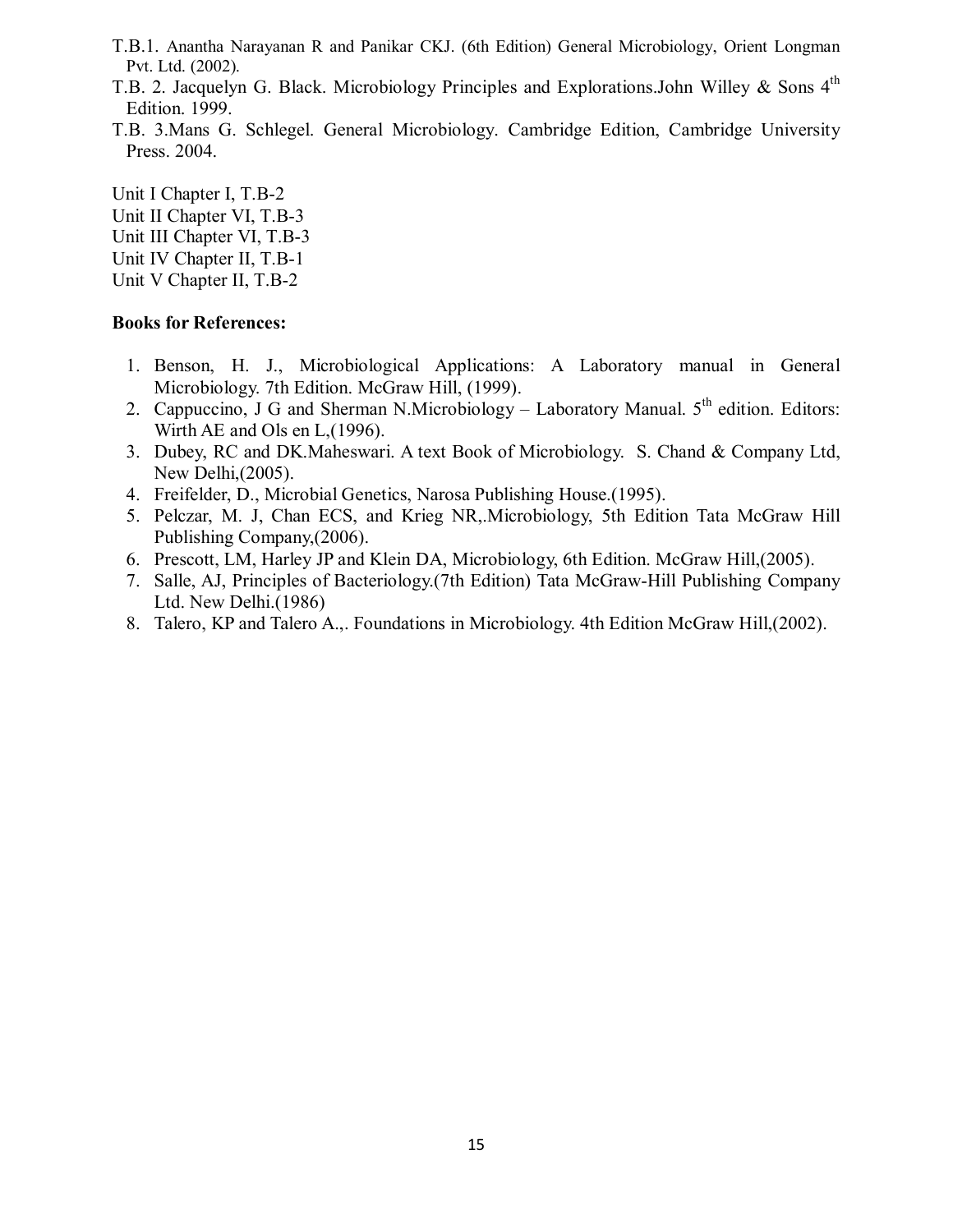T.B.1. Anantha Narayanan R and Panikar CKJ. (6th Edition) General Microbiology, Orient Longman Pvt. Ltd. (2002).

T.B. 2. Jacquelyn G. Black. Microbiology Principles and Explorations.John Willey & Sons 4th Edition. 1999.

T.B. 3.Mans G. Schlegel. General Microbiology. Cambridge Edition, Cambridge University Press. 2004.

Unit I Chapter I, T.B-2
Unit II Chapter VI, T.B-3
Unit III Chapter VI, T.B-3
Unit IV Chapter II, T.B-1
Unit V Chapter II, T.B-2

**Books for References:**

1. Benson, H. J., Microbiological Applications: A Laboratory manual in General Microbiology. 7th Edition. McGraw Hill, (1999).
2. Cappuccino, J G and Sherman N.Microbiology – Laboratory Manual. 5th edition. Editors: Wirth AE and Ols en L,(1996).
3. Dubey, RC and DK.Maheswari. A text Book of Microbiology. S. Chand & Company Ltd, New Delhi,(2005).
4. Freifelder, D., Microbial Genetics, Narosa Publishing House.(1995).
5. Pelczar, M. J, Chan ECS, and Krieg NR,.Microbiology, 5th Edition Tata McGraw Hill Publishing Company,(2006).
6. Prescott, LM, Harley JP and Klein DA, Microbiology, 6th Edition. McGraw Hill,(2005).
7. Salle, AJ, Principles of Bacteriology.(7th Edition) Tata McGraw-Hill Publishing Company Ltd. New Delhi.(1986)
8. Talero, KP and Talero A.,. Foundations in Microbiology. 4th Edition McGraw Hill,(2002).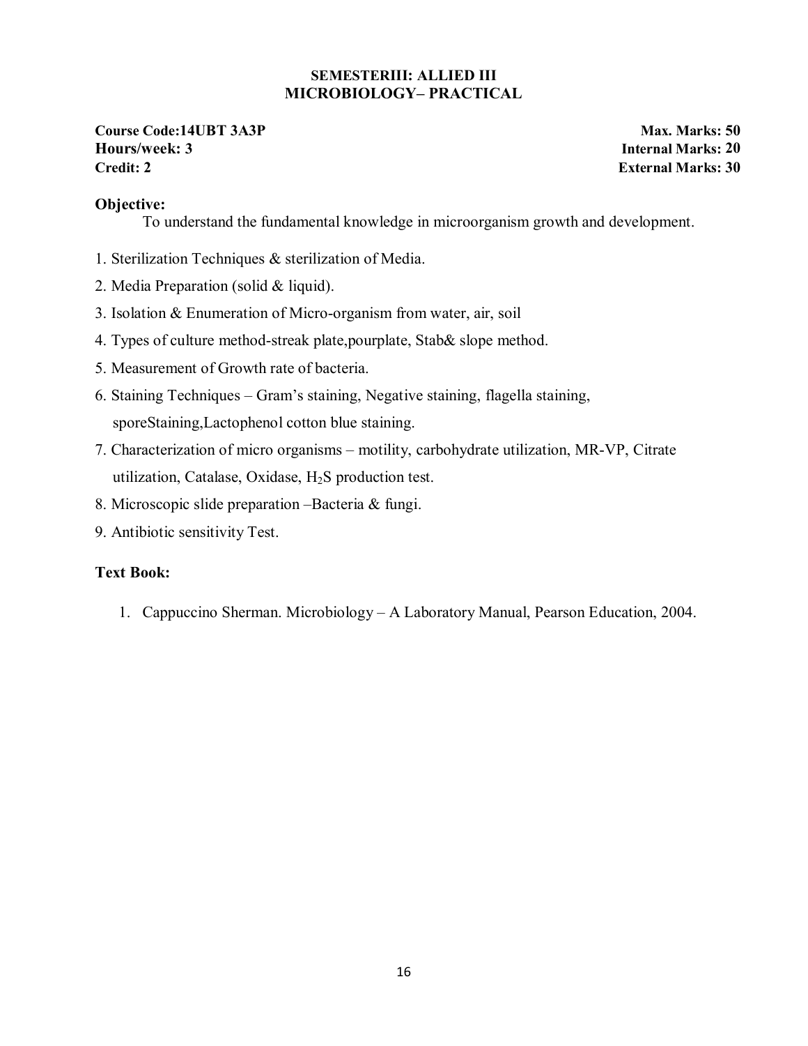## SEMESTERIII: ALLIED III
## MICROBIOLOGY– PRACTICAL

**Course Code:14UBT 3A3P** | **Max. Marks: 50**
**Hours/week: 3** | **Internal Marks: 20**
**Credit: 2** | **External Marks: 30**

**Objective:**

To understand the fundamental knowledge in microorganism growth and development.

1. Sterilization Techniques & sterilization of Media.
2. Media Preparation (solid & liquid).
3. Isolation & Enumeration of Micro-organism from water, air, soil
4. Types of culture method-streak plate,pourplate, Stab& slope method.
5. Measurement of Growth rate of bacteria.
6. Staining Techniques – Gram's staining, Negative staining, flagella staining, sporeStaining,Lactophenol cotton blue staining.
7. Characterization of micro organisms – motility, carbohydrate utilization, MR-VP, Citrate utilization, Catalase, Oxidase, $H_2S$ production test.
8. Microscopic slide preparation –Bacteria & fungi.
9. Antibiotic sensitivity Test.

**Text Book:**

1. Cappuccino Sherman. Microbiology – A Laboratory Manual, Pearson Education, 2004.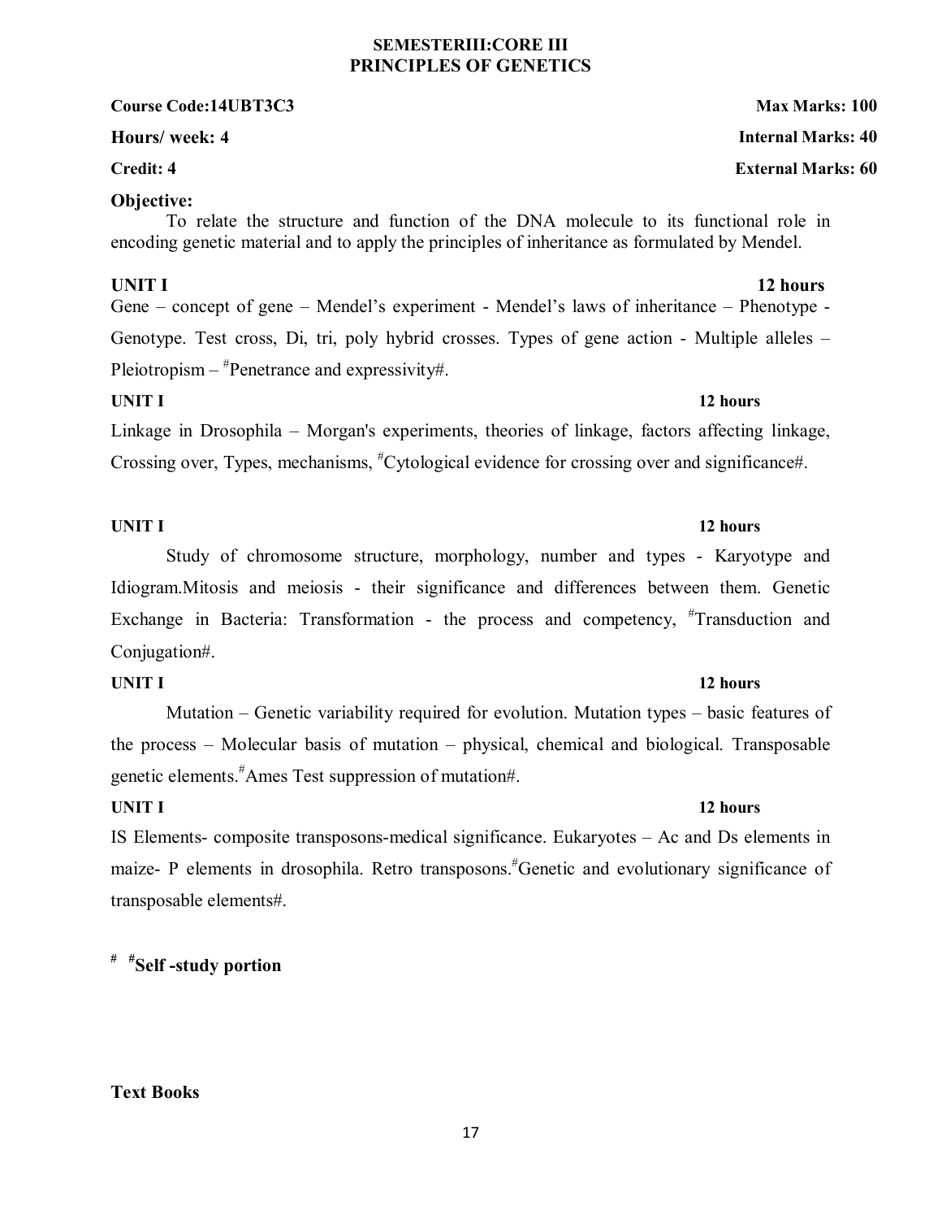## SEMESTERIII:CORE III
## PRINCIPLES OF GENETICS

**Course Code:14UBT3C3** **Max Marks: 100**

**Hours/ week: 4** **Internal Marks: 40**

**Credit: 4** **External Marks: 60**

**Objective:**

To relate the structure and function of the DNA molecule to its functional role in encoding genetic material and to apply the principles of inheritance as formulated by Mendel.

**UNIT I** **12 hours**

Gene – concept of gene – Mendel's experiment - Mendel's laws of inheritance – Phenotype - Genotype. Test cross, Di, tri, poly hybrid crosses. Types of gene action - Multiple alleles – Pleiotropism – #Penetrance and expressivity#.

**UNIT I** **12 hours**

Linkage in Drosophila – Morgan's experiments, theories of linkage, factors affecting linkage, Crossing over, Types, mechanisms, #Cytological evidence for crossing over and significance#.

**UNIT I** **12 hours**

Study of chromosome structure, morphology, number and types - Karyotype and Idiogram.Mitosis and meiosis - their significance and differences between them. Genetic Exchange in Bacteria: Transformation - the process and competency, #Transduction and Conjugation#.

**UNIT I** **12 hours**

Mutation – Genetic variability required for evolution. Mutation types – basic features of the process – Molecular basis of mutation – physical, chemical and biological. Transposable genetic elements.#Ames Test suppression of mutation#.

**UNIT I** **12 hours**

IS Elements- composite transposons-medical significance. Eukaryotes – Ac and Ds elements in maize- P elements in drosophila. Retro transposons.#Genetic and evolutionary significance of transposable elements#.

**# #Self -study portion**

**Text Books**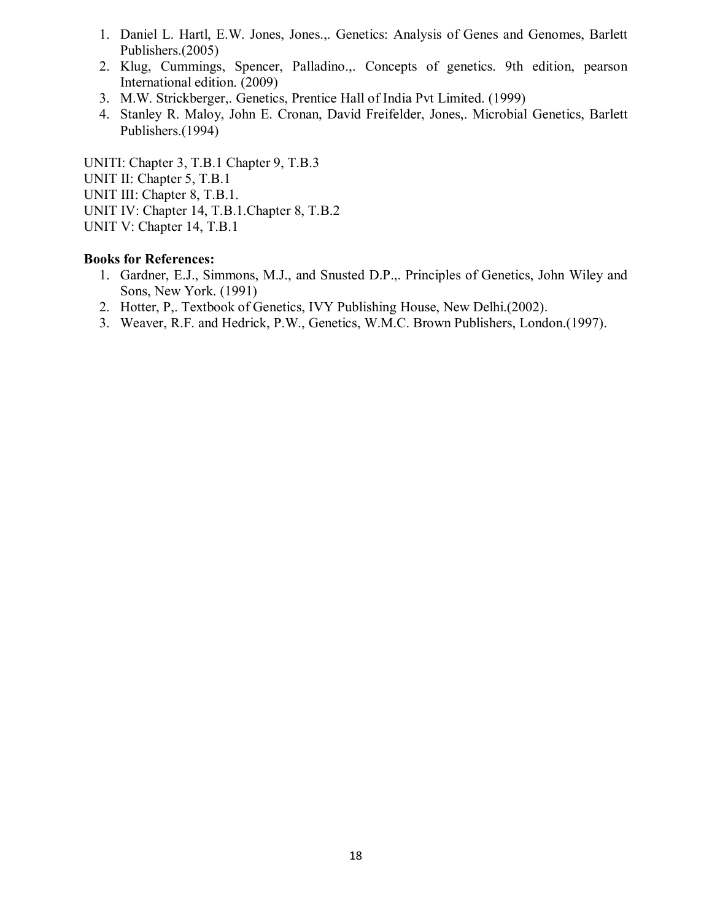1. Daniel L. Hartl, E.W. Jones, Jones.,. Genetics: Analysis of Genes and Genomes, Barlett Publishers.(2005)
2. Klug, Cummings, Spencer, Palladino.,. Concepts of genetics. 9th edition, pearson International edition. (2009)
3. M.W. Strickberger,. Genetics, Prentice Hall of India Pvt Limited. (1999)
4. Stanley R. Maloy, John E. Cronan, David Freifelder, Jones,. Microbial Genetics, Barlett Publishers.(1994)

UNITI: Chapter 3, T.B.1 Chapter 9, T.B.3
UNIT II: Chapter 5, T.B.1
UNIT III: Chapter 8, T.B.1.
UNIT IV: Chapter 14, T.B.1.Chapter 8, T.B.2
UNIT V: Chapter 14, T.B.1

**Books for References:**

1. Gardner, E.J., Simmons, M.J., and Snusted D.P.,. Principles of Genetics, John Wiley and Sons, New York. (1991)
2. Hotter, P,. Textbook of Genetics, IVY Publishing House, New Delhi.(2002).
3. Weaver, R.F. and Hedrick, P.W., Genetics, W.M.C. Brown Publishers, London.(1997).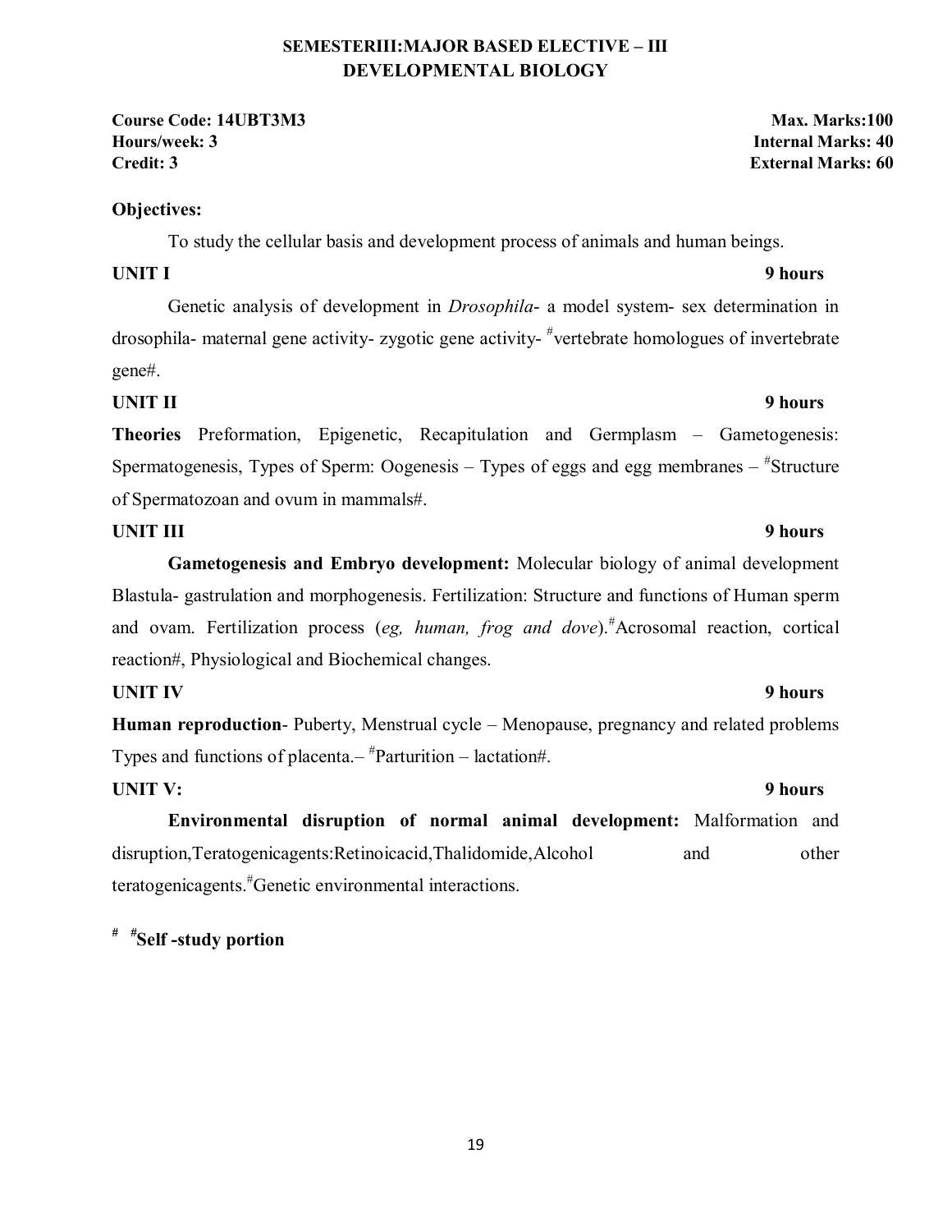## SEMESTERIII:MAJOR BASED ELECTIVE – III
## DEVELOPMENTAL BIOLOGY

**Course Code: 14UBT3M3** | **Max. Marks:100**
**Hours/week: 3** | **Internal Marks: 40**
**Credit: 3** | **External Marks: 60**

**Objectives:**

To study the cellular basis and development process of animals and human beings.

**UNIT I** **9 hours**

Genetic analysis of development in *Drosophila*- a model system- sex determination in drosophila- maternal gene activity- zygotic gene activity- #vertebrate homologues of invertebrate gene#.

**UNIT II** **9 hours**

**Theories** Preformation, Epigenetic, Recapitulation and Germplasm – Gametogenesis: Spermatogenesis, Types of Sperm: Oogenesis – Types of eggs and egg membranes – #Structure of Spermatozoan and ovum in mammals#.

**UNIT III** **9 hours**

**Gametogenesis and Embryo development:** Molecular biology of animal development Blastula- gastrulation and morphogenesis. Fertilization: Structure and functions of Human sperm and ovam. Fertilization process (*eg, human, frog and dove*).#Acrosomal reaction, cortical reaction#, Physiological and Biochemical changes.

**UNIT IV** **9 hours**

**Human reproduction**- Puberty, Menstrual cycle – Menopause, pregnancy and related problems Types and functions of placenta.– #Parturition – lactation#.

**UNIT V:** **9 hours**

**Environmental disruption of normal animal development:** Malformation and disruption,Teratogenicagents:Retinoicacid,Thalidomide,Alcohol and other teratogenicagents.#Genetic environmental interactions.

**# #Self -study portion**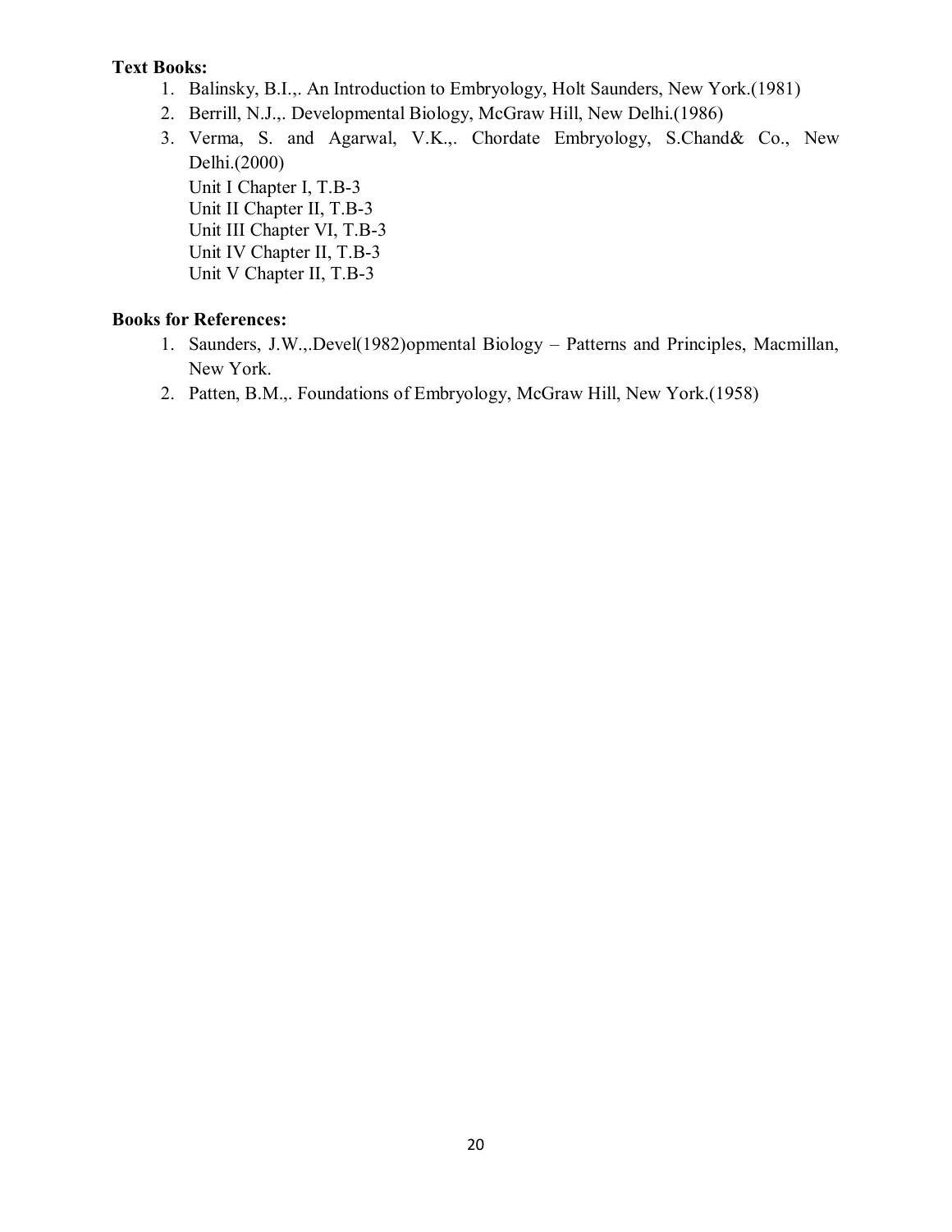**Text Books:**

1. Balinsky, B.I.,. An Introduction to Embryology, Holt Saunders, New York.(1981)
2. Berrill, N.J.,. Developmental Biology, McGraw Hill, New Delhi.(1986)
3. Verma, S. and Agarwal, V.K.,. Chordate Embryology, S.Chand& Co., New Delhi.(2000)
   Unit I Chapter I, T.B-3
   Unit II Chapter II, T.B-3
   Unit III Chapter VI, T.B-3
   Unit IV Chapter II, T.B-3
   Unit V Chapter II, T.B-3

**Books for References:**

1. Saunders, J.W.,.Devel(1982)opmental Biology – Patterns and Principles, Macmillan, New York.
2. Patten, B.M.,. Foundations of Embryology, McGraw Hill, New York.(1958)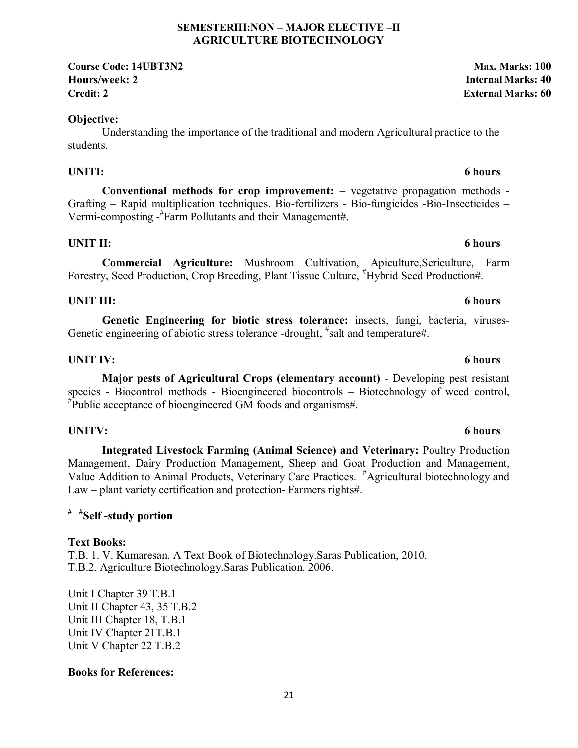**SEMESTERIII:NON – MAJOR ELECTIVE –II**
**AGRICULTURE BIOTECHNOLOGY**

**Course Code: 14UBT3N2** **Max. Marks: 100**
**Hours/week: 2** **Internal Marks: 40**
**Credit: 2** **External Marks: 60**

**Objective:**

Understanding the importance of the traditional and modern Agricultural practice to the students.

**UNITI: 6 hours**

**Conventional methods for crop improvement:** – vegetative propagation methods - Grafting – Rapid multiplication techniques. Bio-fertilizers - Bio-fungicides -Bio-Insecticides – Vermi-composting -#Farm Pollutants and their Management#.

**UNIT II: 6 hours**

**Commercial Agriculture:** Mushroom Cultivation, Apiculture,Sericulture, Farm Forestry, Seed Production, Crop Breeding, Plant Tissue Culture, #Hybrid Seed Production#.

**UNIT III: 6 hours**

**Genetic Engineering for biotic stress tolerance:** insects, fungi, bacteria, viruses- Genetic engineering of abiotic stress tolerance -drought, #salt and temperature#.

**UNIT IV: 6 hours**

**Major pests of Agricultural Crops (elementary account)** - Developing pest resistant species - Biocontrol methods - Bioengineered biocontrols – Biotechnology of weed control, #Public acceptance of bioengineered GM foods and organisms#.

**UNITV: 6 hours**

**Integrated Livestock Farming (Animal Science) and Veterinary:** Poultry Production Management, Dairy Production Management, Sheep and Goat Production and Management, Value Addition to Animal Products, Veterinary Care Practices. #Agricultural biotechnology and Law – plant variety certification and protection- Farmers rights#.

**# #Self -study portion**

**Text Books:**

T.B. 1. V. Kumaresan. A Text Book of Biotechnology.Saras Publication, 2010.
T.B.2. Agriculture Biotechnology.Saras Publication. 2006.

Unit I Chapter 39 T.B.1
Unit II Chapter 43, 35 T.B.2
Unit III Chapter 18, T.B.1
Unit IV Chapter 21T.B.1
Unit V Chapter 22 T.B.2

**Books for References:**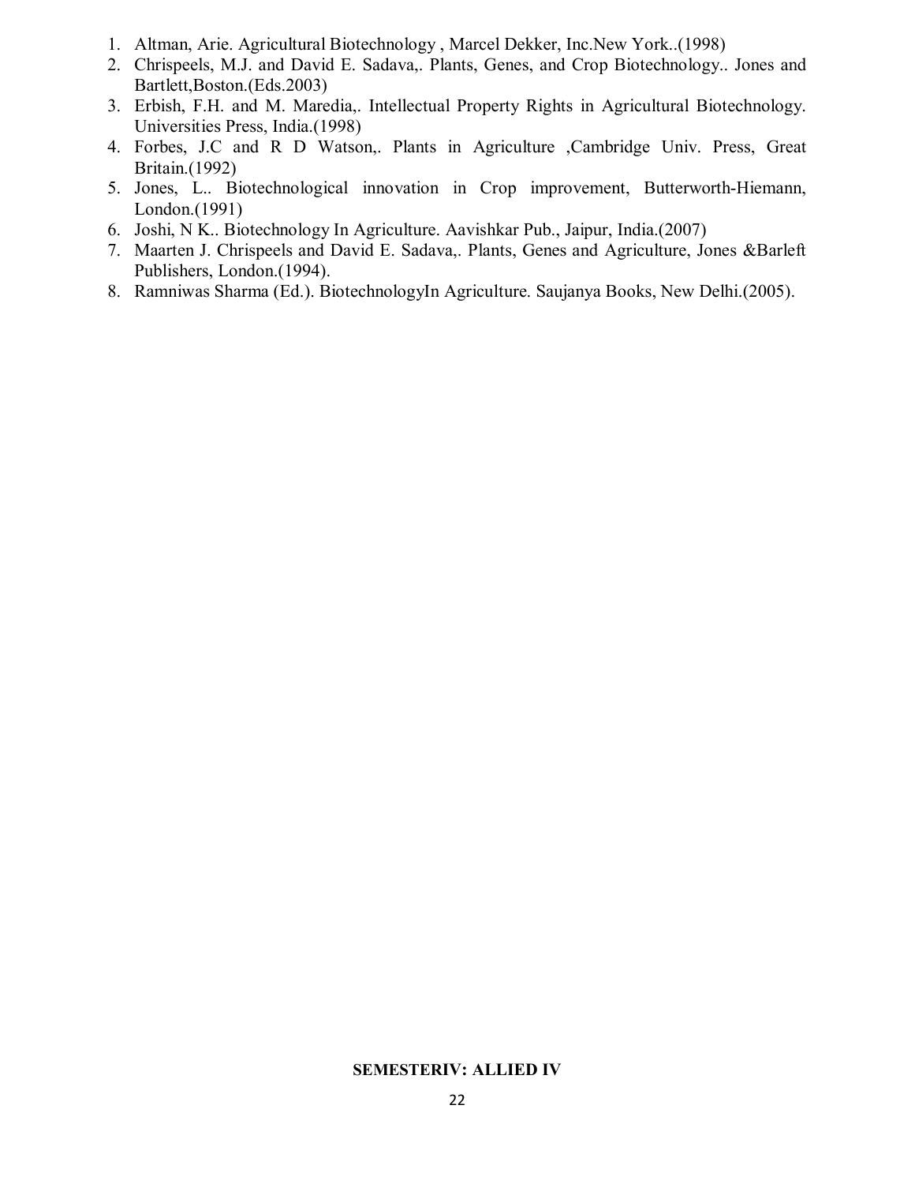1. Altman, Arie. Agricultural Biotechnology , Marcel Dekker, Inc.New York..(1998)
2. Chrispeels, M.J. and David E. Sadava,. Plants, Genes, and Crop Biotechnology.. Jones and Bartlett,Boston.(Eds.2003)
3. Erbish, F.H. and M. Maredia,. Intellectual Property Rights in Agricultural Biotechnology. Universities Press, India.(1998)
4. Forbes, J.C and R D Watson,. Plants in Agriculture ,Cambridge Univ. Press, Great Britain.(1992)
5. Jones, L.. Biotechnological innovation in Crop improvement, Butterworth-Hiemann, London.(1991)
6. Joshi, N K.. Biotechnology In Agriculture. Aavishkar Pub., Jaipur, India.(2007)
7. Maarten J. Chrispeels and David E. Sadava,. Plants, Genes and Agriculture, Jones &Barleft Publishers, London.(1994).
8. Ramniwas Sharma (Ed.). BiotechnologyIn Agriculture. Saujanya Books, New Delhi.(2005).

**SEMESTERIV: ALLIED IV**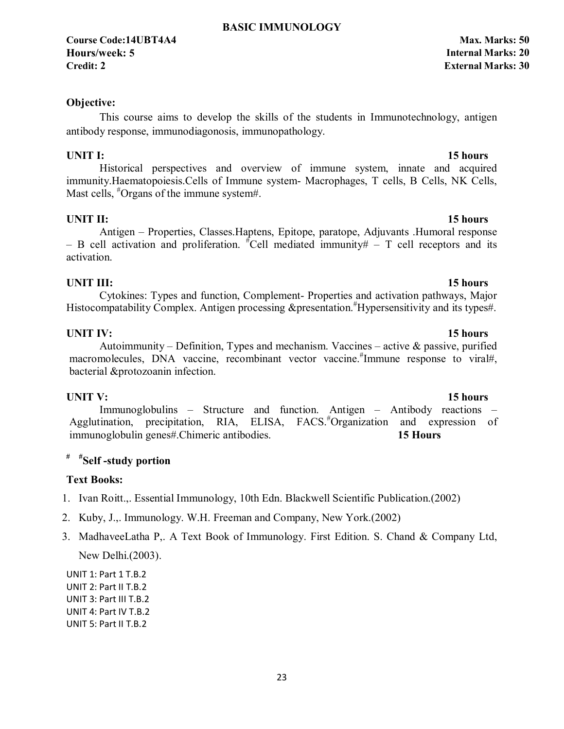# BASIC IMMUNOLOGY

**Course Code:14UBT4A4** | **Max. Marks: 50**
**Hours/week: 5** | **Internal Marks: 20**
**Credit: 2** | **External Marks: 30**

**Objective:**

This course aims to develop the skills of the students in Immunotechnology, antigen antibody response, immunodiagonosis, immunopathology.

**UNIT I:** **15 hours**

Historical perspectives and overview of immune system, innate and acquired immunity.Haematopoiesis.Cells of Immune system- Macrophages, T cells, B Cells, NK Cells, Mast cells, #Organs of the immune system#.

**UNIT II:** **15 hours**

Antigen – Properties, Classes.Haptens, Epitope, paratope, Adjuvants .Humoral response – B cell activation and proliferation. #Cell mediated immunity# – T cell receptors and its activation.

**UNIT III:** **15 hours**

Cytokines: Types and function, Complement- Properties and activation pathways, Major Histocompatability Complex. Antigen processing &presentation.#Hypersensitivity and its types#.

**UNIT IV:** **15 hours**

Autoimmunity – Definition, Types and mechanism. Vaccines – active & passive, purified macromolecules, DNA vaccine, recombinant vector vaccine.#Immune response to viral#, bacterial &protozoanin infection.

**UNIT V:** **15 hours**

Immunoglobulins – Structure and function. Antigen – Antibody reactions – Agglutination, precipitation, RIA, ELISA, FACS.#Organization and expression of immunoglobulin genes#.Chimeric antibodies. **15 Hours**

**# #Self -study portion**

**Text Books:**

1. Ivan Roitt.,. Essential Immunology, 10th Edn. Blackwell Scientific Publication.(2002)
2. Kuby, J.,. Immunology. W.H. Freeman and Company, New York.(2002)
3. MadhaveeLatha P,. A Text Book of Immunology. First Edition. S. Chand & Company Ltd, New Delhi.(2003).

UNIT 1: Part 1 T.B.2
UNIT 2: Part II T.B.2
UNIT 3: Part III T.B.2
UNIT 4: Part IV T.B.2
UNIT 5: Part II T.B.2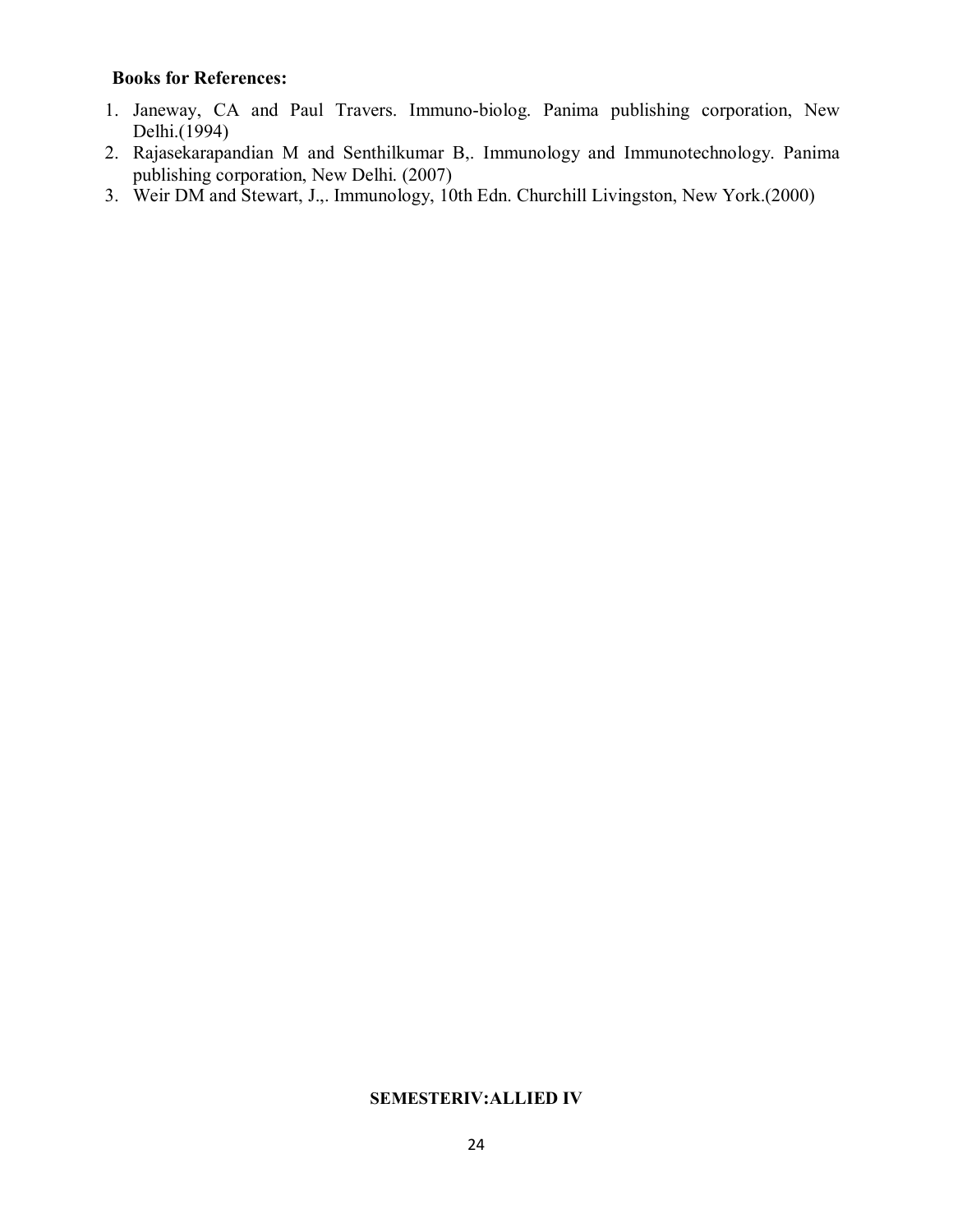**Books for References:**

1. Janeway, CA and Paul Travers. Immuno-biolog. Panima publishing corporation, New Delhi.(1994)
2. Rajasekarapandian M and Senthilkumar B,. Immunology and Immunotechnology. Panima publishing corporation, New Delhi. (2007)
3. Weir DM and Stewart, J.,. Immunology, 10th Edn. Churchill Livingston, New York.(2000)

**SEMESTERIV:ALLIED IV**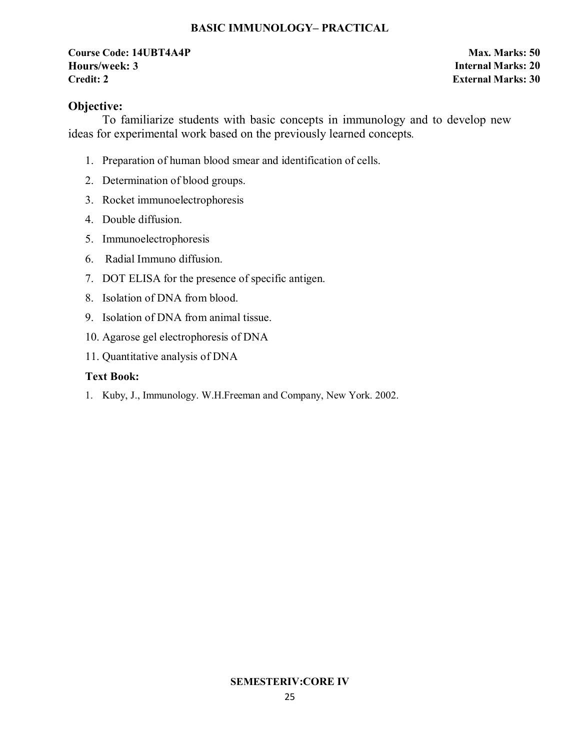# BASIC IMMUNOLOGY– PRACTICAL

| | |
|---|---|
| **Course Code: 14UBT4A4P** | **Max. Marks: 50** |
| **Hours/week: 3** | **Internal Marks: 20** |
| **Credit: 2** | **External Marks: 30** |

## Objective:

To familiarize students with basic concepts in immunology and to develop new ideas for experimental work based on the previously learned concepts.

1. Preparation of human blood smear and identification of cells.
2. Determination of blood groups.
3. Rocket immunoelectrophoresis
4. Double diffusion.
5. Immunoelectrophoresis
6. Radial Immuno diffusion.
7. DOT ELISA for the presence of specific antigen.
8. Isolation of DNA from blood.
9. Isolation of DNA from animal tissue.
10. Agarose gel electrophoresis of DNA
11. Quantitative analysis of DNA

### Text Book:

1. Kuby, J., Immunology. W.H.Freeman and Company, New York. 2002.

**SEMESTERIV:CORE IV**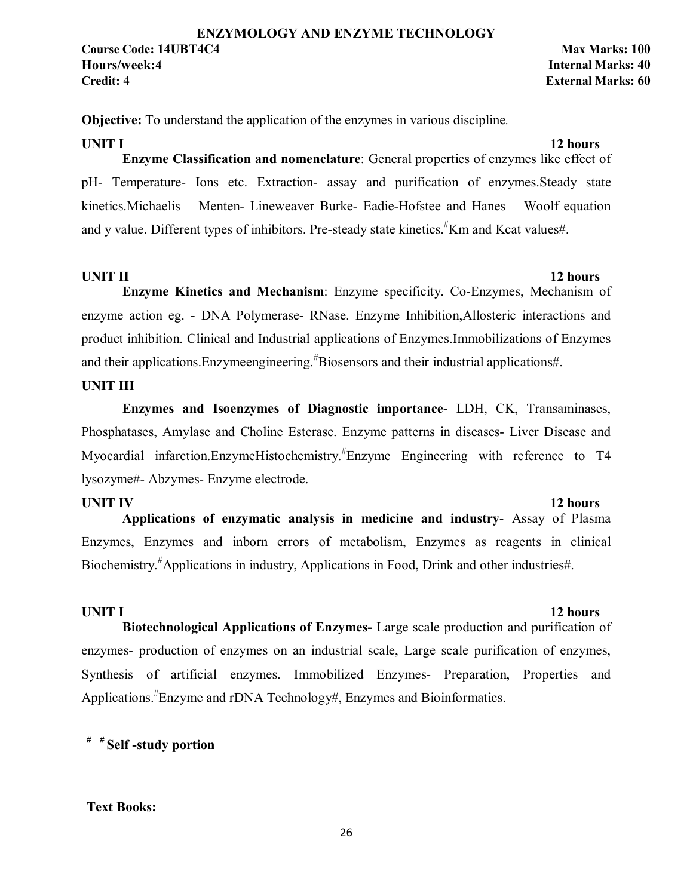## ENZYMOLOGY AND ENZYME TECHNOLOGY

**Course Code: 14UBT4C4** **Max Marks: 100**
**Hours/week:4** **Internal Marks: 40**
**Credit: 4** **External Marks: 60**

**Objective:** To understand the application of the enzymes in various discipline.

**UNIT I** **12 hours**

**Enzyme Classification and nomenclature**: General properties of enzymes like effect of pH- Temperature- Ions etc. Extraction- assay and purification of enzymes.Steady state kinetics.Michaelis – Menten- Lineweaver Burke- Eadie-Hofstee and Hanes – Woolf equation and y value. Different types of inhibitors. Pre-steady state kinetics.#Km and Kcat values#.

**UNIT II** **12 hours**

**Enzyme Kinetics and Mechanism**: Enzyme specificity. Co-Enzymes, Mechanism of enzyme action eg. - DNA Polymerase- RNase. Enzyme Inhibition,Allosteric interactions and product inhibition. Clinical and Industrial applications of Enzymes.Immobilizations of Enzymes and their applications.Enzymeengineering.#Biosensors and their industrial applications#.

**UNIT III**

**Enzymes and Isoenzymes of Diagnostic importance**- LDH, CK, Transaminases, Phosphatases, Amylase and Choline Esterase. Enzyme patterns in diseases- Liver Disease and Myocardial infarction.EnzymeHistochemistry.#Enzyme Engineering with reference to T4 lysozyme#- Abzymes- Enzyme electrode.

**UNIT IV** **12 hours**

**Applications of enzymatic analysis in medicine and industry**- Assay of Plasma Enzymes, Enzymes and inborn errors of metabolism, Enzymes as reagents in clinical Biochemistry.#Applications in industry, Applications in Food, Drink and other industries#.

**UNIT I** **12 hours**

**Biotechnological Applications of Enzymes-** Large scale production and purification of enzymes- production of enzymes on an industrial scale, Large scale purification of enzymes, Synthesis of artificial enzymes. Immobilized Enzymes- Preparation, Properties and Applications.#Enzyme and rDNA Technology#, Enzymes and Bioinformatics.

# # **Self -study portion**

**Text Books:**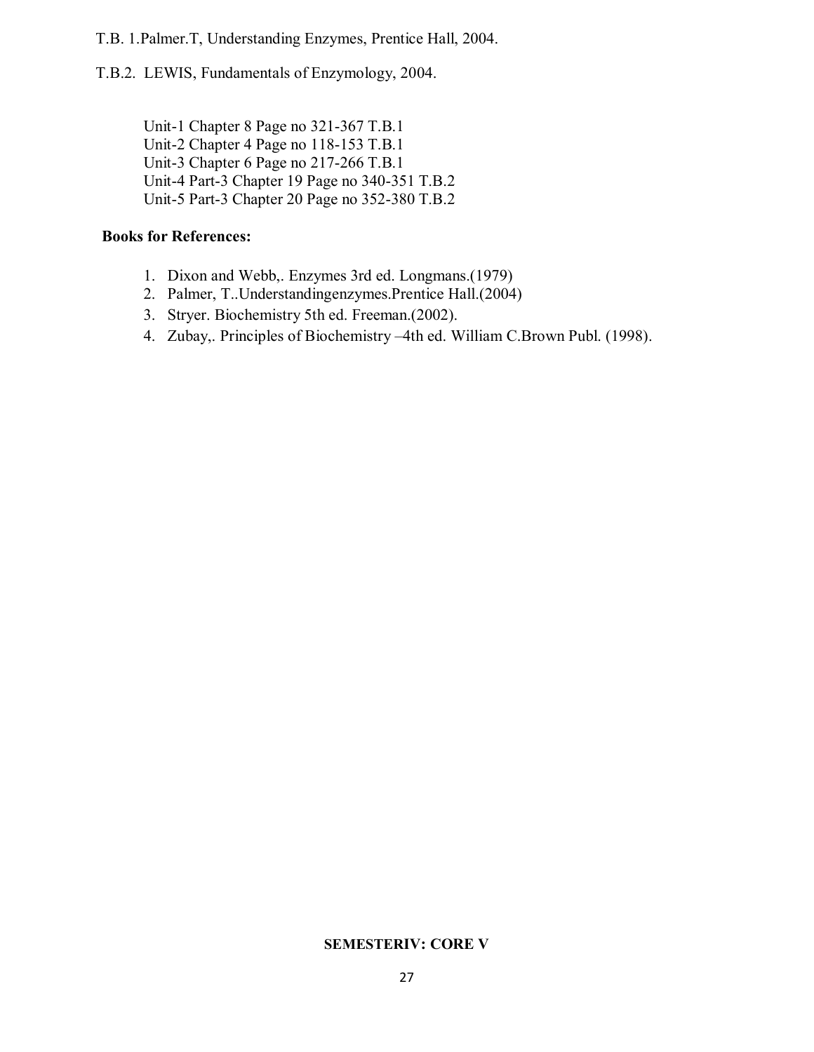T.B. 1.Palmer.T, Understanding Enzymes, Prentice Hall, 2004.

T.B.2. LEWIS, Fundamentals of Enzymology, 2004.

Unit-1 Chapter 8 Page no 321-367 T.B.1  
Unit-2 Chapter 4 Page no 118-153 T.B.1  
Unit-3 Chapter 6 Page no 217-266 T.B.1  
Unit-4 Part-3 Chapter 19 Page no 340-351 T.B.2  
Unit-5 Part-3 Chapter 20 Page no 352-380 T.B.2

**Books for References:**

1. Dixon and Webb,. Enzymes 3rd ed. Longmans.(1979)
2. Palmer, T..Understandingenzymes.Prentice Hall.(2004)
3. Stryer. Biochemistry 5th ed. Freeman.(2002).
4. Zubay,. Principles of Biochemistry –4th ed. William C.Brown Publ. (1998).

**SEMESTERIV: CORE V**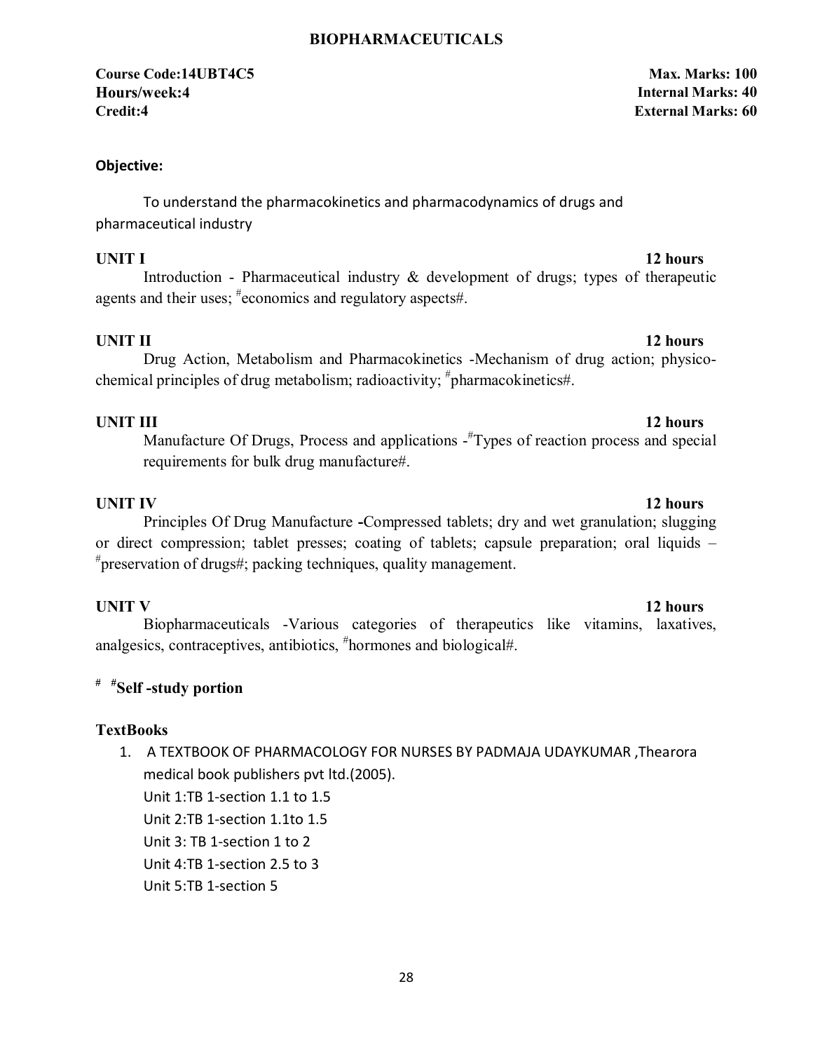# BIOPHARMACEUTICALS

**Course Code:14UBT4C5** **Max. Marks: 100**
**Hours/week:4** **Internal Marks: 40**
**Credit:4** **External Marks: 60**

**Objective:**

To understand the pharmacokinetics and pharmacodynamics of drugs and pharmaceutical industry

**UNIT I** **12 hours**

Introduction - Pharmaceutical industry & development of drugs; types of therapeutic agents and their uses; #economics and regulatory aspects#.

**UNIT II** **12 hours**

Drug Action, Metabolism and Pharmacokinetics -Mechanism of drug action; physico-chemical principles of drug metabolism; radioactivity; #pharmacokinetics#.

**UNIT III** **12 hours**

Manufacture Of Drugs, Process and applications -#Types of reaction process and special requirements for bulk drug manufacture#.

**UNIT IV** **12 hours**

Principles Of Drug Manufacture **-**Compressed tablets; dry and wet granulation; slugging or direct compression; tablet presses; coating of tablets; capsule preparation; oral liquids – #preservation of drugs#; packing techniques, quality management.

**UNIT V** **12 hours**

Biopharmaceuticals -Various categories of therapeutics like vitamins, laxatives, analgesics, contraceptives, antibiotics, #hormones and biological#.

**# #Self -study portion**

**TextBooks**

1. A TEXTBOOK OF PHARMACOLOGY FOR NURSES BY PADMAJA UDAYKUMAR ,Thearora medical book publishers pvt ltd.(2005).
   Unit 1:TB 1-section 1.1 to 1.5
   Unit 2:TB 1-section 1.1to 1.5
   Unit 3: TB 1-section 1 to 2
   Unit 4:TB 1-section 2.5 to 3
   Unit 5:TB 1-section 5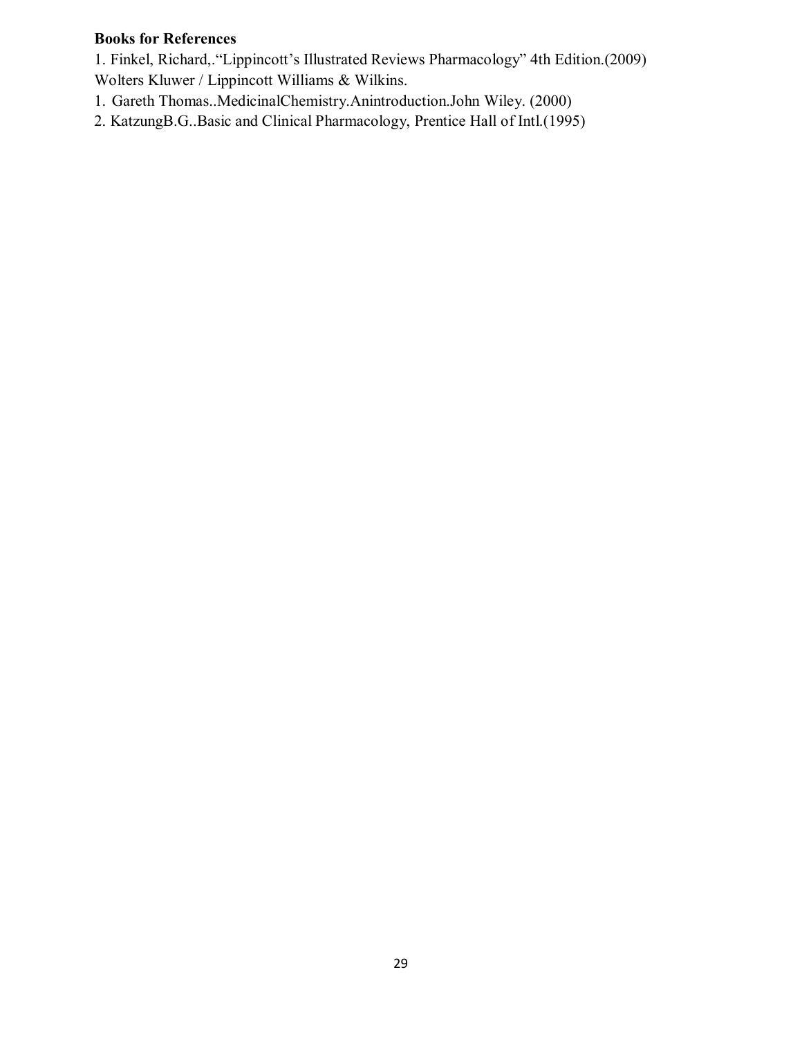**Books for References**

1. Finkel, Richard,."Lippincott's Illustrated Reviews Pharmacology" 4th Edition.(2009) Wolters Kluwer / Lippincott Williams & Wilkins.
1. Gareth Thomas..MedicinalChemistry.Anintroduction.John Wiley. (2000)
2. KatzungB.G..Basic and Clinical Pharmacology, Prentice Hall of Intl.(1995)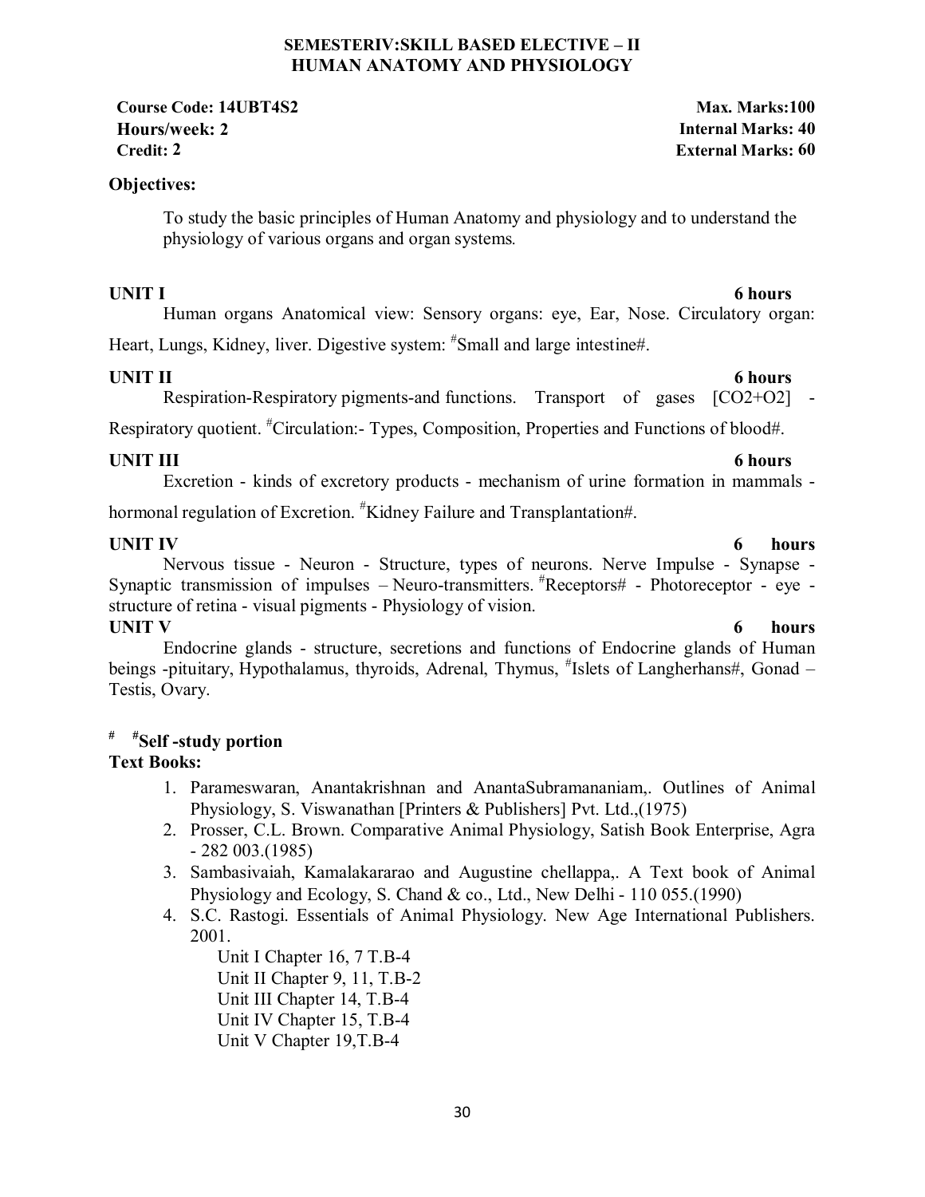## SEMESTERIV:SKILL BASED ELECTIVE – II
## HUMAN ANATOMY AND PHYSIOLOGY

**Course Code: 14UBT4S2** **Max. Marks:100**
**Hours/week: 2** **Internal Marks: 40**
**Credit: 2** **External Marks: 60**

**Objectives:**

To study the basic principles of Human Anatomy and physiology and to understand the physiology of various organs and organ systems.

**UNIT I** **6 hours**

Human organs Anatomical view: Sensory organs: eye, Ear, Nose. Circulatory organ: Heart, Lungs, Kidney, liver. Digestive system: #Small and large intestine#.

**UNIT II** **6 hours**

Respiration-Respiratory pigments-and functions. Transport of gases [$CO_2$+$O_2$] - Respiratory quotient. #Circulation:- Types, Composition, Properties and Functions of blood#.

**UNIT III** **6 hours**

Excretion - kinds of excretory products - mechanism of urine formation in mammals - hormonal regulation of Excretion. #Kidney Failure and Transplantation#.

**UNIT IV** **6 hours**

Nervous tissue - Neuron - Structure, types of neurons. Nerve Impulse - Synapse - Synaptic transmission of impulses – Neuro-transmitters. #Receptors# - Photoreceptor - eye - structure of retina - visual pigments - Physiology of vision.

**UNIT V** **6 hours**

Endocrine glands - structure, secretions and functions of Endocrine glands of Human beings -pituitary, Hypothalamus, thyroids, Adrenal, Thymus, #Islets of Langherhans#, Gonad – Testis, Ovary.

**# #Self -study portion**

**Text Books:**

1. Parameswaran, Anantakrishnan and AnantaSubramananiam,. Outlines of Animal Physiology, S. Viswanathan [Printers & Publishers] Pvt. Ltd.,(1975)
2. Prosser, C.L. Brown. Comparative Animal Physiology, Satish Book Enterprise, Agra - 282 003.(1985)
3. Sambasivaiah, Kamalakararao and Augustine chellappa,. A Text book of Animal Physiology and Ecology, S. Chand & co., Ltd., New Delhi - 110 055.(1990)
4. S.C. Rastogi. Essentials of Animal Physiology. New Age International Publishers. 2001.

   Unit I Chapter 16, 7 T.B-4
   Unit II Chapter 9, 11, T.B-2
   Unit III Chapter 14, T.B-4
   Unit IV Chapter 15, T.B-4
   Unit V Chapter 19,T.B-4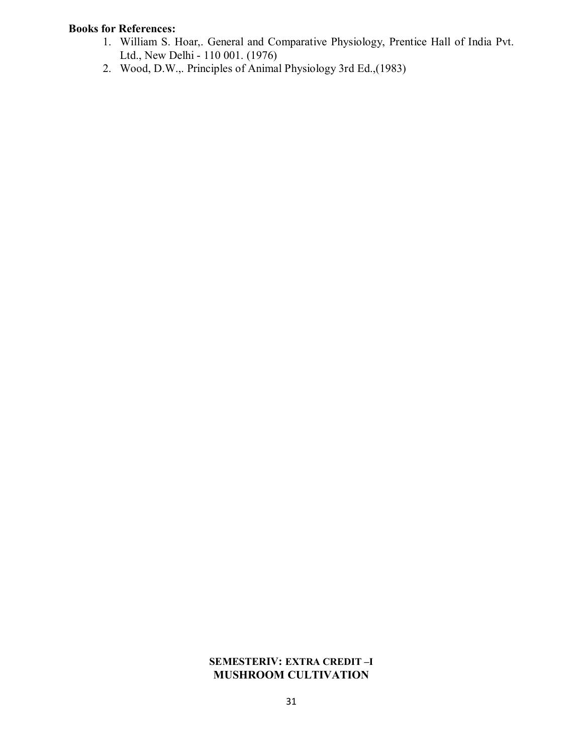**Books for References:**

1. William S. Hoar,. General and Comparative Physiology, Prentice Hall of India Pvt. Ltd., New Delhi - 110 001. (1976)
2. Wood, D.W.,. Principles of Animal Physiology 3rd Ed.,(1983)

**SEMESTERIV: EXTRA CREDIT –I**
**MUSHROOM CULTIVATION**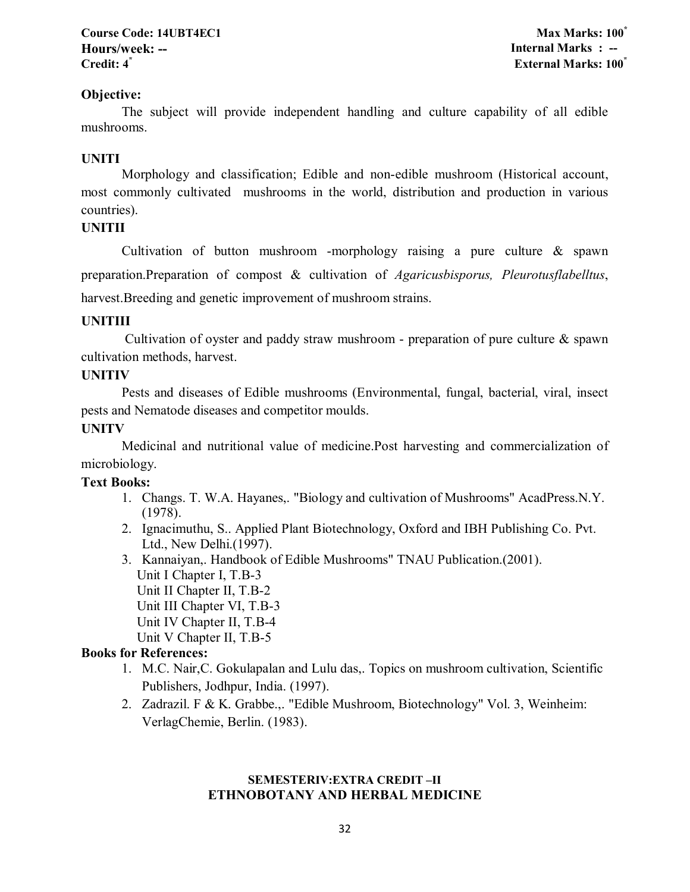**Course Code: 14UBT4EC1** **Max Marks: 100***
**Hours/week: --** **Internal Marks : --**
**Credit: 4*** **External Marks: 100***

**Objective:**

The subject will provide independent handling and culture capability of all edible mushrooms.

**UNITI**

Morphology and classification; Edible and non-edible mushroom (Historical account, most commonly cultivated mushrooms in the world, distribution and production in various countries).

**UNITII**

Cultivation of button mushroom -morphology raising a pure culture & spawn preparation.Preparation of compost & cultivation of *Agaricusbisporus, Pleurotusflabelltus*, harvest.Breeding and genetic improvement of mushroom strains.

**UNITIII**

Cultivation of oyster and paddy straw mushroom - preparation of pure culture & spawn cultivation methods, harvest.

**UNITIV**

Pests and diseases of Edible mushrooms (Environmental, fungal, bacterial, viral, insect pests and Nematode diseases and competitor moulds.

**UNITV**

Medicinal and nutritional value of medicine.Post harvesting and commercialization of microbiology.

**Text Books:**

1. Changs. T. W.A. Hayanes,. "Biology and cultivation of Mushrooms" AcadPress.N.Y. (1978).
2. Ignacimuthu, S.. Applied Plant Biotechnology, Oxford and IBH Publishing Co. Pvt. Ltd., New Delhi.(1997).
3. Kannaiyan,. Handbook of Edible Mushrooms" TNAU Publication.(2001).
   Unit I Chapter I, T.B-3
   Unit II Chapter II, T.B-2
   Unit III Chapter VI, T.B-3
   Unit IV Chapter II, T.B-4
   Unit V Chapter II, T.B-5

**Books for References:**

1. M.C. Nair,C. Gokulapalan and Lulu das,. Topics on mushroom cultivation, Scientific Publishers, Jodhpur, India. (1997).
2. Zadrazil. F & K. Grabbe.,. "Edible Mushroom, Biotechnology" Vol. 3, Weinheim: VerlagChemie, Berlin. (1983).

**SEMESTERIV:EXTRA CREDIT –II**
**ETHNOBOTANY AND HERBAL MEDICINE**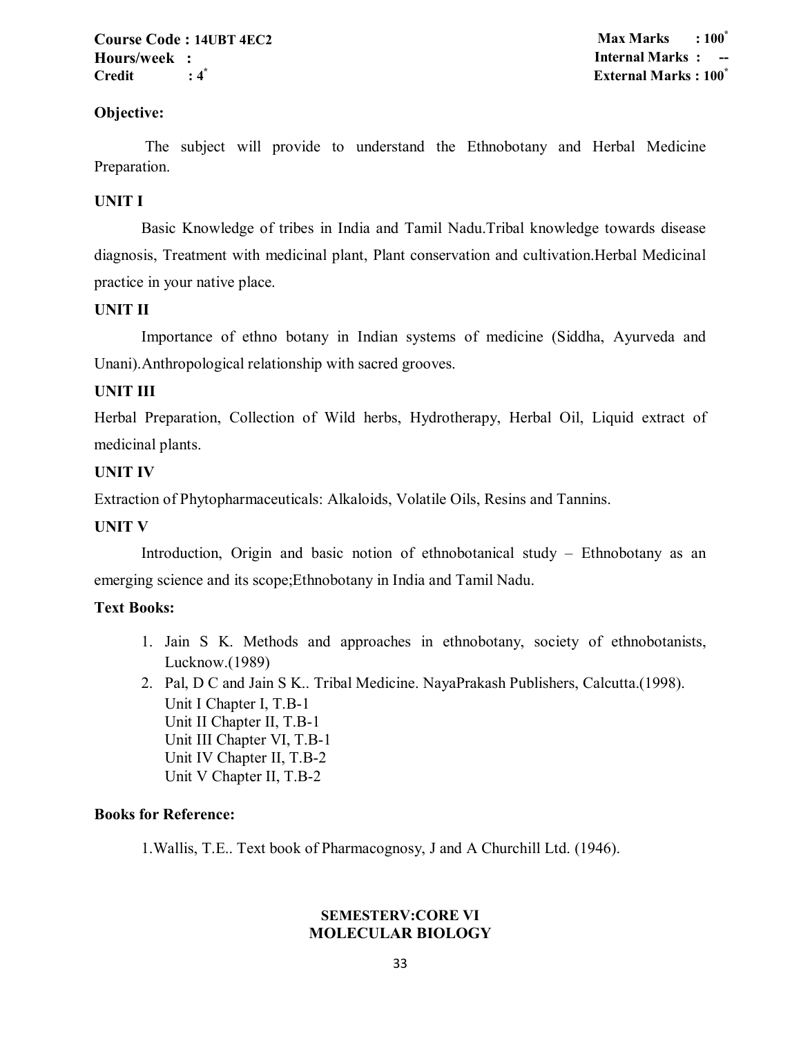**Course Code : 14UBT 4EC2**
**Hours/week :**
**Credit : 4***

**Max Marks : 100***
**Internal Marks : --**
**External Marks : 100***

**Objective:**

The subject will provide to understand the Ethnobotany and Herbal Medicine Preparation.

**UNIT I**

Basic Knowledge of tribes in India and Tamil Nadu.Tribal knowledge towards disease diagnosis, Treatment with medicinal plant, Plant conservation and cultivation.Herbal Medicinal practice in your native place.

**UNIT II**

Importance of ethno botany in Indian systems of medicine (Siddha, Ayurveda and Unani).Anthropological relationship with sacred grooves.

**UNIT III**

Herbal Preparation, Collection of Wild herbs, Hydrotherapy, Herbal Oil, Liquid extract of medicinal plants.

**UNIT IV**

Extraction of Phytopharmaceuticals: Alkaloids, Volatile Oils, Resins and Tannins.

**UNIT V**

Introduction, Origin and basic notion of ethnobotanical study – Ethnobotany as an emerging science and its scope;Ethnobotany in India and Tamil Nadu.

**Text Books:**

1. Jain S K. Methods and approaches in ethnobotany, society of ethnobotanists, Lucknow.(1989)
2. Pal, D C and Jain S K.. Tribal Medicine. NayaPrakash Publishers, Calcutta.(1998).
   Unit I Chapter I, T.B-1
   Unit II Chapter II, T.B-1
   Unit III Chapter VI, T.B-1
   Unit IV Chapter II, T.B-2
   Unit V Chapter II, T.B-2

**Books for Reference:**

1.Wallis, T.E.. Text book of Pharmacognosy, J and A Churchill Ltd. (1946).

**SEMESTERV:CORE VI**
**MOLECULAR BIOLOGY**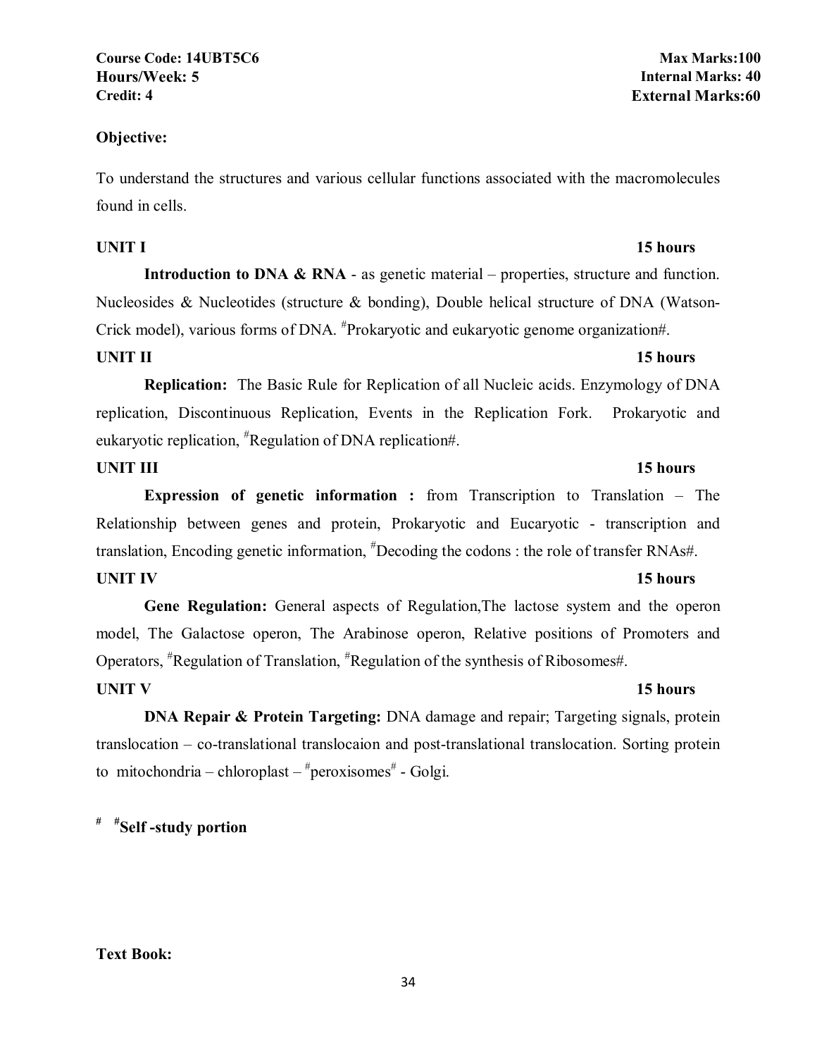**Course Code: 14UBT5C6** | **Max Marks:100**
**Hours/Week: 5** | **Internal Marks: 40**
**Credit: 4** | **External Marks:60**

**Objective:**

To understand the structures and various cellular functions associated with the macromolecules found in cells.

**UNIT I** **15 hours**

**Introduction to DNA & RNA** - as genetic material – properties, structure and function. Nucleosides & Nucleotides (structure & bonding), Double helical structure of DNA (Watson-Crick model), various forms of DNA. #Prokaryotic and eukaryotic genome organization#.

**UNIT II** **15 hours**

**Replication:** The Basic Rule for Replication of all Nucleic acids. Enzymology of DNA replication, Discontinuous Replication, Events in the Replication Fork. Prokaryotic and eukaryotic replication, #Regulation of DNA replication#.

**UNIT III** **15 hours**

**Expression of genetic information :** from Transcription to Translation – The Relationship between genes and protein, Prokaryotic and Eucaryotic - transcription and translation, Encoding genetic information, #Decoding the codons : the role of transfer RNAs#.

**UNIT IV** **15 hours**

**Gene Regulation:** General aspects of Regulation,The lactose system and the operon model, The Galactose operon, The Arabinose operon, Relative positions of Promoters and Operators, #Regulation of Translation, #Regulation of the synthesis of Ribosomes#.

**UNIT V** **15 hours**

**DNA Repair & Protein Targeting:** DNA damage and repair; Targeting signals, protein translocation – co-translational translocaion and post-translational translocation. Sorting protein to mitochondria – chloroplast – #peroxisomes# - Golgi.

# #**Self -study portion**

**Text Book:**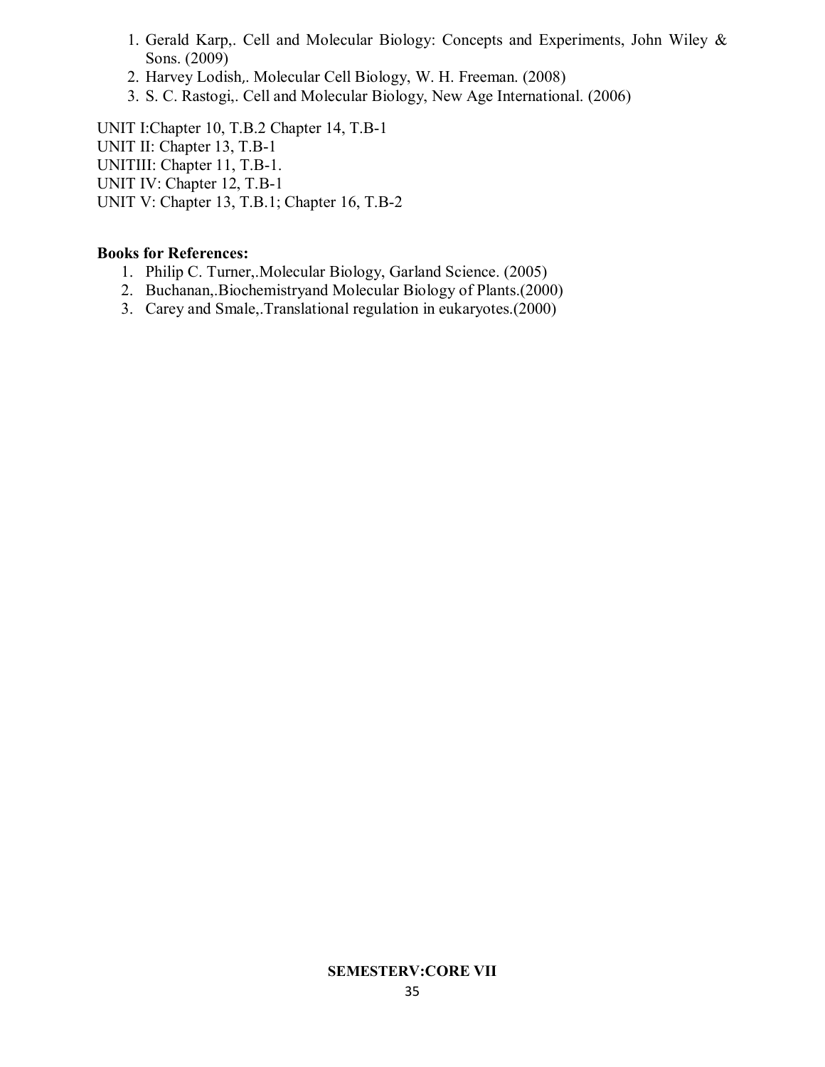1. Gerald Karp,. Cell and Molecular Biology: Concepts and Experiments, John Wiley & Sons. (2009)
2. Harvey Lodish,. Molecular Cell Biology, W. H. Freeman. (2008)
3. S. C. Rastogi,. Cell and Molecular Biology, New Age International. (2006)

UNIT I:Chapter 10, T.B.2 Chapter 14, T.B-1
UNIT II: Chapter 13, T.B-1
UNITIII: Chapter 11, T.B-1.
UNIT IV: Chapter 12, T.B-1
UNIT V: Chapter 13, T.B.1; Chapter 16, T.B-2

**Books for References:**

1. Philip C. Turner,.Molecular Biology, Garland Science. (2005)
2. Buchanan,.Biochemistryand Molecular Biology of Plants.(2000)
3. Carey and Smale,.Translational regulation in eukaryotes.(2000)

**SEMESTERV:CORE VII**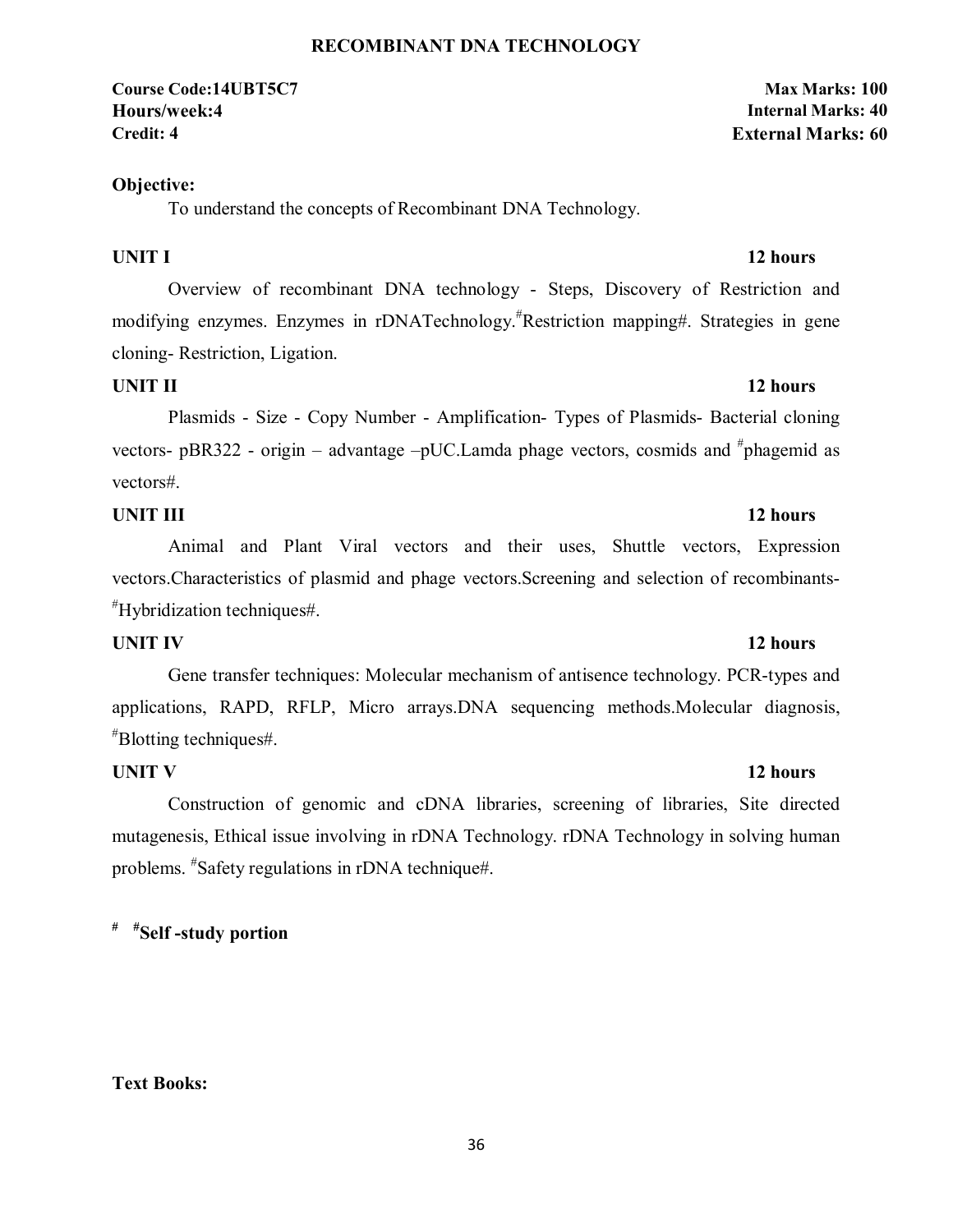# RECOMBINANT DNA TECHNOLOGY

**Course Code:14UBT5C7** | **Max Marks: 100**
**Hours/week:4** | **Internal Marks: 40**
**Credit: 4** | **External Marks: 60**

**Objective:**

To understand the concepts of Recombinant DNA Technology.

**UNIT I** **12 hours**

Overview of recombinant DNA technology - Steps, Discovery of Restriction and modifying enzymes. Enzymes in rDNATechnology.#Restriction mapping#. Strategies in gene cloning- Restriction, Ligation.

**UNIT II** **12 hours**

Plasmids - Size - Copy Number - Amplification- Types of Plasmids- Bacterial cloning vectors- pBR322 - origin – advantage –pUC.Lamda phage vectors, cosmids and #phagemid as vectors#.

**UNIT III** **12 hours**

Animal and Plant Viral vectors and their uses, Shuttle vectors, Expression vectors.Characteristics of plasmid and phage vectors.Screening and selection of recombinants- #Hybridization techniques#.

**UNIT IV** **12 hours**

Gene transfer techniques: Molecular mechanism of antisence technology. PCR-types and applications, RAPD, RFLP, Micro arrays.DNA sequencing methods.Molecular diagnosis, #Blotting techniques#.

**UNIT V** **12 hours**

Construction of genomic and cDNA libraries, screening of libraries, Site directed mutagenesis, Ethical issue involving in rDNA Technology. rDNA Technology in solving human problems. #Safety regulations in rDNA technique#.

# #**Self -study portion**

**Text Books:**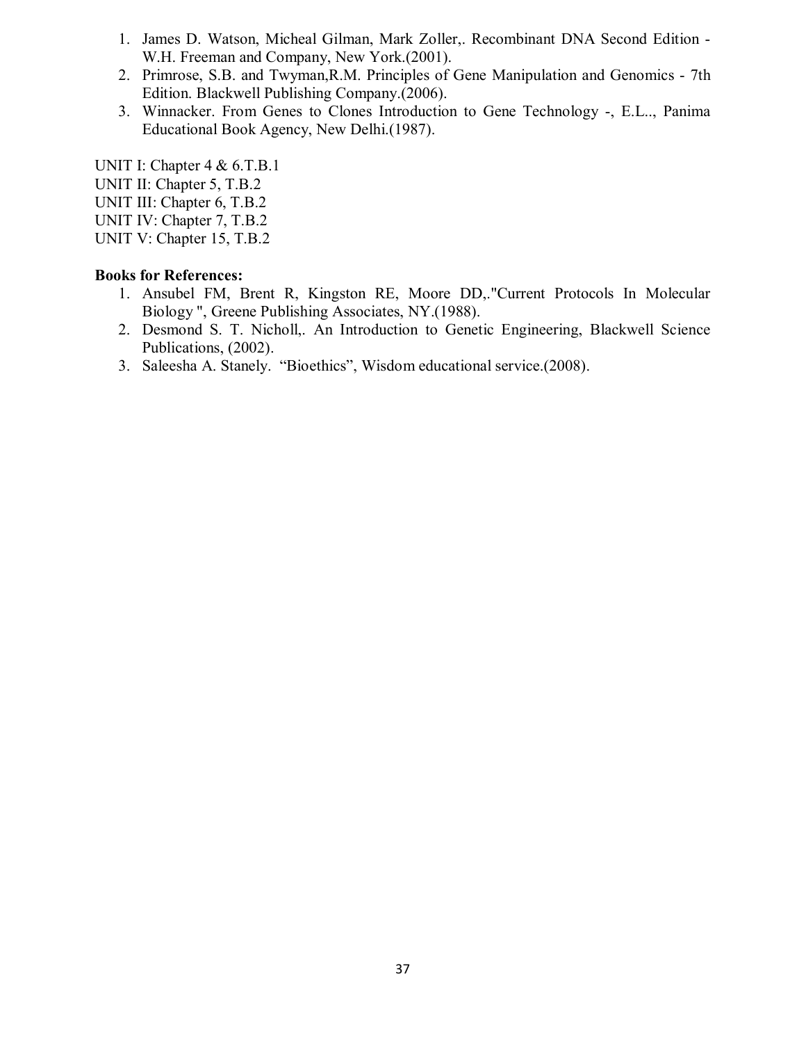1. James D. Watson, Micheal Gilman, Mark Zoller,. Recombinant DNA Second Edition - W.H. Freeman and Company, New York.(2001).
2. Primrose, S.B. and Twyman,R.M. Principles of Gene Manipulation and Genomics - 7th Edition. Blackwell Publishing Company.(2006).
3. Winnacker. From Genes to Clones Introduction to Gene Technology -, E.L.., Panima Educational Book Agency, New Delhi.(1987).

UNIT I: Chapter 4 & 6.T.B.1
UNIT II: Chapter 5, T.B.2
UNIT III: Chapter 6, T.B.2
UNIT IV: Chapter 7, T.B.2
UNIT V: Chapter 15, T.B.2

**Books for References:**

1. Ansubel FM, Brent R, Kingston RE, Moore DD,."Current Protocols In Molecular Biology ", Greene Publishing Associates, NY.(1988).
2. Desmond S. T. Nicholl,. An Introduction to Genetic Engineering, Blackwell Science Publications, (2002).
3. Saleesha A. Stanely. "Bioethics", Wisdom educational service.(2008).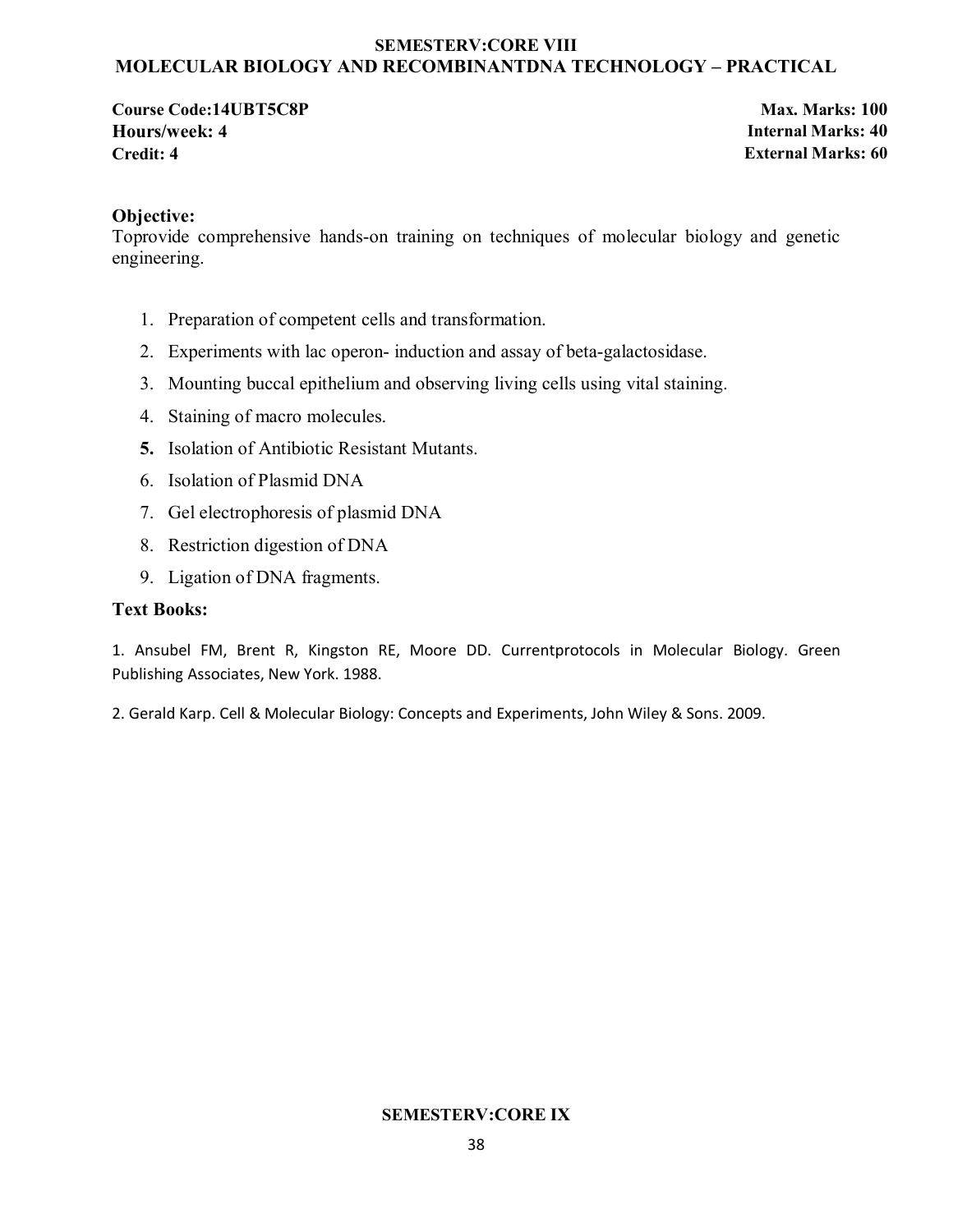## SEMESTERV:CORE VIII
## MOLECULAR BIOLOGY AND RECOMBINANTDNA TECHNOLOGY – PRACTICAL

| | |
|---|---|
| **Course Code:14UBT5C8P** | **Max. Marks: 100** |
| **Hours/week: 4** | **Internal Marks: 40** |
| **Credit: 4** | **External Marks: 60** |

### Objective:

Toprovide comprehensive hands-on training on techniques of molecular biology and genetic engineering.

1. Preparation of competent cells and transformation.
2. Experiments with lac operon- induction and assay of beta-galactosidase.
3. Mounting buccal epithelium and observing living cells using vital staining.
4. Staining of macro molecules.
5. Isolation of Antibiotic Resistant Mutants.
6. Isolation of Plasmid DNA
7. Gel electrophoresis of plasmid DNA
8. Restriction digestion of DNA
9. Ligation of DNA fragments.

### Text Books:

1. Ansubel FM, Brent R, Kingston RE, Moore DD. Currentprotocols in Molecular Biology. Green Publishing Associates, New York. 1988.

2. Gerald Karp. Cell & Molecular Biology: Concepts and Experiments, John Wiley & Sons. 2009.

## SEMESTERV:CORE IX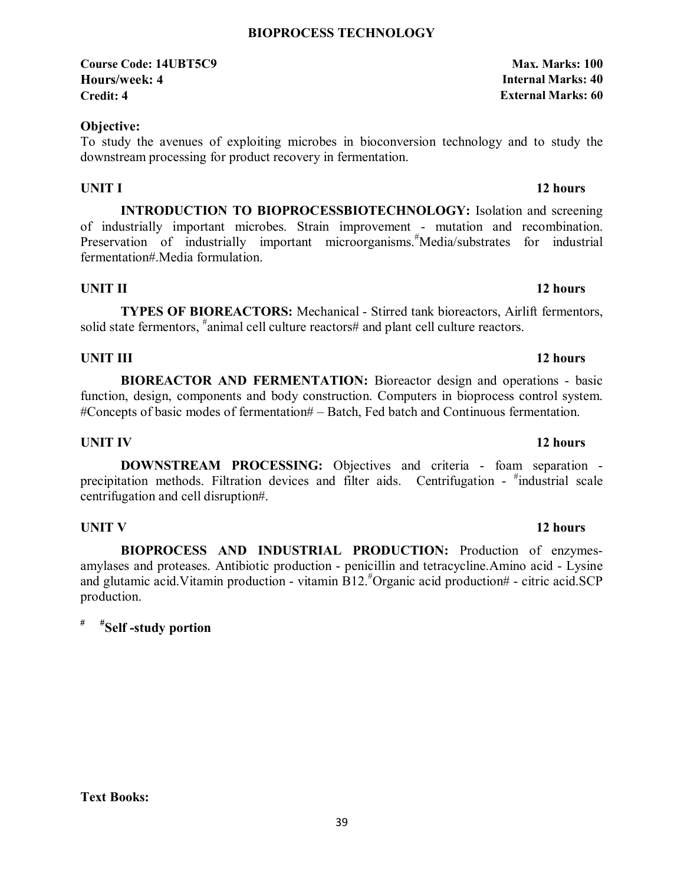# BIOPROCESS TECHNOLOGY

**Course Code: 14UBT5C9** | **Max. Marks: 100**
**Hours/week: 4** | **Internal Marks: 40**
**Credit: 4** | **External Marks: 60**

**Objective:**

To study the avenues of exploiting microbes in bioconversion technology and to study the downstream processing for product recovery in fermentation.

**UNIT I** **12 hours**

**INTRODUCTION TO BIOPROCESSBIOTECHNOLOGY:** Isolation and screening of industrially important microbes. Strain improvement - mutation and recombination. Preservation of industrially important microorganisms.#Media/substrates for industrial fermentation#.Media formulation.

**UNIT II** **12 hours**

**TYPES OF BIOREACTORS:** Mechanical - Stirred tank bioreactors, Airlift fermentors, solid state fermentors, #animal cell culture reactors# and plant cell culture reactors.

**UNIT III** **12 hours**

**BIOREACTOR AND FERMENTATION:** Bioreactor design and operations - basic function, design, components and body construction. Computers in bioprocess control system. #Concepts of basic modes of fermentation# – Batch, Fed batch and Continuous fermentation.

**UNIT IV** **12 hours**

**DOWNSTREAM PROCESSING:** Objectives and criteria - foam separation - precipitation methods. Filtration devices and filter aids. Centrifugation - #industrial scale centrifugation and cell disruption#.

**UNIT V** **12 hours**

**BIOPROCESS AND INDUSTRIAL PRODUCTION:** Production of enzymes-amylases and proteases. Antibiotic production - penicillin and tetracycline.Amino acid - Lysine and glutamic acid.Vitamin production - vitamin B12.#Organic acid production# - citric acid.SCP production.

# #**Self -study portion**

**Text Books:**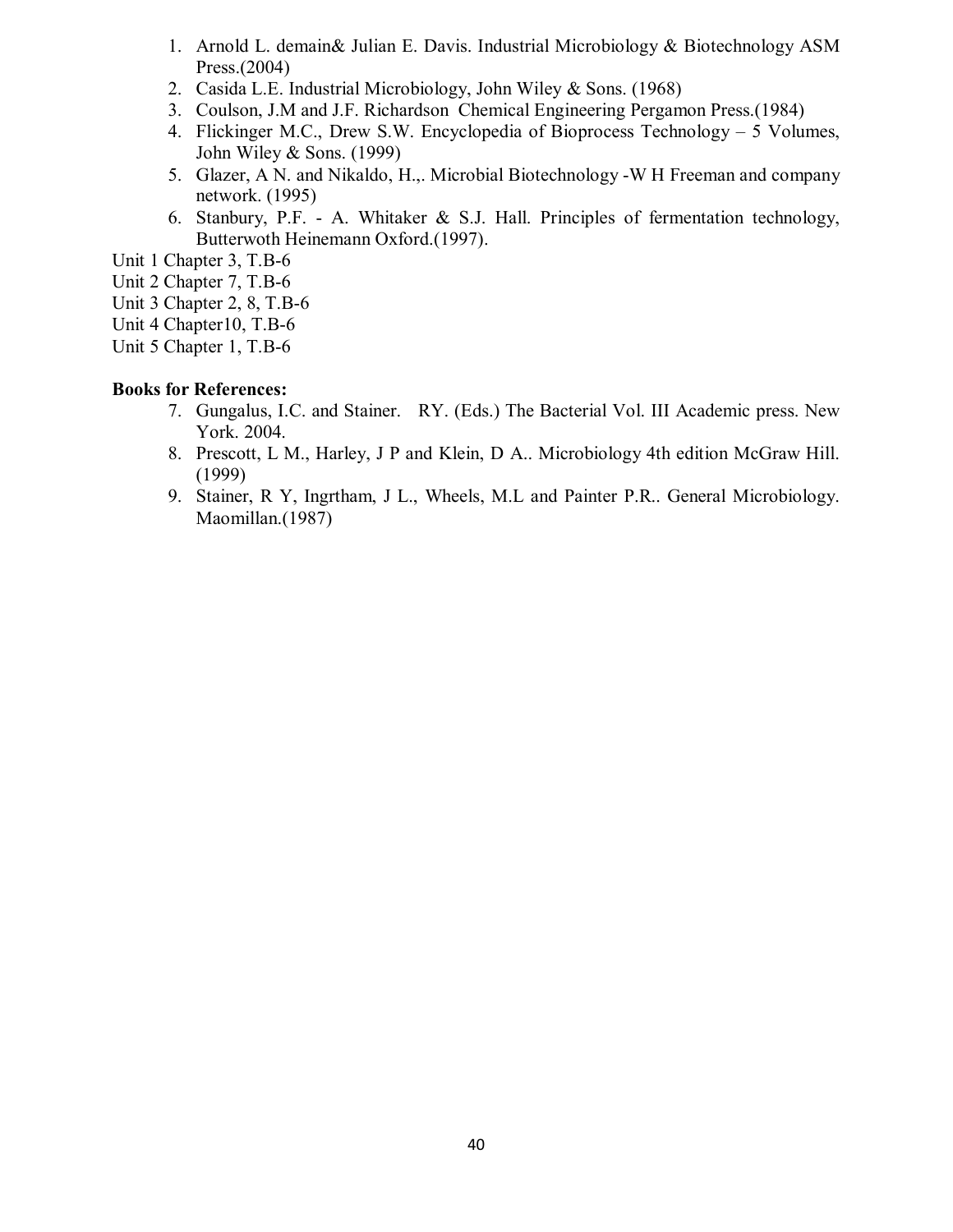1. Arnold L. demain& Julian E. Davis. Industrial Microbiology & Biotechnology ASM Press.(2004)
2. Casida L.E. Industrial Microbiology, John Wiley & Sons. (1968)
3. Coulson, J.M and J.F. Richardson Chemical Engineering Pergamon Press.(1984)
4. Flickinger M.C., Drew S.W. Encyclopedia of Bioprocess Technology – 5 Volumes, John Wiley & Sons. (1999)
5. Glazer, A N. and Nikaldo, H.,. Microbial Biotechnology -W H Freeman and company network. (1995)
6. Stanbury, P.F. - A. Whitaker & S.J. Hall. Principles of fermentation technology, Butterwoth Heinemann Oxford.(1997).

Unit 1 Chapter 3, T.B-6
Unit 2 Chapter 7, T.B-6
Unit 3 Chapter 2, 8, T.B-6
Unit 4 Chapter10, T.B-6
Unit 5 Chapter 1, T.B-6

**Books for References:**

7. Gungalus, I.C. and Stainer. RY. (Eds.) The Bacterial Vol. III Academic press. New York. 2004.
8. Prescott, L M., Harley, J P and Klein, D A.. Microbiology 4th edition McGraw Hill. (1999)
9. Stainer, R Y, Ingrtham, J L., Wheels, M.L and Painter P.R.. General Microbiology. Maomillan.(1987)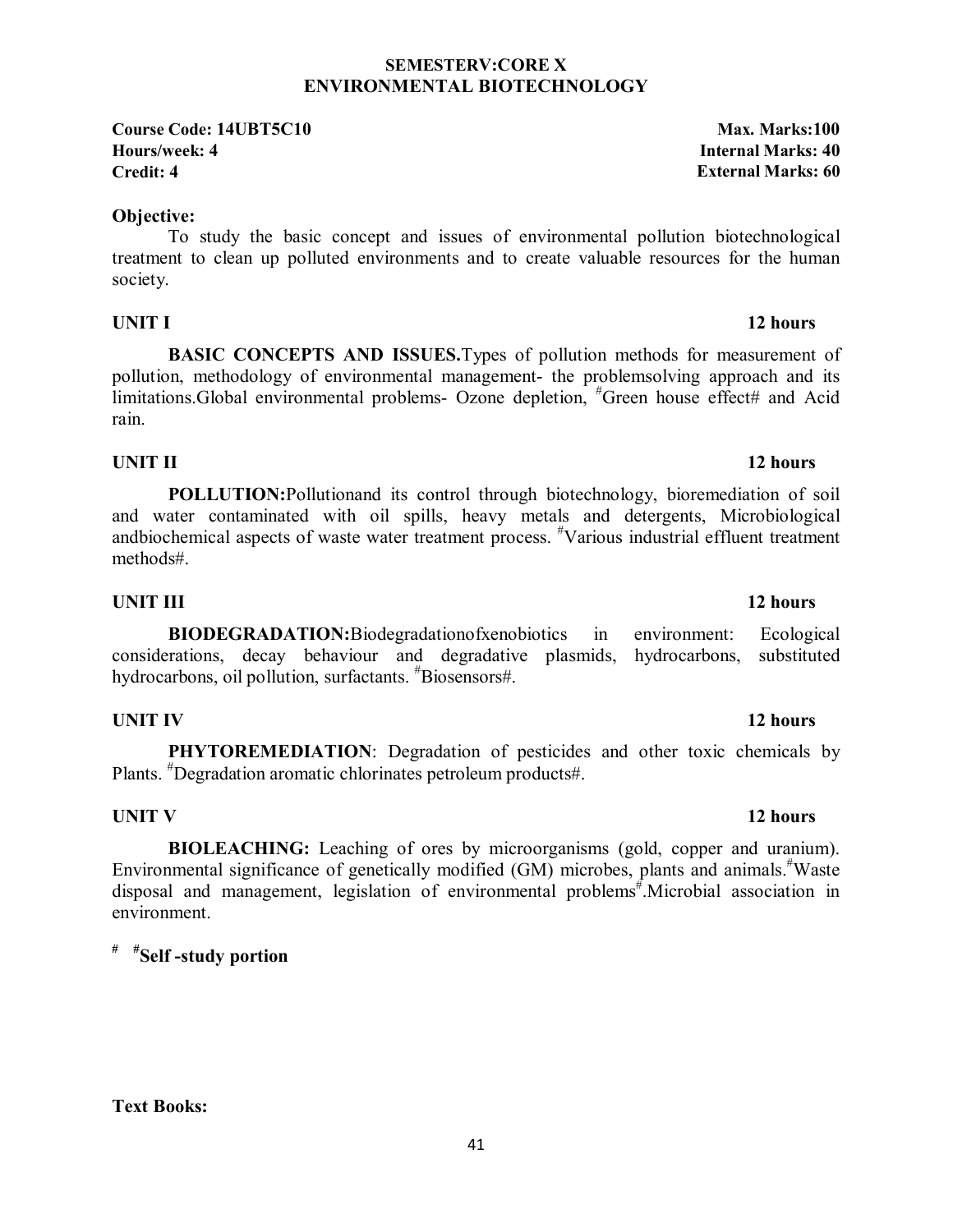**SEMESTERV:CORE X**
**ENVIRONMENTAL BIOTECHNOLOGY**

**Course Code: 14UBT5C10** **Max. Marks:100**
**Hours/week: 4** **Internal Marks: 40**
**Credit: 4** **External Marks: 60**

**Objective:**

To study the basic concept and issues of environmental pollution biotechnological treatment to clean up polluted environments and to create valuable resources for the human society.

**UNIT I** **12 hours**

**BASIC CONCEPTS AND ISSUES.**Types of pollution methods for measurement of pollution, methodology of environmental management- the problemsolving approach and its limitations.Global environmental problems- Ozone depletion, #Green house effect# and Acid rain.

**UNIT II** **12 hours**

**POLLUTION:**Pollutionand its control through biotechnology, bioremediation of soil and water contaminated with oil spills, heavy metals and detergents, Microbiological andbiochemical aspects of waste water treatment process. #Various industrial effluent treatment methods#.

**UNIT III** **12 hours**

**BIODEGRADATION:**Biodegradationofxenobiotics in environment: Ecological considerations, decay behaviour and degradative plasmids, hydrocarbons, substituted hydrocarbons, oil pollution, surfactants. #Biosensors#.

**UNIT IV** **12 hours**

**PHYTOREMEDIATION**: Degradation of pesticides and other toxic chemicals by Plants. #Degradation aromatic chlorinates petroleum products#.

**UNIT V** **12 hours**

**BIOLEACHING:** Leaching of ores by microorganisms (gold, copper and uranium). Environmental significance of genetically modified (GM) microbes, plants and animals.#Waste disposal and management, legislation of environmental problems#.Microbial association in environment.

# **#Self -study portion**

**Text Books:**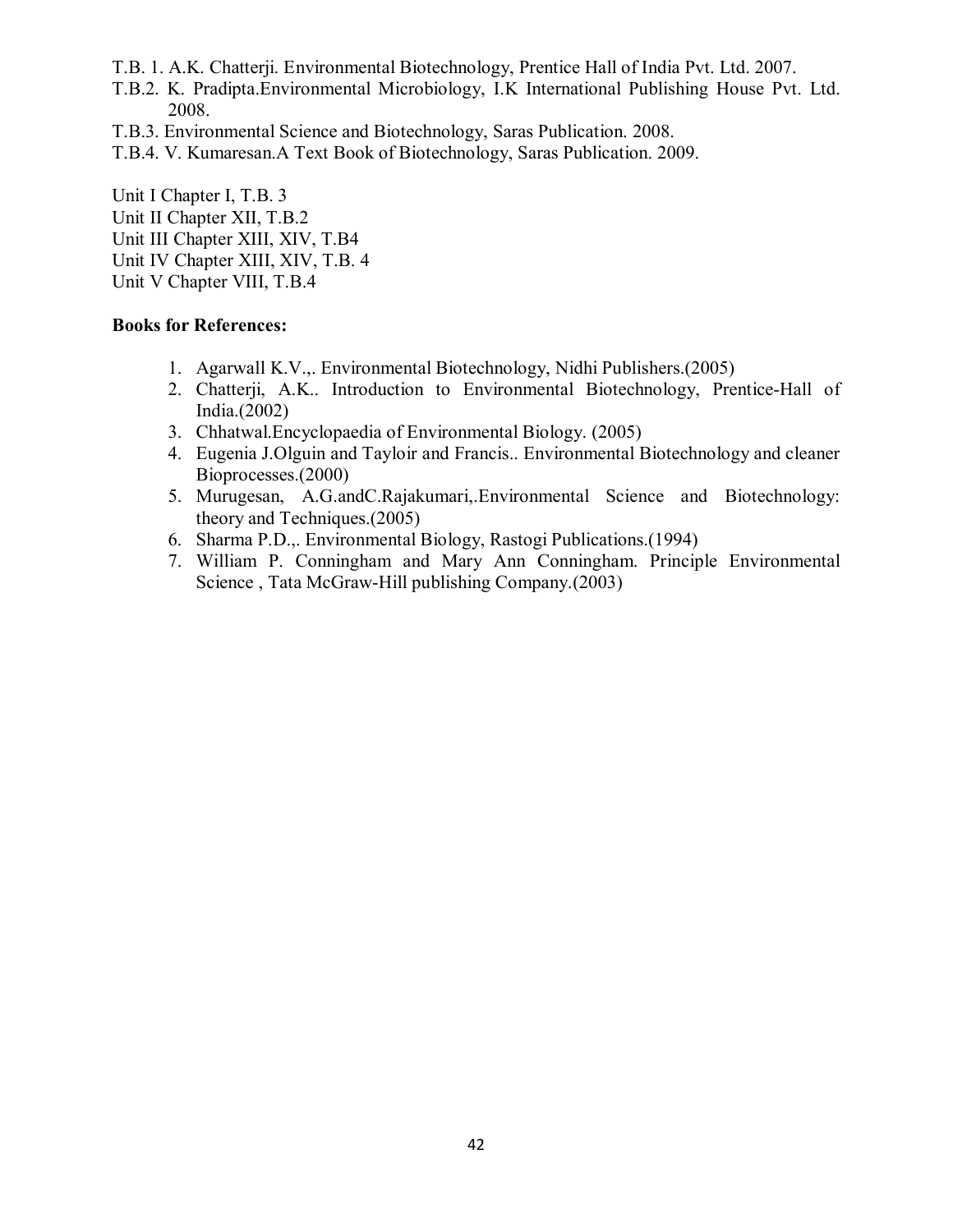T.B. 1. A.K. Chatterji. Environmental Biotechnology, Prentice Hall of India Pvt. Ltd. 2007.

T.B.2. K. Pradipta.Environmental Microbiology, I.K International Publishing House Pvt. Ltd. 2008.

T.B.3. Environmental Science and Biotechnology, Saras Publication. 2008.

T.B.4. V. Kumaresan.A Text Book of Biotechnology, Saras Publication. 2009.

Unit I Chapter I, T.B. 3  
Unit II Chapter XII, T.B.2  
Unit III Chapter XIII, XIV, T.B4  
Unit IV Chapter XIII, XIV, T.B. 4  
Unit V Chapter VIII, T.B.4

**Books for References:**

1. Agarwall K.V.,. Environmental Biotechnology, Nidhi Publishers.(2005)
2. Chatterji, A.K.. Introduction to Environmental Biotechnology, Prentice-Hall of India.(2002)
3. Chhatwal.Encyclopaedia of Environmental Biology. (2005)
4. Eugenia J.Olguin and Tayloir and Francis.. Environmental Biotechnology and cleaner Bioprocesses.(2000)
5. Murugesan, A.G.andC.Rajakumari,.Environmental Science and Biotechnology: theory and Techniques.(2005)
6. Sharma P.D.,. Environmental Biology, Rastogi Publications.(1994)
7. William P. Conningham and Mary Ann Conningham. Principle Environmental Science , Tata McGraw-Hill publishing Company.(2003)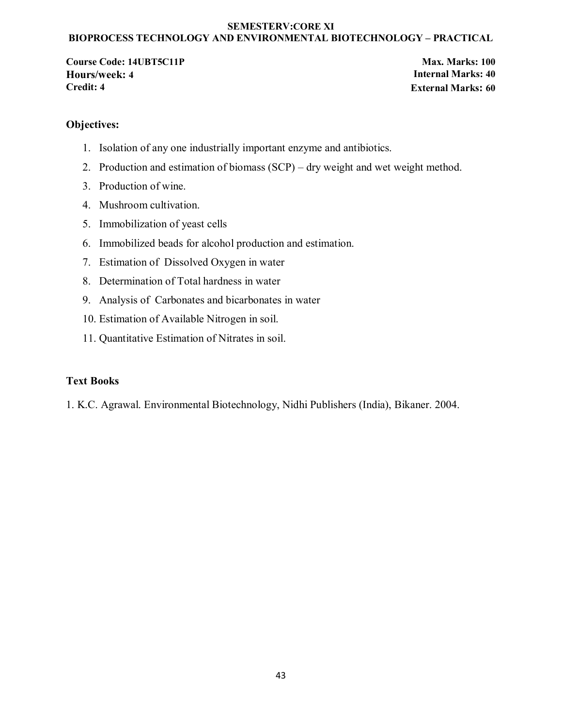**SEMESTERV:CORE XI**
**BIOPROCESS TECHNOLOGY AND ENVIRONMENTAL BIOTECHNOLOGY – PRACTICAL**

**Course Code: 14UBT5C11P**
**Hours/week: 4**
**Credit: 4**

**Max. Marks: 100**
**Internal Marks: 40**
**External Marks: 60**

## Objectives:

1. Isolation of any one industrially important enzyme and antibiotics.
2. Production and estimation of biomass (SCP) – dry weight and wet weight method.
3. Production of wine.
4. Mushroom cultivation.
5. Immobilization of yeast cells
6. Immobilized beads for alcohol production and estimation.
7. Estimation of Dissolved Oxygen in water
8. Determination of Total hardness in water
9. Analysis of Carbonates and bicarbonates in water
10. Estimation of Available Nitrogen in soil.
11. Quantitative Estimation of Nitrates in soil.

## Text Books

1. K.C. Agrawal. Environmental Biotechnology, Nidhi Publishers (India), Bikaner. 2004.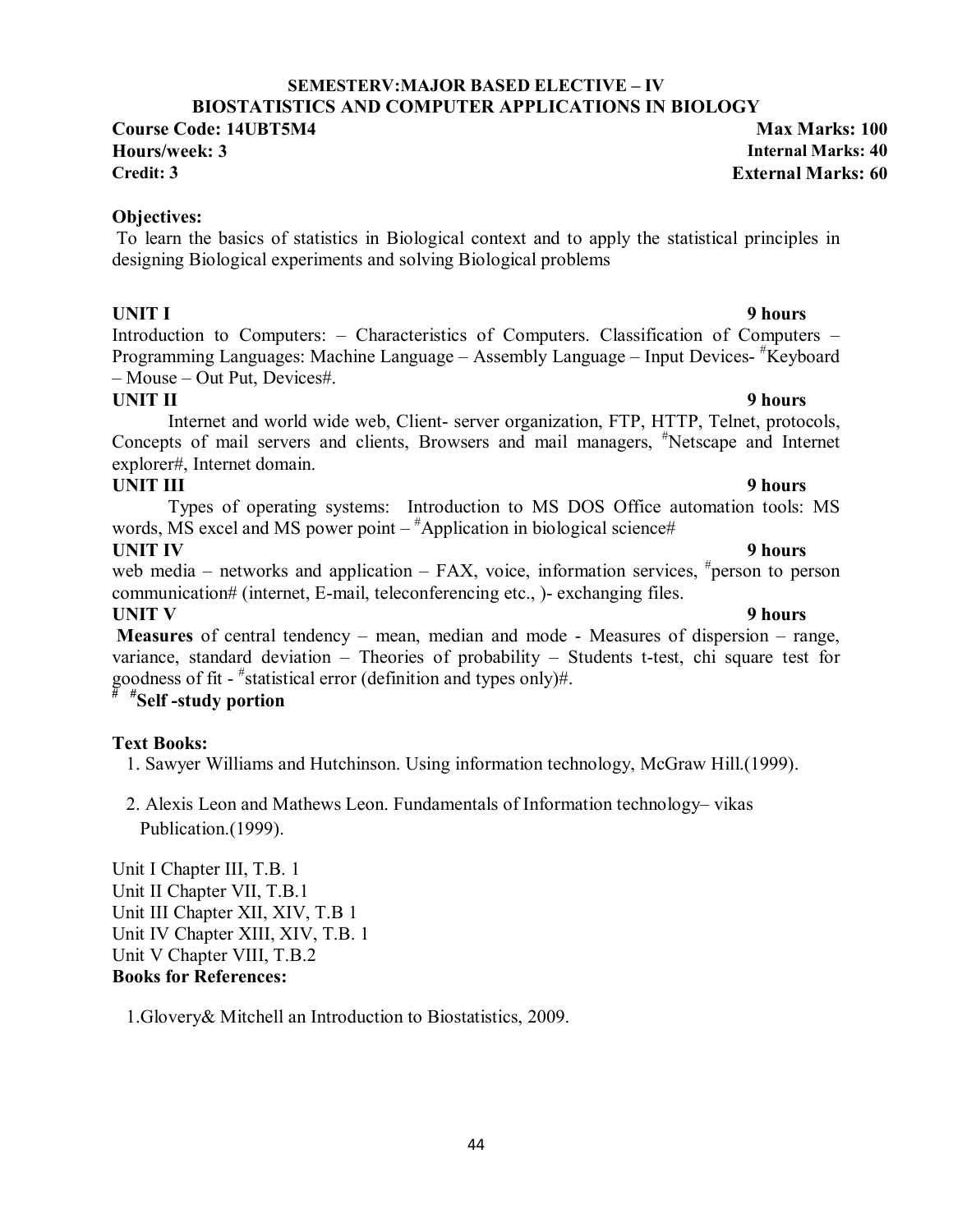## SEMESTERV:MAJOR BASED ELECTIVE – IV
## BIOSTATISTICS AND COMPUTER APPLICATIONS IN BIOLOGY

**Course Code: 14UBT5M4** **Max Marks: 100**
**Hours/week: 3** **Internal Marks: 40**
**Credit: 3** **External Marks: 60**

**Objectives:**

To learn the basics of statistics in Biological context and to apply the statistical principles in designing Biological experiments and solving Biological problems

**UNIT I** **9 hours**

Introduction to Computers: – Characteristics of Computers. Classification of Computers – Programming Languages: Machine Language – Assembly Language – Input Devices- #Keyboard – Mouse – Out Put, Devices#.

**UNIT II** **9 hours**

Internet and world wide web, Client- server organization, FTP, HTTP, Telnet, protocols, Concepts of mail servers and clients, Browsers and mail managers, #Netscape and Internet explorer#, Internet domain.

**UNIT III** **9 hours**

Types of operating systems: Introduction to MS DOS Office automation tools: MS words, MS excel and MS power point – #Application in biological science#

**UNIT IV** **9 hours**

web media – networks and application – FAX, voice, information services, #person to person communication# (internet, E-mail, teleconferencing etc., )- exchanging files.

**UNIT V** **9 hours**

**Measures** of central tendency – mean, median and mode - Measures of dispersion – range, variance, standard deviation – Theories of probability – Students t-test, chi square test for goodness of fit - #statistical error (definition and types only)#.

# #**Self -study portion**

**Text Books:**

1. Sawyer Williams and Hutchinson. Using information technology, McGraw Hill.(1999).
2. Alexis Leon and Mathews Leon. Fundamentals of Information technology– vikas Publication.(1999).

Unit I Chapter III, T.B. 1
Unit II Chapter VII, T.B.1
Unit III Chapter XII, XIV, T.B 1
Unit IV Chapter XIII, XIV, T.B. 1
Unit V Chapter VIII, T.B.2

**Books for References:**

1. Glovery& Mitchell an Introduction to Biostatistics, 2009.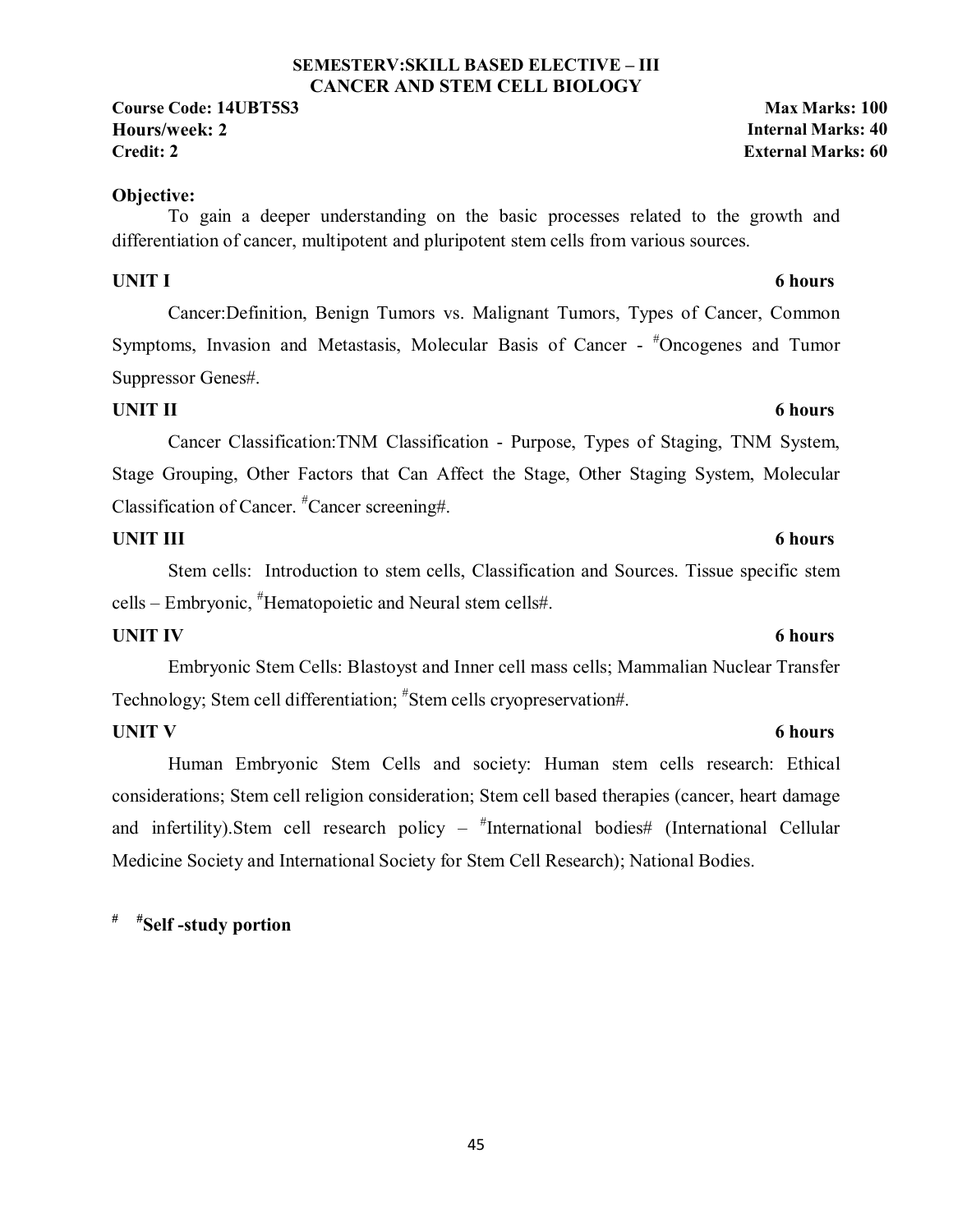## SEMESTERV:SKILL BASED ELECTIVE – III
## CANCER AND STEM CELL BIOLOGY

**Course Code: 14UBT5S3** | **Max Marks: 100**
**Hours/week: 2** | **Internal Marks: 40**
**Credit: 2** | **External Marks: 60**

**Objective:**

To gain a deeper understanding on the basic processes related to the growth and differentiation of cancer, multipotent and pluripotent stem cells from various sources.

**UNIT I** **6 hours**

Cancer:Definition, Benign Tumors vs. Malignant Tumors, Types of Cancer, Common Symptoms, Invasion and Metastasis, Molecular Basis of Cancer - #Oncogenes and Tumor Suppressor Genes#.

**UNIT II** **6 hours**

Cancer Classification:TNM Classification - Purpose, Types of Staging, TNM System, Stage Grouping, Other Factors that Can Affect the Stage, Other Staging System, Molecular Classification of Cancer. #Cancer screening#.

**UNIT III** **6 hours**

Stem cells: Introduction to stem cells, Classification and Sources. Tissue specific stem cells – Embryonic, #Hematopoietic and Neural stem cells#.

**UNIT IV** **6 hours**

Embryonic Stem Cells: Blastoyst and Inner cell mass cells; Mammalian Nuclear Transfer Technology; Stem cell differentiation; #Stem cells cryopreservation#.

**UNIT V** **6 hours**

Human Embryonic Stem Cells and society: Human stem cells research: Ethical considerations; Stem cell religion consideration; Stem cell based therapies (cancer, heart damage and infertility).Stem cell research policy – #International bodies# (International Cellular Medicine Society and International Society for Stem Cell Research); National Bodies.

**# #Self -study portion**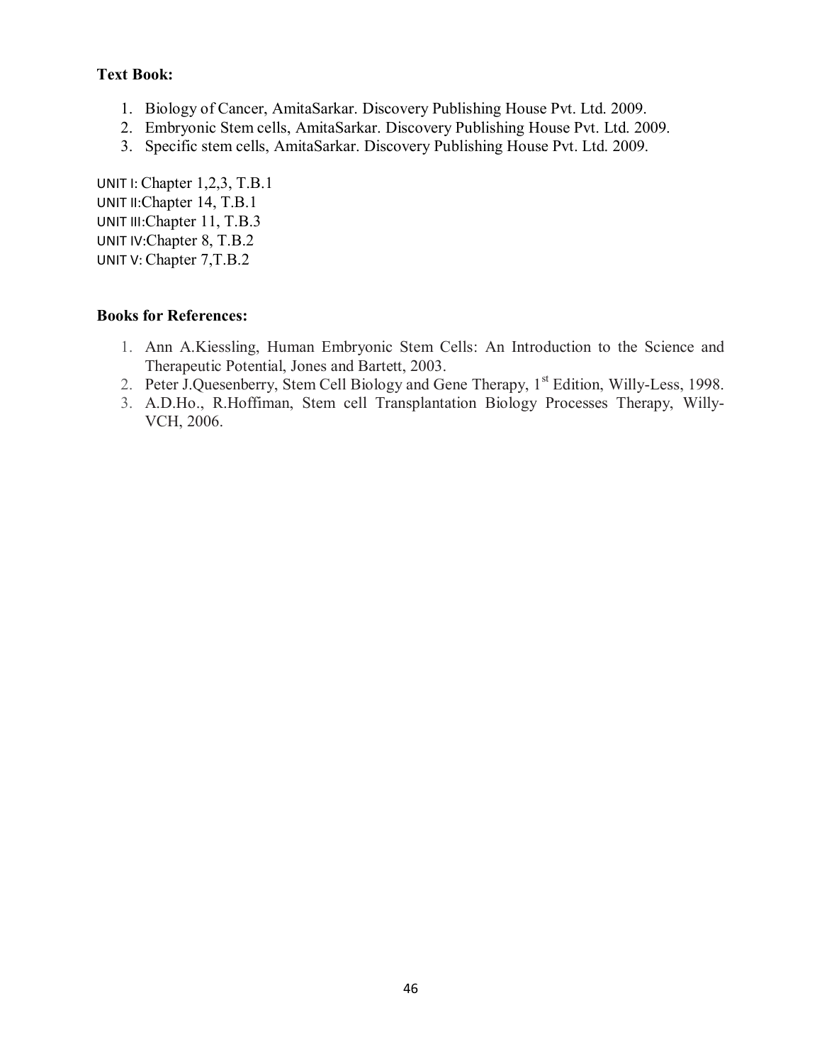**Text Book:**

1. Biology of Cancer, AmitaSarkar. Discovery Publishing House Pvt. Ltd. 2009.
2. Embryonic Stem cells, AmitaSarkar. Discovery Publishing House Pvt. Ltd. 2009.
3. Specific stem cells, AmitaSarkar. Discovery Publishing House Pvt. Ltd. 2009.

UNIT I: Chapter 1,2,3, T.B.1
UNIT II:Chapter 14, T.B.1
UNIT III:Chapter 11, T.B.3
UNIT IV:Chapter 8, T.B.2
UNIT V: Chapter 7,T.B.2

**Books for References:**

1. Ann A.Kiessling, Human Embryonic Stem Cells: An Introduction to the Science and Therapeutic Potential, Jones and Bartett, 2003.
2. Peter J.Quesenberry, Stem Cell Biology and Gene Therapy, 1st Edition, Willy-Less, 1998.
3. A.D.Ho., R.Hoffiman, Stem cell Transplantation Biology Processes Therapy, Willy-VCH, 2006.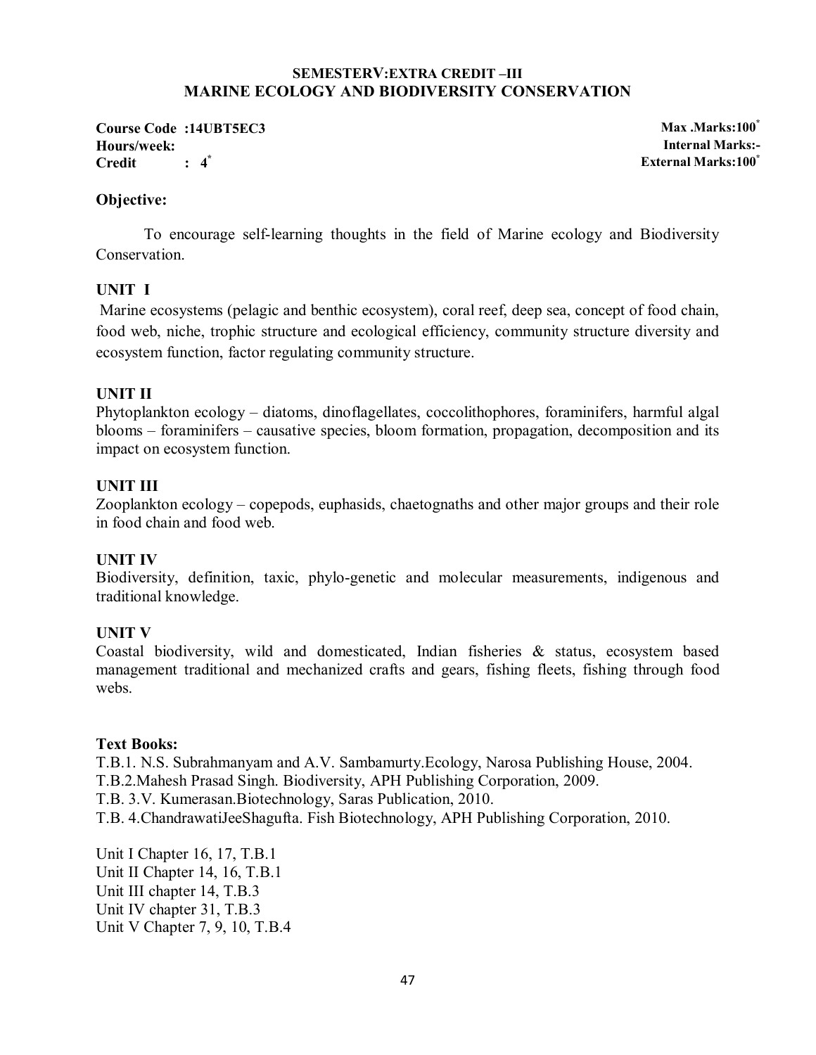**SEMESTERV:EXTRA CREDIT –III**

## MARINE ECOLOGY AND BIODIVERSITY CONSERVATION

**Course Code :14UBT5EC3** | **Max .Marks:100***
**Hours/week:** | **Internal Marks:-**
**Credit : 4*** | **External Marks:100***

**Objective:**

To encourage self-learning thoughts in the field of Marine ecology and Biodiversity Conservation.

**UNIT I**

Marine ecosystems (pelagic and benthic ecosystem), coral reef, deep sea, concept of food chain, food web, niche, trophic structure and ecological efficiency, community structure diversity and ecosystem function, factor regulating community structure.

**UNIT II**

Phytoplankton ecology – diatoms, dinoflagellates, coccolithophores, foraminifers, harmful algal blooms – foraminifers – causative species, bloom formation, propagation, decomposition and its impact on ecosystem function.

**UNIT III**

Zooplankton ecology – copepods, euphasids, chaetognaths and other major groups and their role in food chain and food web.

**UNIT IV**

Biodiversity, definition, taxic, phylo-genetic and molecular measurements, indigenous and traditional knowledge.

**UNIT V**

Coastal biodiversity, wild and domesticated, Indian fisheries & status, ecosystem based management traditional and mechanized crafts and gears, fishing fleets, fishing through food webs.

**Text Books:**

T.B.1. N.S. Subrahmanyam and A.V. Sambamurty.Ecology, Narosa Publishing House, 2004.
T.B.2.Mahesh Prasad Singh. Biodiversity, APH Publishing Corporation, 2009.
T.B. 3.V. Kumerasan.Biotechnology, Saras Publication, 2010.
T.B. 4.ChandrawatiJeeShagufta. Fish Biotechnology, APH Publishing Corporation, 2010.

Unit I Chapter 16, 17, T.B.1
Unit II Chapter 14, 16, T.B.1
Unit III chapter 14, T.B.3
Unit IV chapter 31, T.B.3
Unit V Chapter 7, 9, 10, T.B.4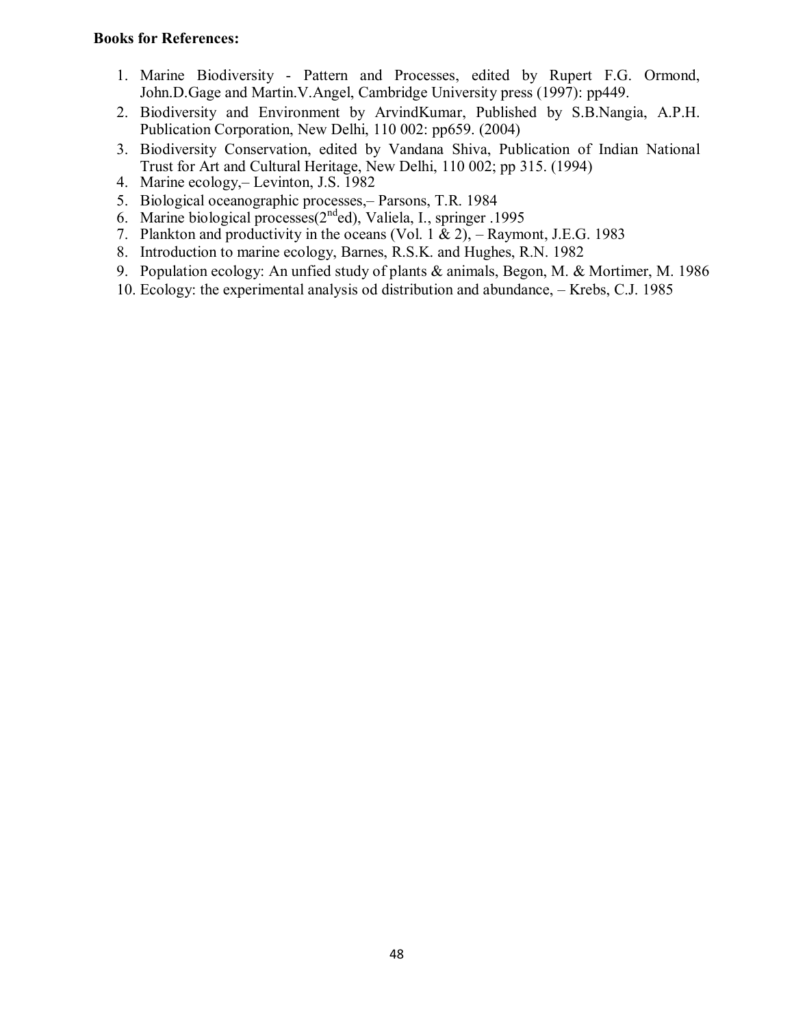**Books for References:**

1. Marine Biodiversity - Pattern and Processes, edited by Rupert F.G. Ormond, John.D.Gage and Martin.V.Angel, Cambridge University press (1997): pp449.
2. Biodiversity and Environment by ArvindKumar, Published by S.B.Nangia, A.P.H. Publication Corporation, New Delhi, 110 002: pp659. (2004)
3. Biodiversity Conservation, edited by Vandana Shiva, Publication of Indian National Trust for Art and Cultural Heritage, New Delhi, 110 002; pp 315. (1994)
4. Marine ecology,– Levinton, J.S. 1982
5. Biological oceanographic processes,– Parsons, T.R. 1984
6. Marine biological processes(2nded), Valiela, I., springer .1995
7. Plankton and productivity in the oceans (Vol. 1 & 2), – Raymont, J.E.G. 1983
8. Introduction to marine ecology, Barnes, R.S.K. and Hughes, R.N. 1982
9. Population ecology: An unfied study of plants & animals, Begon, M. & Mortimer, M. 1986
10. Ecology: the experimental analysis od distribution and abundance, – Krebs, C.J. 1985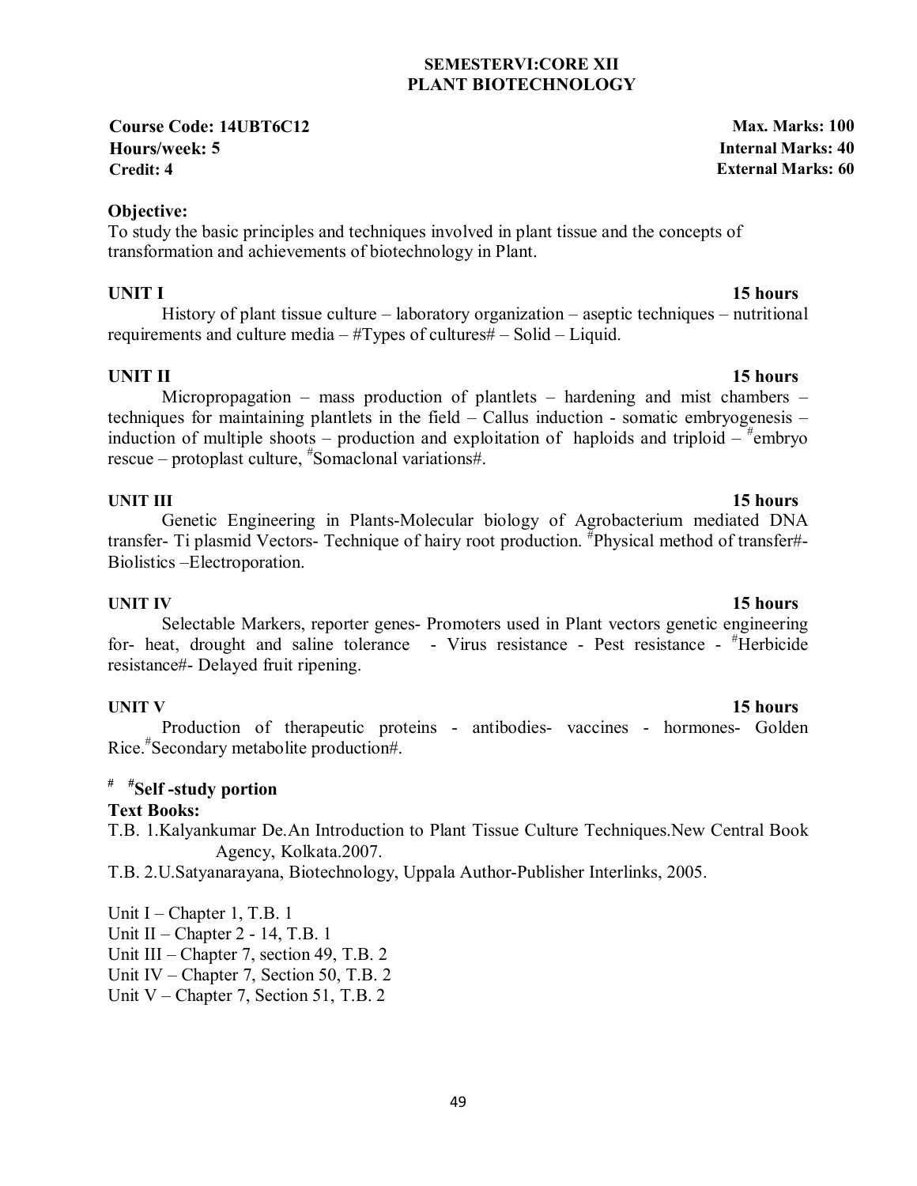## SEMESTERVI:CORE XII
## PLANT BIOTECHNOLOGY

**Course Code: 14UBT6C12** | **Max. Marks: 100**
**Hours/week: 5** | **Internal Marks: 40**
**Credit: 4** | **External Marks: 60**

**Objective:**

To study the basic principles and techniques involved in plant tissue and the concepts of transformation and achievements of biotechnology in Plant.

**UNIT I** — **15 hours**

History of plant tissue culture – laboratory organization – aseptic techniques – nutritional requirements and culture media – #Types of cultures# – Solid – Liquid.

**UNIT II** — **15 hours**

Micropropagation – mass production of plantlets – hardening and mist chambers – techniques for maintaining plantlets in the field – Callus induction - somatic embryogenesis – induction of multiple shoots – production and exploitation of haploids and triploid – #embryo rescue – protoplast culture, #Somaclonal variations#.

**UNIT III** — **15 hours**

Genetic Engineering in Plants-Molecular biology of Agrobacterium mediated DNA transfer- Ti plasmid Vectors- Technique of hairy root production. #Physical method of transfer#- Biolistics –Electroporation.

**UNIT IV** — **15 hours**

Selectable Markers, reporter genes- Promoters used in Plant vectors genetic engineering for- heat, drought and saline tolerance - Virus resistance - Pest resistance - #Herbicide resistance#- Delayed fruit ripening.

**UNIT V** — **15 hours**

Production of therapeutic proteins - antibodies- vaccines - hormones- Golden Rice.#Secondary metabolite production#.

**# #Self -study portion**

**Text Books:**

T.B. 1.Kalyankumar De.An Introduction to Plant Tissue Culture Techniques.New Central Book Agency, Kolkata.2007.

T.B. 2.U.Satyanarayana, Biotechnology, Uppala Author-Publisher Interlinks, 2005.

Unit I – Chapter 1, T.B. 1
Unit II – Chapter 2 - 14, T.B. 1
Unit III – Chapter 7, section 49, T.B. 2
Unit IV – Chapter 7, Section 50, T.B. 2
Unit V – Chapter 7, Section 51, T.B. 2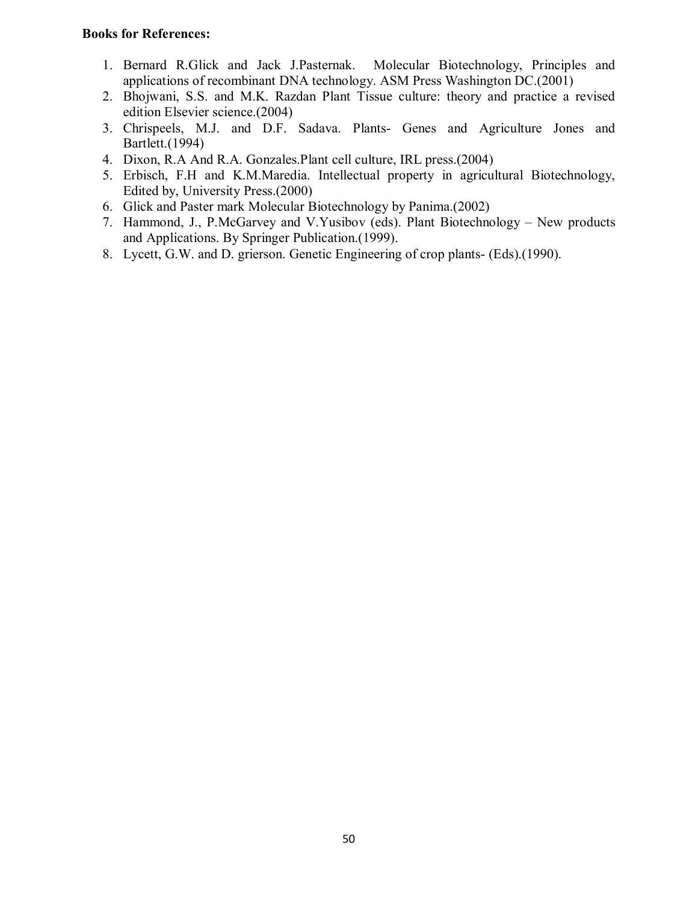**Books for References:**

1. Bernard R.Glick and Jack J.Pasternak. Molecular Biotechnology, Principles and applications of recombinant DNA technology. ASM Press Washington DC.(2001)
2. Bhojwani, S.S. and M.K. Razdan Plant Tissue culture: theory and practice a revised edition Elsevier science.(2004)
3. Chrispeels, M.J. and D.F. Sadava. Plants- Genes and Agriculture Jones and Bartlett.(1994)
4. Dixon, R.A And R.A. Gonzales.Plant cell culture, IRL press.(2004)
5. Erbisch, F.H and K.M.Maredia. Intellectual property in agricultural Biotechnology, Edited by, University Press.(2000)
6. Glick and Paster mark Molecular Biotechnology by Panima.(2002)
7. Hammond, J., P.McGarvey and V.Yusibov (eds). Plant Biotechnology – New products and Applications. By Springer Publication.(1999).
8. Lycett, G.W. and D. grierson. Genetic Engineering of crop plants- (Eds).(1990).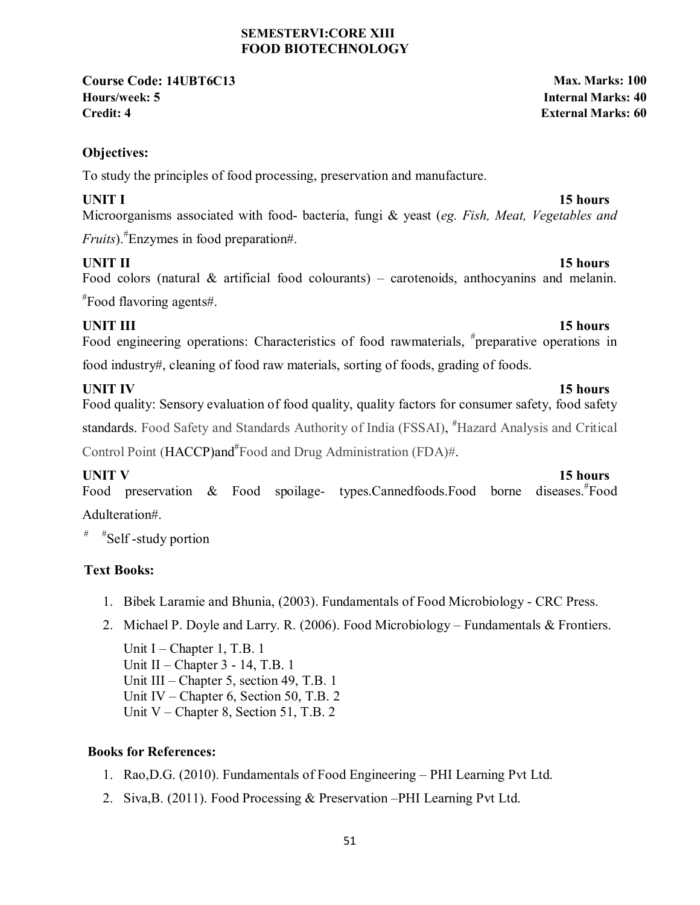## SEMESTERVI:CORE XIII
## FOOD BIOTECHNOLOGY

**Course Code: 14UBT6C13** **Max. Marks: 100**
**Hours/week: 5** **Internal Marks: 40**
**Credit: 4** **External Marks: 60**

**Objectives:**

To study the principles of food processing, preservation and manufacture.

**UNIT I** **15 hours**

Microorganisms associated with food- bacteria, fungi & yeast (*eg. Fish, Meat, Vegetables and Fruits*).#Enzymes in food preparation#.

**UNIT II** **15 hours**

Food colors (natural & artificial food colourants) – carotenoids, anthocyanins and melanin. #Food flavoring agents#.

**UNIT III** **15 hours**

Food engineering operations: Characteristics of food rawmaterials, #preparative operations in food industry#, cleaning of food raw materials, sorting of foods, grading of foods.

**UNIT IV** **15 hours**

Food quality: Sensory evaluation of food quality, quality factors for consumer safety, food safety standards. Food Safety and Standards Authority of India (FSSAI), #Hazard Analysis and Critical Control Point (HACCP)and#Food and Drug Administration (FDA)#.

**UNIT V** **15 hours**

Food preservation & Food spoilage- types.Cannedfoods.Food borne diseases.#Food Adulteration#.

# #Self -study portion

**Text Books:**

1. Bibek Laramie and Bhunia, (2003). Fundamentals of Food Microbiology - CRC Press.
2. Michael P. Doyle and Larry. R. (2006). Food Microbiology – Fundamentals & Frontiers.

   Unit I – Chapter 1, T.B. 1
   Unit II – Chapter 3 - 14, T.B. 1
   Unit III – Chapter 5, section 49, T.B. 1
   Unit IV – Chapter 6, Section 50, T.B. 2
   Unit V – Chapter 8, Section 51, T.B. 2

**Books for References:**

1. Rao,D.G. (2010). Fundamentals of Food Engineering – PHI Learning Pvt Ltd.
2. Siva,B. (2011). Food Processing & Preservation –PHI Learning Pvt Ltd.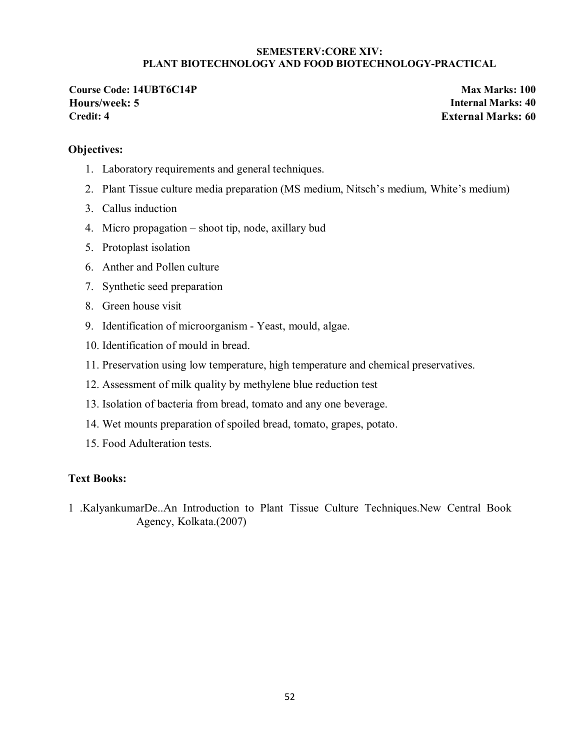**SEMESTERV:CORE XIV:**
**PLANT BIOTECHNOLOGY AND FOOD BIOTECHNOLOGY-PRACTICAL**

**Course Code: 14UBT6C14P** | **Max Marks: 100**
**Hours/week: 5** | **Internal Marks: 40**
**Credit: 4** | **External Marks: 60**

**Objectives:**

1. Laboratory requirements and general techniques.
2. Plant Tissue culture media preparation (MS medium, Nitsch's medium, White's medium)
3. Callus induction
4. Micro propagation – shoot tip, node, axillary bud
5. Protoplast isolation
6. Anther and Pollen culture
7. Synthetic seed preparation
8. Green house visit
9. Identification of microorganism - Yeast, mould, algae.
10. Identification of mould in bread.
11. Preservation using low temperature, high temperature and chemical preservatives.
12. Assessment of milk quality by methylene blue reduction test
13. Isolation of bacteria from bread, tomato and any one beverage.
14. Wet mounts preparation of spoiled bread, tomato, grapes, potato.
15. Food Adulteration tests.

**Text Books:**

1 .KalyankumarDe..An Introduction to Plant Tissue Culture Techniques.New Central Book Agency, Kolkata.(2007)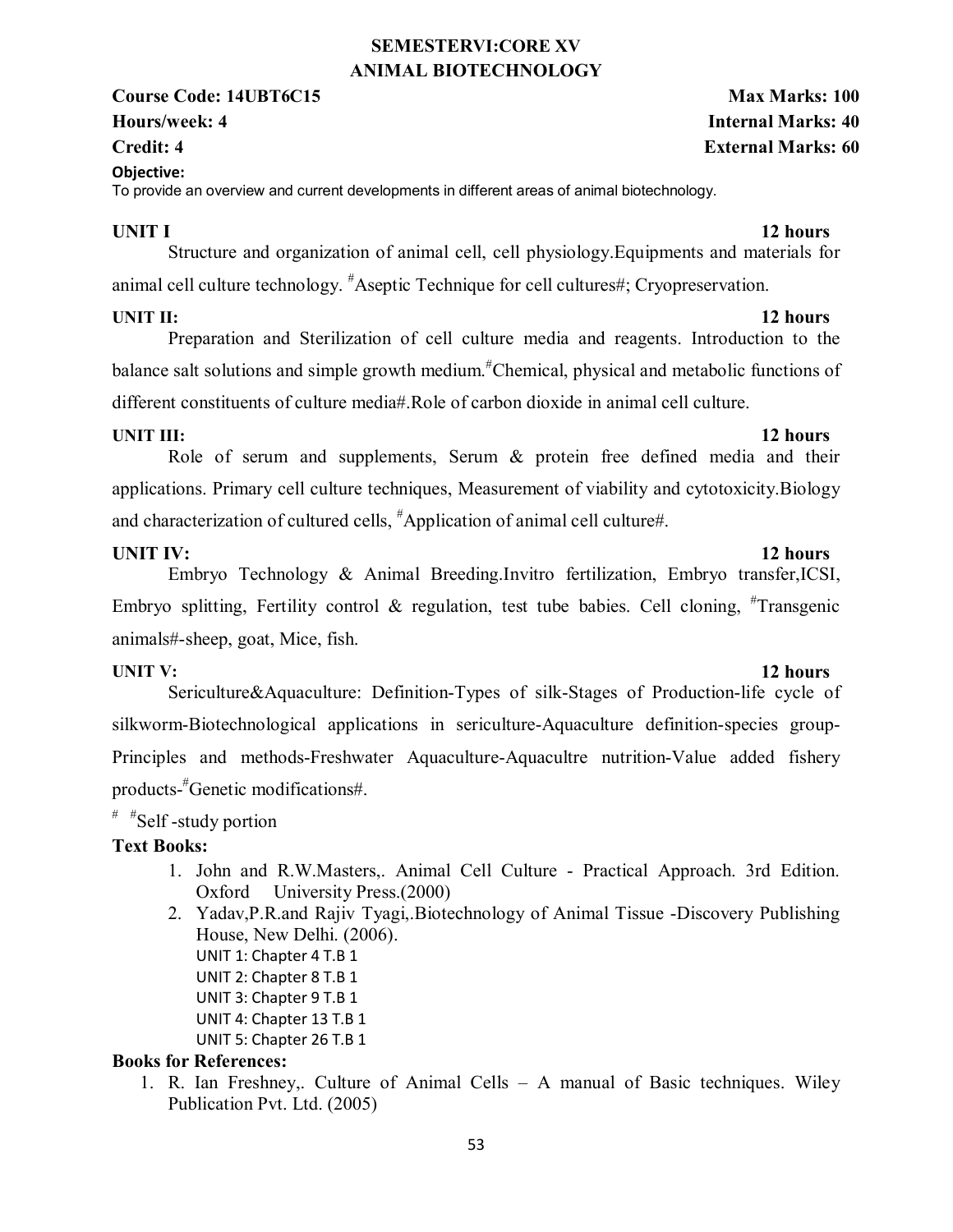# SEMESTERVI:CORE XV
# ANIMAL BIOTECHNOLOGY

**Course Code: 14UBT6C15** **Max Marks: 100**
**Hours/week: 4** **Internal Marks: 40**
**Credit: 4** **External Marks: 60**

**Objective:**
To provide an overview and current developments in different areas of animal biotechnology.

**UNIT I** **12 hours**

Structure and organization of animal cell, cell physiology.Equipments and materials for animal cell culture technology. #Aseptic Technique for cell cultures#; Cryopreservation.

**UNIT II:** **12 hours**

Preparation and Sterilization of cell culture media and reagents. Introduction to the balance salt solutions and simple growth medium.#Chemical, physical and metabolic functions of different constituents of culture media#.Role of carbon dioxide in animal cell culture.

**UNIT III:** **12 hours**

Role of serum and supplements, Serum & protein free defined media and their applications. Primary cell culture techniques, Measurement of viability and cytotoxicity.Biology and characterization of cultured cells, #Application of animal cell culture#.

**UNIT IV:** **12 hours**

Embryo Technology & Animal Breeding.Invitro fertilization, Embryo transfer,ICSI, Embryo splitting, Fertility control & regulation, test tube babies. Cell cloning, #Transgenic animals#-sheep, goat, Mice, fish.

**UNIT V:** **12 hours**

Sericulture&Aquaculture: Definition-Types of silk-Stages of Production-life cycle of silkworm-Biotechnological applications in sericulture-Aquaculture definition-species group-Principles and methods-Freshwater Aquaculture-Aquacultre nutrition-Value added fishery products-#Genetic modifications#.

# #Self -study portion

**Text Books:**

1. John and R.W.Masters,. Animal Cell Culture - Practical Approach. 3rd Edition. Oxford University Press.(2000)
2. Yadav,P.R.and Rajiv Tyagi,.Biotechnology of Animal Tissue -Discovery Publishing House, New Delhi. (2006).
   UNIT 1: Chapter 4 T.B 1
   UNIT 2: Chapter 8 T.B 1
   UNIT 3: Chapter 9 T.B 1
   UNIT 4: Chapter 13 T.B 1
   UNIT 5: Chapter 26 T.B 1

**Books for References:**

1. R. Ian Freshney,. Culture of Animal Cells – A manual of Basic techniques. Wiley Publication Pvt. Ltd. (2005)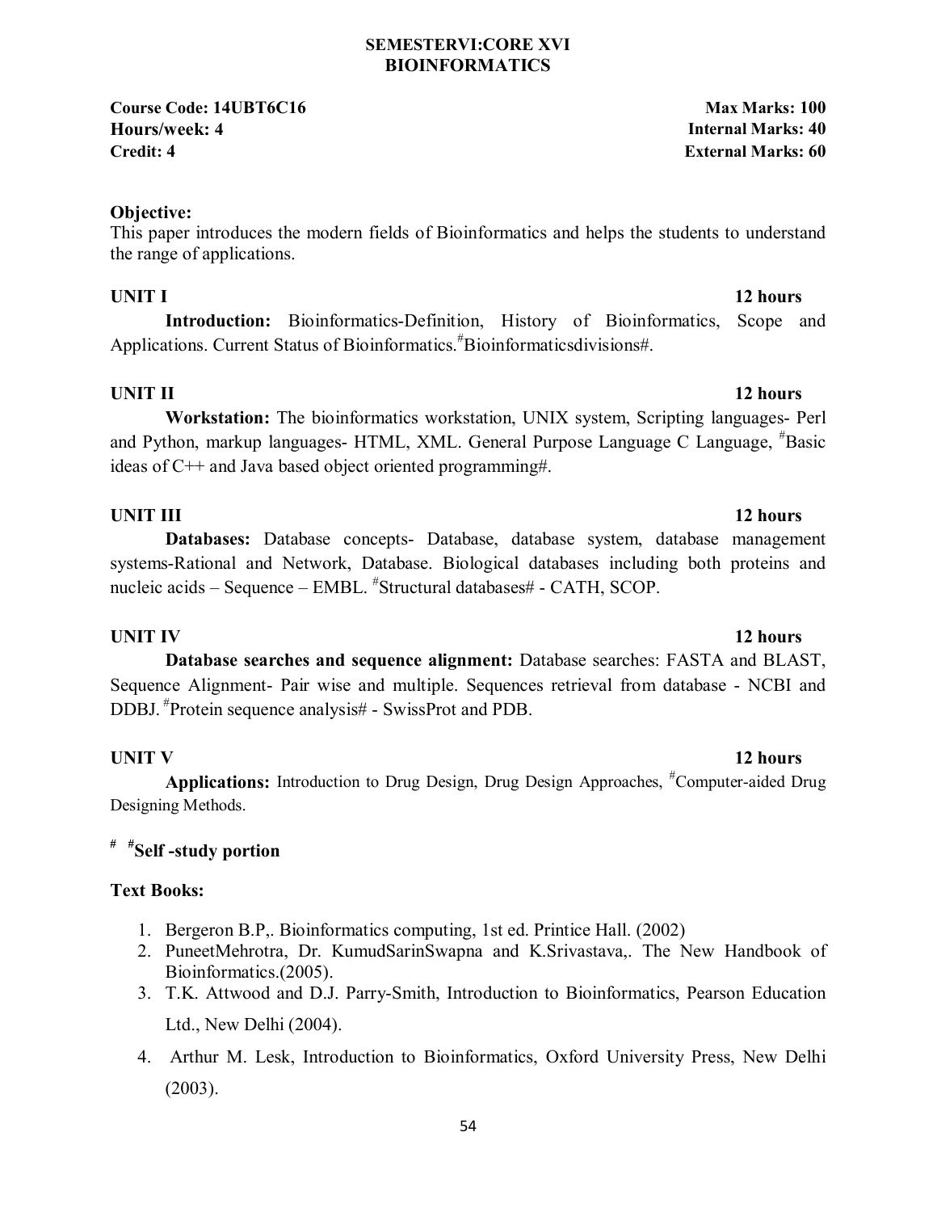# SEMESTERVI:CORE XVI
# BIOINFORMATICS

**Course Code: 14UBT6C16** **Max Marks: 100**
**Hours/week: 4** **Internal Marks: 40**
**Credit: 4** **External Marks: 60**

**Objective:**
This paper introduces the modern fields of Bioinformatics and helps the students to understand the range of applications.

**UNIT I** **12 hours**

**Introduction:** Bioinformatics-Definition, History of Bioinformatics, Scope and Applications. Current Status of Bioinformatics. #Bioinformaticsdivisions#.

**UNIT II** **12 hours**

**Workstation:** The bioinformatics workstation, UNIX system, Scripting languages- Perl and Python, markup languages- HTML, XML. General Purpose Language C Language, #Basic ideas of C++ and Java based object oriented programming#.

**UNIT III** **12 hours**

**Databases:** Database concepts- Database, database system, database management systems-Rational and Network, Database. Biological databases including both proteins and nucleic acids – Sequence – EMBL. #Structural databases# - CATH, SCOP.

**UNIT IV** **12 hours**

**Database searches and sequence alignment:** Database searches: FASTA and BLAST, Sequence Alignment- Pair wise and multiple. Sequences retrieval from database - NCBI and DDBJ. #Protein sequence analysis# - SwissProt and PDB.

**UNIT V** **12 hours**

**Applications:** Introduction to Drug Design, Drug Design Approaches, #Computer-aided Drug Designing Methods.

**# #Self -study portion**

**Text Books:**

1. Bergeron B.P,. Bioinformatics computing, 1st ed. Printice Hall. (2002)
2. PuneetMehrotra, Dr. KumudSarinSwapna and K.Srivastava,. The New Handbook of Bioinformatics.(2005).
3. T.K. Attwood and D.J. Parry-Smith, Introduction to Bioinformatics, Pearson Education Ltd., New Delhi (2004).
4. Arthur M. Lesk, Introduction to Bioinformatics, Oxford University Press, New Delhi (2003).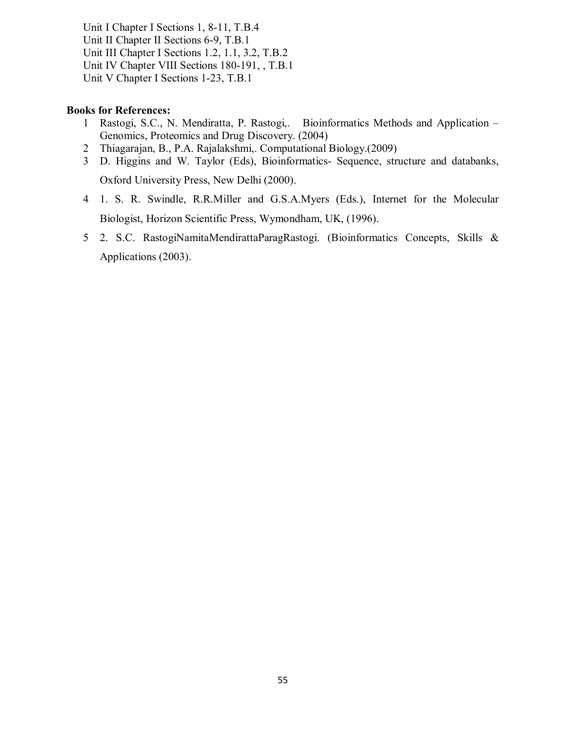Unit I Chapter I Sections 1, 8-11, T.B.4
Unit II Chapter II Sections 6-9, T.B.1
Unit III Chapter I Sections 1.2, 1.1, 3.2, T.B.2
Unit IV Chapter VIII Sections 180-191, , T.B.1
Unit V Chapter I Sections 1-23, T.B.1

**Books for References:**

1 Rastogi, S.C., N. Mendiratta, P. Rastogi,. Bioinformatics Methods and Application – Genomics, Proteomics and Drug Discovery. (2004)
2 Thiagarajan, B., P.A. Rajalakshmi,. Computational Biology.(2009)
3 D. Higgins and W. Taylor (Eds), Bioinformatics- Sequence, structure and databanks, Oxford University Press, New Delhi (2000).
4 1. S. R. Swindle, R.R.Miller and G.S.A.Myers (Eds.), Internet for the Molecular Biologist, Horizon Scientific Press, Wymondham, UK, (1996).
5 2. S.C. RastogiNamitaMendirattaParagRastogi. (Bioinformatics Concepts, Skills & Applications (2003).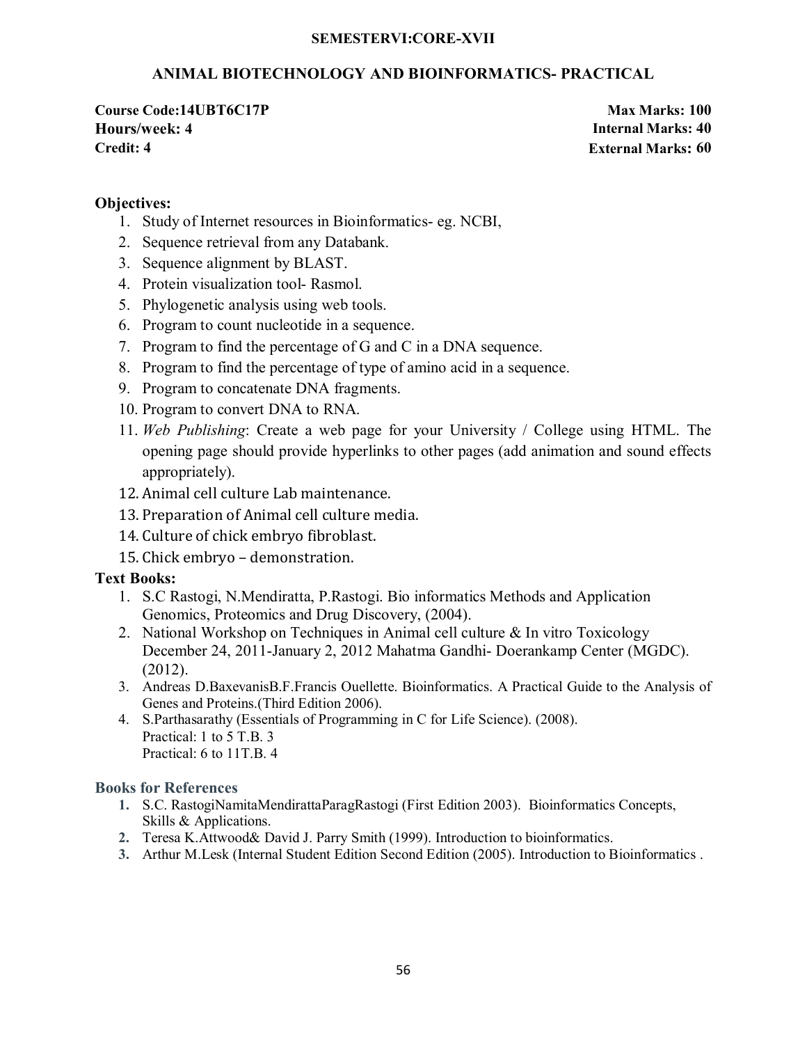**SEMESTERVI:CORE-XVII**

## ANIMAL BIOTECHNOLOGY AND BIOINFORMATICS- PRACTICAL

| | |
|---|---|
| **Course Code:14UBT6C17P** | **Max Marks: 100** |
| **Hours/week: 4** | **Internal Marks: 40** |
| **Credit: 4** | **External Marks: 60** |

### Objectives:

1. Study of Internet resources in Bioinformatics- eg. NCBI,
2. Sequence retrieval from any Databank.
3. Sequence alignment by BLAST.
4. Protein visualization tool- Rasmol.
5. Phylogenetic analysis using web tools.
6. Program to count nucleotide in a sequence.
7. Program to find the percentage of G and C in a DNA sequence.
8. Program to find the percentage of type of amino acid in a sequence.
9. Program to concatenate DNA fragments.
10. Program to convert DNA to RNA.
11. *Web Publishing*: Create a web page for your University / College using HTML. The opening page should provide hyperlinks to other pages (add animation and sound effects appropriately).
12. Animal cell culture Lab maintenance.
13. Preparation of Animal cell culture media.
14. Culture of chick embryo fibroblast.
15. Chick embryo – demonstration.

### Text Books:

1. S.C Rastogi, N.Mendiratta, P.Rastogi. Bio informatics Methods and Application Genomics, Proteomics and Drug Discovery, (2004).
2. National Workshop on Techniques in Animal cell culture & In vitro Toxicology December 24, 2011-January 2, 2012 Mahatma Gandhi- Doerankamp Center (MGDC). (2012).
3. Andreas D.BaxevanisB.F.Francis Ouellette. Bioinformatics. A Practical Guide to the Analysis of Genes and Proteins.(Third Edition 2006).
4. S.Parthasarathy (Essentials of Programming in C for Life Science). (2008).
   Practical: 1 to 5 T.B. 3
   Practical: 6 to 11T.B. 4

### Books for References

1. S.C. RastogiNamitaMendirattaParagRastogi (First Edition 2003). Bioinformatics Concepts, Skills & Applications.
2. Teresa K.Attwood& David J. Parry Smith (1999). Introduction to bioinformatics.
3. Arthur M.Lesk (Internal Student Edition Second Edition (2005). Introduction to Bioinformatics .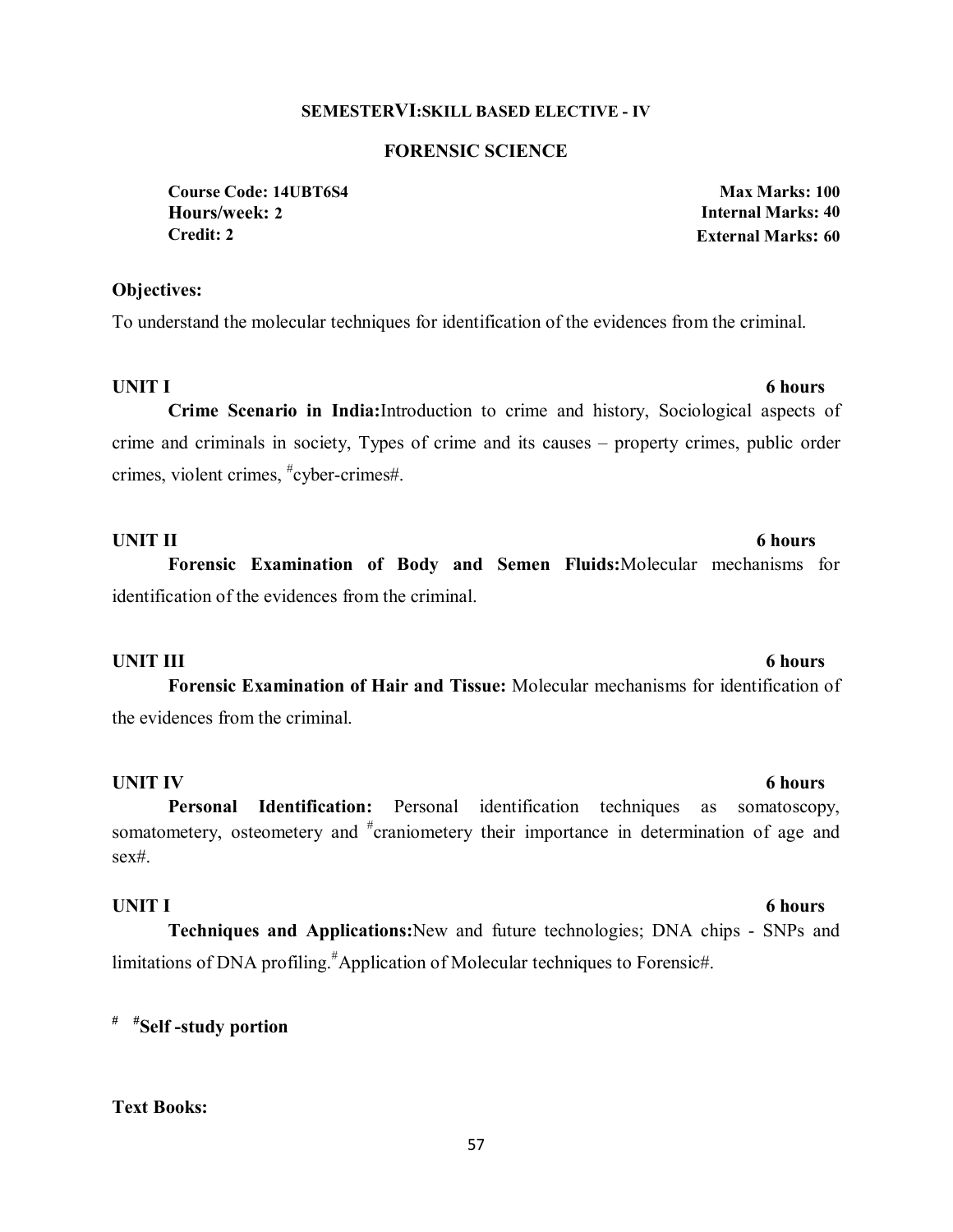**SEMESTERVI:SKILL BASED ELECTIVE - IV**

## FORENSIC SCIENCE

**Course Code: 14UBT6S4** **Max Marks: 100**
**Hours/week: 2** **Internal Marks: 40**
**Credit: 2** **External Marks: 60**

**Objectives:**

To understand the molecular techniques for identification of the evidences from the criminal.

**UNIT I** **6 hours**

**Crime Scenario in India:**Introduction to crime and history, Sociological aspects of crime and criminals in society, Types of crime and its causes – property crimes, public order crimes, violent crimes, #cyber-crimes#.

**UNIT II** **6 hours**

**Forensic Examination of Body and Semen Fluids:**Molecular mechanisms for identification of the evidences from the criminal.

**UNIT III** **6 hours**

**Forensic Examination of Hair and Tissue:** Molecular mechanisms for identification of the evidences from the criminal.

**UNIT IV** **6 hours**

**Personal Identification:** Personal identification techniques as somatoscopy, somatometery, osteometery and #craniometery their importance in determination of age and sex#.

**UNIT I** **6 hours**

**Techniques and Applications:**New and future technologies; DNA chips - SNPs and limitations of DNA profiling.#Application of Molecular techniques to Forensic#.

# #**Self -study portion**

**Text Books:**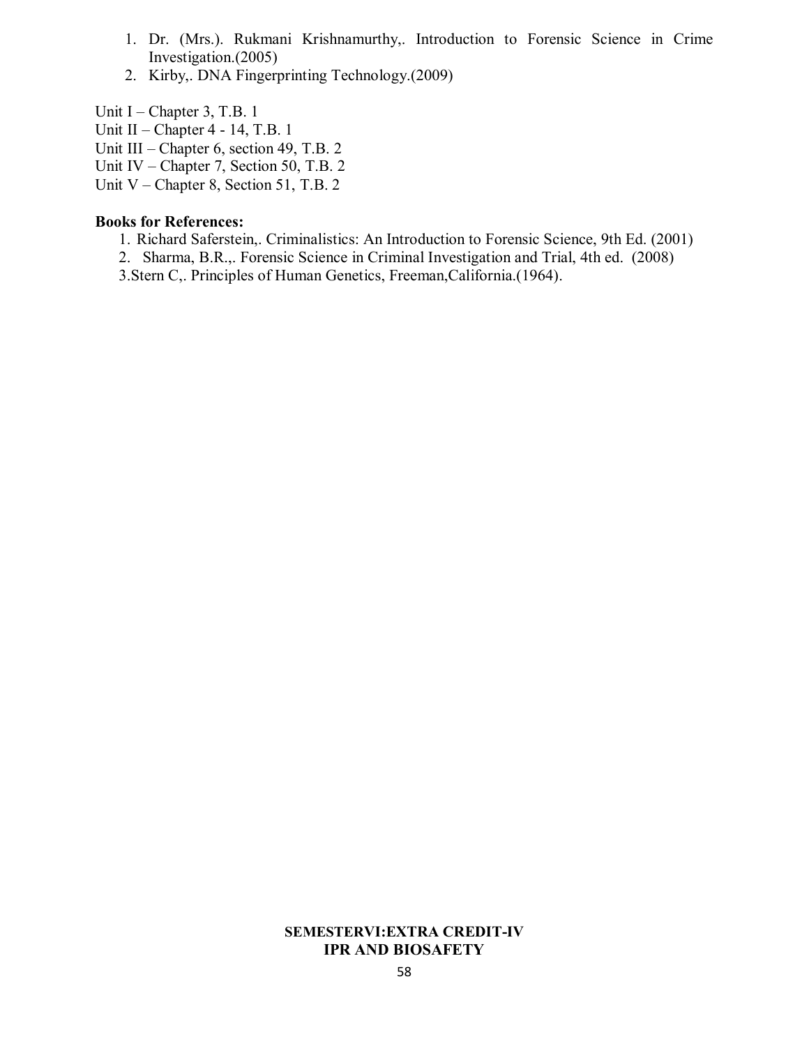1. Dr. (Mrs.). Rukmani Krishnamurthy,. Introduction to Forensic Science in Crime Investigation.(2005)
2. Kirby,. DNA Fingerprinting Technology.(2009)

Unit I – Chapter 3, T.B. 1
Unit II – Chapter 4 - 14, T.B. 1
Unit III – Chapter 6, section 49, T.B. 2
Unit IV – Chapter 7, Section 50, T.B. 2
Unit V – Chapter 8, Section 51, T.B. 2

**Books for References:**

1. Richard Saferstein,. Criminalistics: An Introduction to Forensic Science, 9th Ed. (2001)
2. Sharma, B.R.,. Forensic Science in Criminal Investigation and Trial, 4th ed. (2008)
3. Stern C,. Principles of Human Genetics, Freeman,California.(1964).

**SEMESTERVI:EXTRA CREDIT-IV**
**IPR AND BIOSAFETY**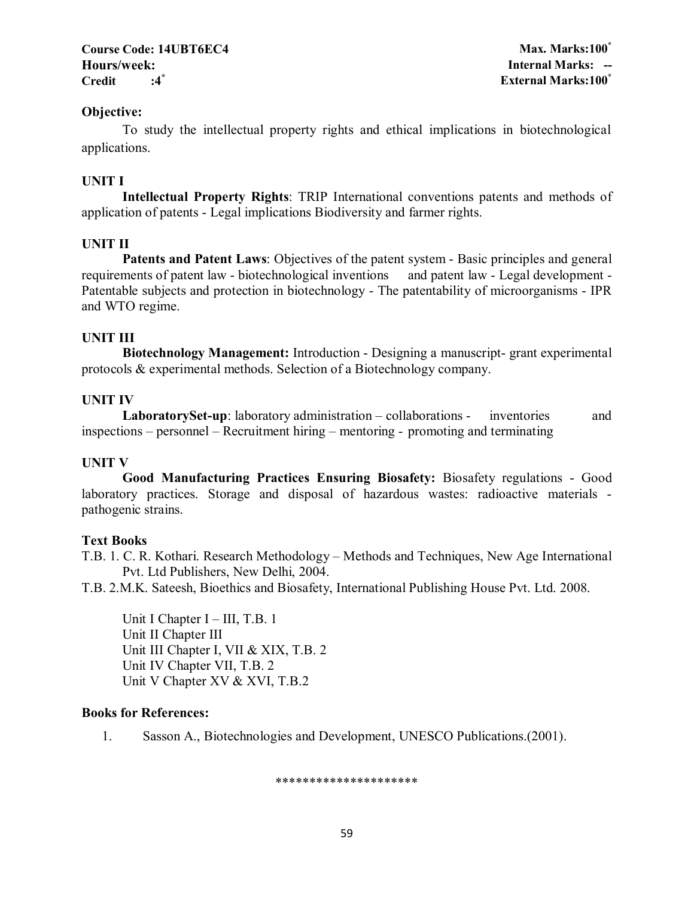**Course Code: 14UBT6EC4** **Max. Marks:100***

**Hours/week:** **Internal Marks: --**

**Credit :4*** **External Marks:100***

**Objective:**

To study the intellectual property rights and ethical implications in biotechnological applications.

**UNIT I**

**Intellectual Property Rights**: TRIP International conventions patents and methods of application of patents - Legal implications Biodiversity and farmer rights.

**UNIT II**

**Patents and Patent Laws**: Objectives of the patent system - Basic principles and general requirements of patent law - biotechnological inventions and patent law - Legal development - Patentable subjects and protection in biotechnology - The patentability of microorganisms - IPR and WTO regime.

**UNIT III**

**Biotechnology Management:** Introduction - Designing a manuscript- grant experimental protocols & experimental methods. Selection of a Biotechnology company.

**UNIT IV**

**LaboratorySet-up**: laboratory administration – collaborations - inventories and inspections – personnel – Recruitment hiring – mentoring - promoting and terminating

**UNIT V**

**Good Manufacturing Practices Ensuring Biosafety:** Biosafety regulations - Good laboratory practices. Storage and disposal of hazardous wastes: radioactive materials - pathogenic strains.

**Text Books**

T.B. 1. C. R. Kothari. Research Methodology – Methods and Techniques, New Age International Pvt. Ltd Publishers, New Delhi, 2004.

T.B. 2.M.K. Sateesh, Bioethics and Biosafety, International Publishing House Pvt. Ltd. 2008.

Unit I Chapter I – III, T.B. 1
Unit II Chapter III
Unit III Chapter I, VII & XIX, T.B. 2
Unit IV Chapter VII, T.B. 2
Unit V Chapter XV & XVI, T.B.2

**Books for References:**

1. Sasson A., Biotechnologies and Development, UNESCO Publications.(2001).

*********************